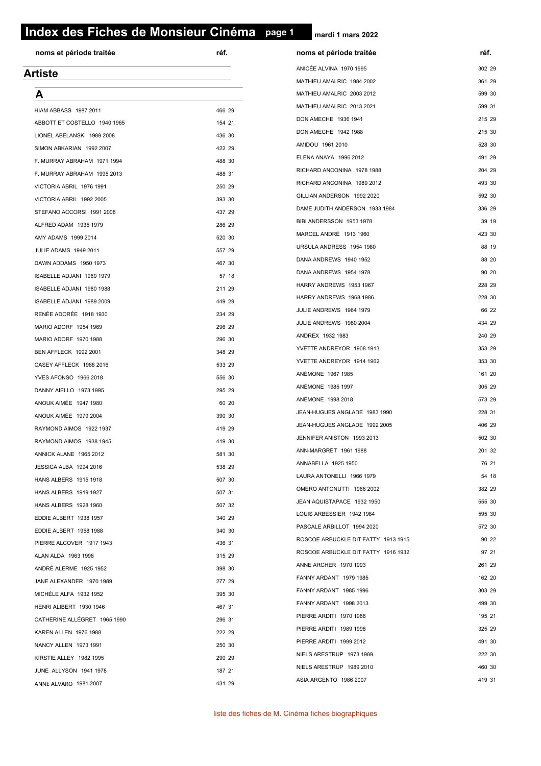# Index des Fiches de Monsieur Cinéma

mardi 1 mars 2022

## Artiste

### A

| noms et période traitée | réf. |
| --- | --- |
| HIAM ABBASS 1987 2011 | 466 29 |
| ABBOTT ET COSTELLO 1940 1965 | 154 21 |
| LIONEL ABELANSKI 1989 2008 | 436 30 |
| SIMON ABKARIAN 1992 2007 | 422 29 |
| F. MURRAY ABRAHAM 1971 1994 | 488 30 |
| F. MURRAY ABRAHAM 1995 2013 | 488 31 |
| VICTORIA ABRIL 1976 1991 | 250 29 |
| VICTORIA ABRIL 1992 2005 | 393 30 |
| STEFANO ACCORSI 1991 2008 | 437 29 |
| ALFRED ADAM 1935 1979 | 286 29 |
| AMY ADAMS 1999 2014 | 520 30 |
| JULIE ADAMS 1949 2011 | 557 29 |
| DAWN ADDAMS 1950 1973 | 467 30 |
| ISABELLE ADJANI 1969 1979 | 57 18 |
| ISABELLE ADJANI 1980 1988 | 211 29 |
| ISABELLE ADJANI 1989 2009 | 449 29 |
| RENÉE ADORÉE 1918 1930 | 234 29 |
| MARIO ADORF 1954 1969 | 296 29 |
| MARIO ADORF 1970 1988 | 296 30 |
| BEN AFFLECK 1992 2001 | 348 29 |
| CASEY AFFLECK 1988 2016 | 533 29 |
| YVES AFONSO 1966 2018 | 556 30 |
| DANNY AIELLO 1973 1995 | 295 29 |
| ANOUK AIMÉE 1947 1980 | 60 20 |
| ANOUK AIMÉE 1979 2004 | 390 30 |
| RAYMOND AIMOS 1922 1937 | 419 29 |
| RAYMOND AIMOS 1938 1945 | 419 30 |
| ANNICK ALANE 1965 2012 | 581 30 |
| JESSICA ALBA 1994 2016 | 538 29 |
| HANS ALBERS 1915 1918 | 507 30 |
| HANS ALBERS 1919 1927 | 507 31 |
| HANS ALBERS 1928 1960 | 507 32 |
| EDDIE ALBERT 1938 1957 | 340 29 |
| EDDIE ALBERT 1958 1988 | 340 30 |
| PIERRE ALCOVER 1917 1943 | 436 31 |
| ALAN ALDA 1963 1998 | 315 29 |
| ANDRÉ ALERME 1925 1952 | 398 30 |
| JANE ALEXANDER 1970 1989 | 277 29 |
| MICHÈLE ALFA 1932 1952 | 395 30 |
| HENRI ALIBERT 1930 1946 | 467 31 |
| CATHERINE ALLÉGRET 1965 1990 | 296 31 |
| KAREN ALLEN 1976 1988 | 222 29 |
| NANCY ALLEN 1973 1991 | 250 30 |
| KIRSTIE ALLEY 1982 1995 | 290 29 |
| JUNE ALLYSON 1941 1978 | 187 21 |
| ANNE ALVARO 1981 2007 | 431 29 |
| ANICÉE ALVINA 1970 1995 | 302 29 |
| MATHIEU AMALRIC 1984 2002 | 361 29 |
| MATHIEU AMALRIC 2003 2012 | 599 30 |
| MATHIEU AMALRIC 2013 2021 | 599 31 |
| DON AMECHE 1936 1941 | 215 29 |
| DON AMECHE 1942 1988 | 215 30 |
| AMIDOU 1961 2010 | 528 30 |
| ELENA ANAYA 1996 2012 | 491 29 |
| RICHARD ANCONINA 1978 1988 | 204 29 |
| RICHARD ANCONINA 1989 2012 | 493 30 |
| GILLIAN ANDERSON 1992 2020 | 592 30 |
| DAME JUDITH ANDERSON 1933 1984 | 336 29 |
| BIBI ANDERSSON 1953 1978 | 39 19 |
| MARCEL ANDRÉ 1913 1960 | 423 30 |
| URSULA ANDRESS 1954 1980 | 88 19 |
| DANA ANDREWS 1940 1952 | 88 20 |
| DANA ANDREWS 1954 1978 | 90 20 |
| HARRY ANDREWS 1953 1967 | 228 29 |
| HARRY ANDREWS 1968 1986 | 228 30 |
| JULIE ANDREWS 1964 1979 | 66 22 |
| JULIE ANDREWS 1980 2004 | 434 29 |
| ANDREX 1932 1983 | 240 29 |
| YVETTE ANDREYOR 1908 1913 | 353 29 |
| YVETTE ANDREYOR 1914 1962 | 353 30 |
| ANÉMONE 1967 1985 | 161 20 |
| ANÉMONE 1985 1997 | 305 29 |
| ANÉMONE 1998 2018 | 573 29 |
| JEAN-HUGUES ANGLADE 1983 1990 | 228 31 |
| JEAN-HUGUES ANGLADE 1992 2005 | 406 29 |
| JENNIFER ANISTON 1993 2013 | 502 30 |
| ANN-MARGRET 1961 1988 | 201 32 |
| ANNABELLA 1925 1950 | 76 21 |
| LAURA ANTONELLI 1966 1979 | 54 18 |
| OMERO ANTONUTTI 1966 2002 | 382 29 |
| JEAN AQUISTAPACE 1932 1950 | 555 30 |
| LOUIS ARBESSIER 1942 1984 | 595 30 |
| PASCALE ARBILLOT 1994 2020 | 572 30 |
| ROSCOE ARBUCKLE DIT FATTY 1913 1915 | 90 22 |
| ROSCOE ARBUCKLE DIT FATTY 1916 1932 | 97 21 |
| ANNE ARCHER 1970 1993 | 261 29 |
| FANNY ARDANT 1979 1985 | 162 20 |
| FANNY ARDANT 1985 1996 | 303 29 |
| FANNY ARDANT 1998 2013 | 499 30 |
| PIERRE ARDITI 1970 1988 | 195 21 |
| PIERRE ARDITI 1989 1998 | 325 29 |
| PIERRE ARDITI 1999 2012 | 491 30 |
| NIELS ARESTRUP 1973 1989 | 222 30 |
| NIELS ARESTRUP 1989 2010 | 460 30 |
| ASIA ARGENTO 1986 2007 | 419 31 |

liste des fiches de M. Cinéma fiches biographiques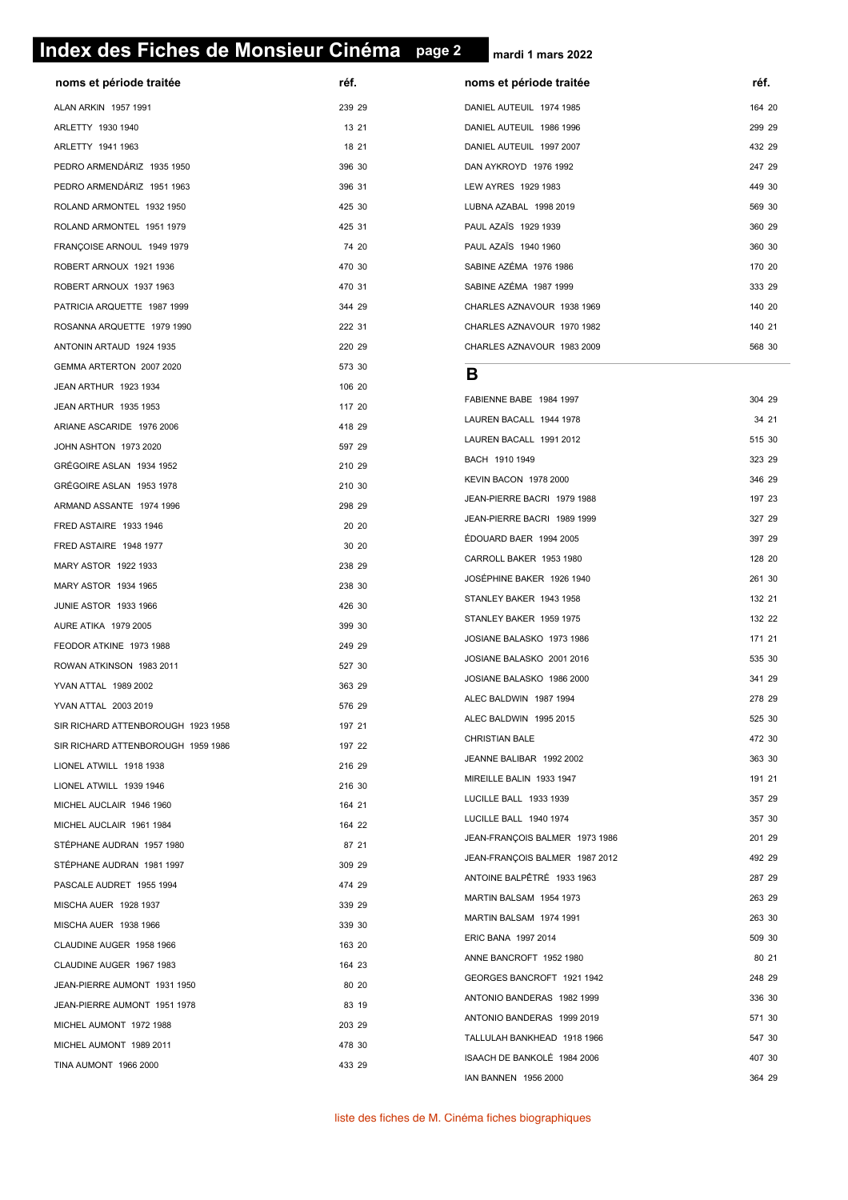# Index des Fiches de Monsieur Cinéma

mardi 1 mars 2022

| noms et période traitée | réf. |
|---|---|
| ALAN ARKIN 1957 1991 | 239 29 |
| ARLETTY 1930 1940 | 13 21 |
| ARLETTY 1941 1963 | 18 21 |
| PEDRO ARMENDÁRIZ 1935 1950 | 396 30 |
| PEDRO ARMENDÁRIZ 1951 1963 | 396 31 |
| ROLAND ARMONTEL 1932 1950 | 425 30 |
| ROLAND ARMONTEL 1951 1979 | 425 31 |
| FRANÇOISE ARNOUL 1949 1979 | 74 20 |
| ROBERT ARNOUX 1921 1936 | 470 30 |
| ROBERT ARNOUX 1937 1963 | 470 31 |
| PATRICIA ARQUETTE 1987 1999 | 344 29 |
| ROSANNA ARQUETTE 1979 1990 | 222 31 |
| ANTONIN ARTAUD 1924 1935 | 220 29 |
| GEMMA ARTERTON 2007 2020 | 573 30 |
| JEAN ARTHUR 1923 1934 | 106 20 |
| JEAN ARTHUR 1935 1953 | 117 20 |
| ARIANE ASCARIDE 1976 2006 | 418 29 |
| JOHN ASHTON 1973 2020 | 597 29 |
| GRÉGOIRE ASLAN 1934 1952 | 210 29 |
| GRÉGOIRE ASLAN 1953 1978 | 210 30 |
| ARMAND ASSANTE 1974 1996 | 298 29 |
| FRED ASTAIRE 1933 1946 | 20 20 |
| FRED ASTAIRE 1948 1977 | 30 20 |
| MARY ASTOR 1922 1933 | 238 29 |
| MARY ASTOR 1934 1965 | 238 30 |
| JUNIE ASTOR 1933 1966 | 426 30 |
| AURE ATIKA 1979 2005 | 399 30 |
| FEODOR ATKINE 1973 1988 | 249 29 |
| ROWAN ATKINSON 1983 2011 | 527 30 |
| YVAN ATTAL 1989 2002 | 363 29 |
| YVAN ATTAL 2003 2019 | 576 29 |
| SIR RICHARD ATTENBOROUGH 1923 1958 | 197 21 |
| SIR RICHARD ATTENBOROUGH 1959 1986 | 197 22 |
| LIONEL ATWILL 1918 1938 | 216 29 |
| LIONEL ATWILL 1939 1946 | 216 30 |
| MICHEL AUCLAIR 1946 1960 | 164 21 |
| MICHEL AUCLAIR 1961 1984 | 164 22 |
| STÉPHANE AUDRAN 1957 1980 | 87 21 |
| STÉPHANE AUDRAN 1981 1997 | 309 29 |
| PASCALE AUDRET 1955 1994 | 474 29 |
| MISCHA AUER 1928 1937 | 339 29 |
| MISCHA AUER 1938 1966 | 339 30 |
| CLAUDINE AUGER 1958 1966 | 163 20 |
| CLAUDINE AUGER 1967 1983 | 164 23 |
| JEAN-PIERRE AUMONT 1931 1950 | 80 20 |
| JEAN-PIERRE AUMONT 1951 1978 | 83 19 |
| MICHEL AUMONT 1972 1988 | 203 29 |
| MICHEL AUMONT 1989 2011 | 478 30 |
| TINA AUMONT 1966 2000 | 433 29 |
| DANIEL AUTEUIL 1974 1985 | 164 20 |
| DANIEL AUTEUIL 1986 1996 | 299 29 |
| DANIEL AUTEUIL 1997 2007 | 432 29 |
| DAN AYKROYD 1976 1992 | 247 29 |
| LEW AYRES 1929 1983 | 449 30 |
| LUBNA AZABAL 1998 2019 | 569 30 |
| PAUL AZAÏS 1929 1939 | 360 29 |
| PAUL AZAÏS 1940 1960 | 360 30 |
| SABINE AZÉMA 1976 1986 | 170 20 |
| SABINE AZÉMA 1987 1999 | 333 29 |
| CHARLES AZNAVOUR 1938 1969 | 140 20 |
| CHARLES AZNAVOUR 1970 1982 | 140 21 |
| CHARLES AZNAVOUR 1983 2009 | 568 30 |

## B

| noms et période traitée | réf. |
|---|---|
| FABIENNE BABE 1984 1997 | 304 29 |
| LAUREN BACALL 1944 1978 | 34 21 |
| LAUREN BACALL 1991 2012 | 515 30 |
| BACH 1910 1949 | 323 29 |
| KEVIN BACON 1978 2000 | 346 29 |
| JEAN-PIERRE BACRI 1979 1988 | 197 23 |
| JEAN-PIERRE BACRI 1989 1999 | 327 29 |
| ÉDOUARD BAER 1994 2005 | 397 29 |
| CARROLL BAKER 1953 1980 | 128 20 |
| JOSÉPHINE BAKER 1926 1940 | 261 30 |
| STANLEY BAKER 1943 1958 | 132 21 |
| STANLEY BAKER 1959 1975 | 132 22 |
| JOSIANE BALASKO 1973 1986 | 171 21 |
| JOSIANE BALASKO 2001 2016 | 535 30 |
| JOSIANE BALASKO 1986 2000 | 341 29 |
| ALEC BALDWIN 1987 1994 | 278 29 |
| ALEC BALDWIN 1995 2015 | 525 30 |
| CHRISTIAN BALE | 472 30 |
| JEANNE BALIBAR 1992 2002 | 363 30 |
| MIREILLE BALIN 1933 1947 | 191 21 |
| LUCILLE BALL 1933 1939 | 357 29 |
| LUCILLE BALL 1940 1974 | 357 30 |
| JEAN-FRANÇOIS BALMER 1973 1986 | 201 29 |
| JEAN-FRANÇOIS BALMER 1987 2012 | 492 29 |
| ANTOINE BALPÊTRÉ 1933 1963 | 287 29 |
| MARTIN BALSAM 1954 1973 | 263 29 |
| MARTIN BALSAM 1974 1991 | 263 30 |
| ERIC BANA 1997 2014 | 509 30 |
| ANNE BANCROFT 1952 1980 | 80 21 |
| GEORGES BANCROFT 1921 1942 | 248 29 |
| ANTONIO BANDERAS 1982 1999 | 336 30 |
| ANTONIO BANDERAS 1999 2019 | 571 30 |
| TALLULAH BANKHEAD 1918 1966 | 547 30 |
| ISAACH DE BANKOLÉ 1984 2006 | 407 30 |
| IAN BANNEN 1956 2000 | 364 29 |

liste des fiches de M. Cinéma fiches biographiques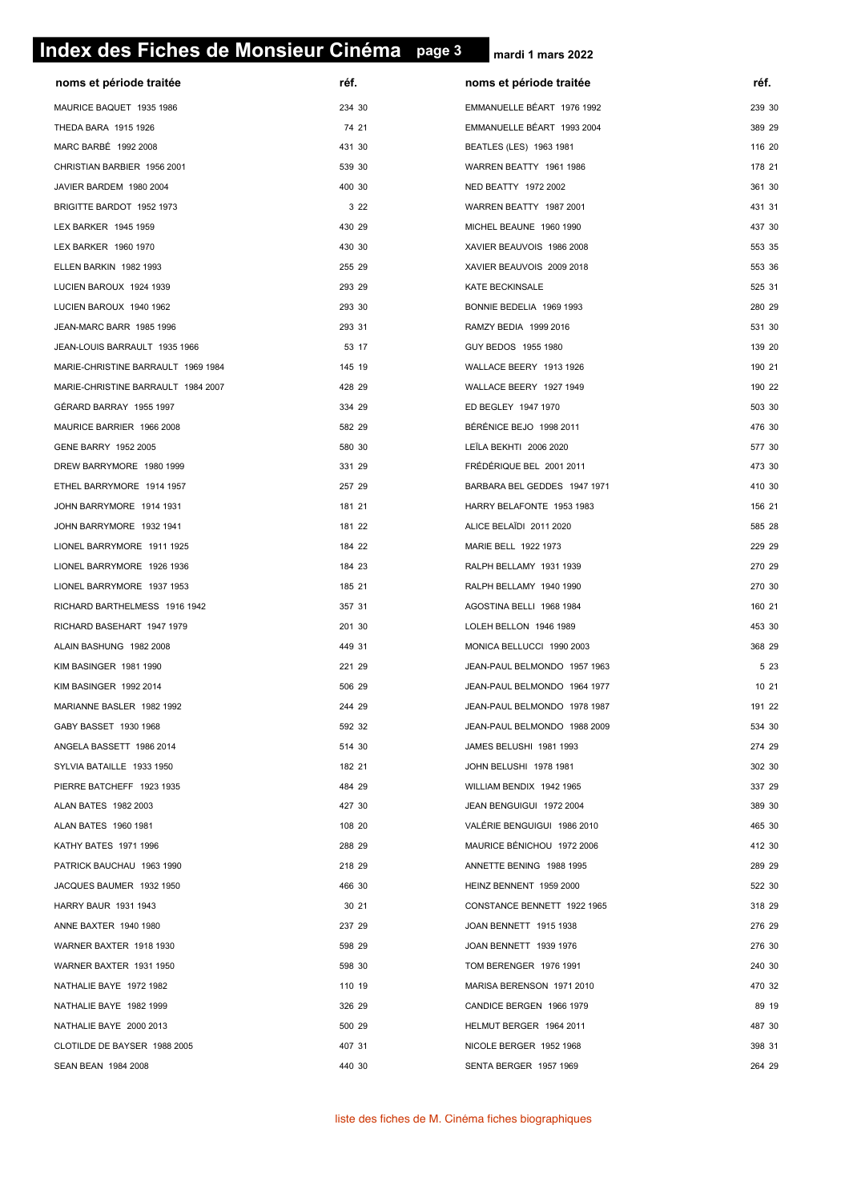# Index des Fiches de Monsieur Cinéma

| noms et période traitée | réf. |
|---|---|
| MAURICE BAQUET 1935 1986 | 234 30 |
| THEDA BARA 1915 1926 | 74 21 |
| MARC BARBÉ 1992 2008 | 431 30 |
| CHRISTIAN BARBIER 1956 2001 | 539 30 |
| JAVIER BARDEM 1980 2004 | 400 30 |
| BRIGITTE BARDOT 1952 1973 | 3 22 |
| LEX BARKER 1945 1959 | 430 29 |
| LEX BARKER 1960 1970 | 430 30 |
| ELLEN BARKIN 1982 1993 | 255 29 |
| LUCIEN BAROUX 1924 1939 | 293 29 |
| LUCIEN BAROUX 1940 1962 | 293 30 |
| JEAN-MARC BARR 1985 1996 | 293 31 |
| JEAN-LOUIS BARRAULT 1935 1966 | 53 17 |
| MARIE-CHRISTINE BARRAULT 1969 1984 | 145 19 |
| MARIE-CHRISTINE BARRAULT 1984 2007 | 428 29 |
| GÉRARD BARRAY 1955 1997 | 334 29 |
| MAURICE BARRIER 1966 2008 | 582 29 |
| GENE BARRY 1952 2005 | 580 30 |
| DREW BARRYMORE 1980 1999 | 331 29 |
| ETHEL BARRYMORE 1914 1957 | 257 29 |
| JOHN BARRYMORE 1914 1931 | 181 21 |
| JOHN BARRYMORE 1932 1941 | 181 22 |
| LIONEL BARRYMORE 1911 1925 | 184 22 |
| LIONEL BARRYMORE 1926 1936 | 184 23 |
| LIONEL BARRYMORE 1937 1953 | 185 21 |
| RICHARD BARTHELMESS 1916 1942 | 357 31 |
| RICHARD BASEHART 1947 1979 | 201 30 |
| ALAIN BASHUNG 1982 2008 | 449 31 |
| KIM BASINGER 1981 1990 | 221 29 |
| KIM BASINGER 1992 2014 | 506 29 |
| MARIANNE BASLER 1982 1992 | 244 29 |
| GABY BASSET 1930 1968 | 592 32 |
| ANGELA BASSETT 1986 2014 | 514 30 |
| SYLVIA BATAILLE 1933 1950 | 182 21 |
| PIERRE BATCHEFF 1923 1935 | 484 29 |
| ALAN BATES 1982 2003 | 427 30 |
| ALAN BATES 1960 1981 | 108 20 |
| KATHY BATES 1971 1996 | 288 29 |
| PATRICK BAUCHAU 1963 1990 | 218 29 |
| JACQUES BAUMER 1932 1950 | 466 30 |
| HARRY BAUR 1931 1943 | 30 21 |
| ANNE BAXTER 1940 1980 | 237 29 |
| WARNER BAXTER 1918 1930 | 598 29 |
| WARNER BAXTER 1931 1950 | 598 30 |
| NATHALIE BAYE 1972 1982 | 110 19 |
| NATHALIE BAYE 1982 1999 | 326 29 |
| NATHALIE BAYE 2000 2013 | 500 29 |
| CLOTILDE DE BAYSER 1988 2005 | 407 31 |
| SEAN BEAN 1984 2008 | 440 30 |
| EMMANUELLE BÉART 1976 1992 | 239 30 |
| EMMANUELLE BÉART 1993 2004 | 389 29 |
| BEATLES (LES) 1963 1981 | 116 20 |
| WARREN BEATTY 1961 1986 | 178 21 |
| NED BEATTY 1972 2002 | 361 30 |
| WARREN BEATTY 1987 2001 | 431 31 |
| MICHEL BEAUNE 1960 1990 | 437 30 |
| XAVIER BEAUVOIS 1986 2008 | 553 35 |
| XAVIER BEAUVOIS 2009 2018 | 553 36 |
| KATE BECKINSALE | 525 31 |
| BONNIE BEDELIA 1969 1993 | 280 29 |
| RAMZY BEDIA 1999 2016 | 531 30 |
| GUY BEDOS 1955 1980 | 139 20 |
| WALLACE BEERY 1913 1926 | 190 21 |
| WALLACE BEERY 1927 1949 | 190 22 |
| ED BEGLEY 1947 1970 | 503 30 |
| BÉRÉNICE BEJO 1998 2011 | 476 30 |
| LEÏLA BEKHTI 2006 2020 | 577 30 |
| FRÉDÉRIQUE BEL 2001 2011 | 473 30 |
| BARBARA BEL GEDDES 1947 1971 | 410 30 |
| HARRY BELAFONTE 1953 1983 | 156 21 |
| ALICE BELAÏDI 2011 2020 | 585 28 |
| MARIE BELL 1922 1973 | 229 29 |
| RALPH BELLAMY 1931 1939 | 270 29 |
| RALPH BELLAMY 1940 1990 | 270 30 |
| AGOSTINA BELLI 1968 1984 | 160 21 |
| LOLEH BELLON 1946 1989 | 453 30 |
| MONICA BELLUCCI 1990 2003 | 368 29 |
| JEAN-PAUL BELMONDO 1957 1963 | 5 23 |
| JEAN-PAUL BELMONDO 1964 1977 | 10 21 |
| JEAN-PAUL BELMONDO 1978 1987 | 191 22 |
| JEAN-PAUL BELMONDO 1988 2009 | 534 30 |
| JAMES BELUSHI 1981 1993 | 274 29 |
| JOHN BELUSHI 1978 1981 | 302 30 |
| WILLIAM BENDIX 1942 1965 | 337 29 |
| JEAN BENGUIGUI 1972 2004 | 389 30 |
| VALÉRIE BENGUIGUI 1986 2010 | 465 30 |
| MAURICE BÉNICHOU 1972 2006 | 412 30 |
| ANNETTE BENING 1988 1995 | 289 29 |
| HEINZ BENNENT 1959 2000 | 522 30 |
| CONSTANCE BENNETT 1922 1965 | 318 29 |
| JOAN BENNETT 1915 1938 | 276 29 |
| JOAN BENNETT 1939 1976 | 276 30 |
| TOM BERENGER 1976 1991 | 240 30 |
| MARISA BERENSON 1971 2010 | 470 32 |
| CANDICE BERGEN 1966 1979 | 89 19 |
| HELMUT BERGER 1964 2011 | 487 30 |
| NICOLE BERGER 1952 1968 | 398 31 |
| SENTA BERGER 1957 1969 | 264 29 |

liste des fiches de M. Cinéma fiches biographiques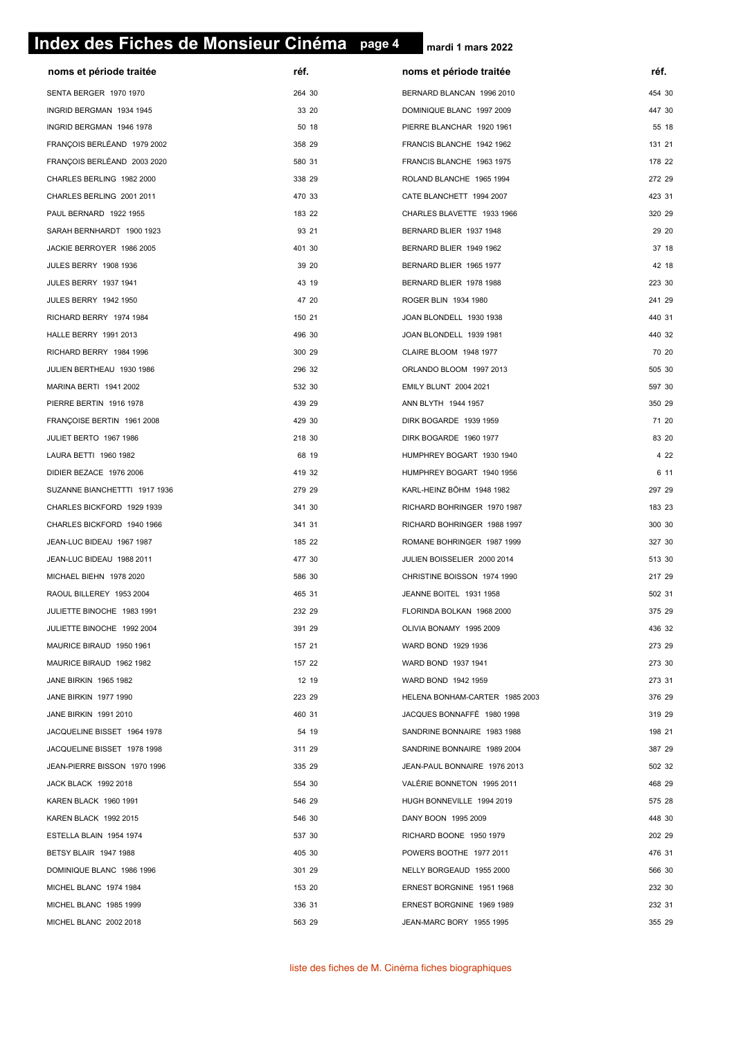# Index des Fiches de Monsieur Cinéma

mardi 1 mars 2022

| noms et période traitée | réf. |
|---|---|
| SENTA BERGER 1970 1970 | 264 30 |
| INGRID BERGMAN 1934 1945 | 33 20 |
| INGRID BERGMAN 1946 1978 | 50 18 |
| FRANÇOIS BERLÉAND 1979 2002 | 358 29 |
| FRANÇOIS BERLÉAND 2003 2020 | 580 31 |
| CHARLES BERLING 1982 2000 | 338 29 |
| CHARLES BERLING 2001 2011 | 470 33 |
| PAUL BERNARD 1922 1955 | 183 22 |
| SARAH BERNHARDT 1900 1923 | 93 21 |
| JACKIE BERROYER 1986 2005 | 401 30 |
| JULES BERRY 1908 1936 | 39 20 |
| JULES BERRY 1937 1941 | 43 19 |
| JULES BERRY 1942 1950 | 47 20 |
| RICHARD BERRY 1974 1984 | 150 21 |
| HALLE BERRY 1991 2013 | 496 30 |
| RICHARD BERRY 1984 1996 | 300 29 |
| JULIEN BERTHEAU 1930 1986 | 296 32 |
| MARINA BERTI 1941 2002 | 532 30 |
| PIERRE BERTIN 1916 1978 | 439 29 |
| FRANÇOISE BERTIN 1961 2008 | 429 30 |
| JULIET BERTO 1967 1986 | 218 30 |
| LAURA BETTI 1960 1982 | 68 19 |
| DIDIER BEZACE 1976 2006 | 419 32 |
| SUZANNE BIANCHETTI 1917 1936 | 279 29 |
| CHARLES BICKFORD 1929 1939 | 341 30 |
| CHARLES BICKFORD 1940 1966 | 341 31 |
| JEAN-LUC BIDEAU 1967 1987 | 185 22 |
| JEAN-LUC BIDEAU 1988 2011 | 477 30 |
| MICHAEL BIEHN 1978 2020 | 586 30 |
| RAOUL BILLEREY 1953 2004 | 465 31 |
| JULIETTE BINOCHE 1983 1991 | 232 29 |
| JULIETTE BINOCHE 1992 2004 | 391 29 |
| MAURICE BIRAUD 1950 1961 | 157 21 |
| MAURICE BIRAUD 1962 1982 | 157 22 |
| JANE BIRKIN 1965 1982 | 12 19 |
| JANE BIRKIN 1977 1990 | 223 29 |
| JANE BIRKIN 1991 2010 | 460 31 |
| JACQUELINE BISSET 1964 1978 | 54 19 |
| JACQUELINE BISSET 1978 1998 | 311 29 |
| JEAN-PIERRE BISSON 1970 1996 | 335 29 |
| JACK BLACK 1992 2018 | 554 30 |
| KAREN BLACK 1960 1991 | 546 29 |
| KAREN BLACK 1992 2015 | 546 30 |
| ESTELLA BLAIN 1954 1974 | 537 30 |
| BETSY BLAIR 1947 1988 | 405 30 |
| DOMINIQUE BLANC 1986 1996 | 301 29 |
| MICHEL BLANC 1974 1984 | 153 20 |
| MICHEL BLANC 1985 1999 | 336 31 |
| MICHEL BLANC 2002 2018 | 563 29 |
| BERNARD BLANCAN 1996 2010 | 454 30 |
| DOMINIQUE BLANC 1997 2009 | 447 30 |
| PIERRE BLANCHAR 1920 1961 | 55 18 |
| FRANCIS BLANCHE 1942 1962 | 131 21 |
| FRANCIS BLANCHE 1963 1975 | 178 22 |
| ROLAND BLANCHE 1965 1994 | 272 29 |
| CATE BLANCHETT 1994 2007 | 423 31 |
| CHARLES BLAVETTE 1933 1966 | 320 29 |
| BERNARD BLIER 1937 1948 | 29 20 |
| BERNARD BLIER 1949 1962 | 37 18 |
| BERNARD BLIER 1965 1977 | 42 18 |
| BERNARD BLIER 1978 1988 | 223 30 |
| ROGER BLIN 1934 1980 | 241 29 |
| JOAN BLONDELL 1930 1938 | 440 31 |
| JOAN BLONDELL 1939 1981 | 440 32 |
| CLAIRE BLOOM 1948 1977 | 70 20 |
| ORLANDO BLOOM 1997 2013 | 505 30 |
| EMILY BLUNT 2004 2021 | 597 30 |
| ANN BLYTH 1944 1957 | 350 29 |
| DIRK BOGARDE 1939 1959 | 71 20 |
| DIRK BOGARDE 1960 1977 | 83 20 |
| HUMPHREY BOGART 1930 1940 | 4 22 |
| HUMPHREY BOGART 1940 1956 | 6 11 |
| KARL-HEINZ BÖHM 1948 1982 | 297 29 |
| RICHARD BOHRINGER 1970 1987 | 183 23 |
| RICHARD BOHRINGER 1988 1997 | 300 30 |
| ROMANE BOHRINGER 1987 1999 | 327 30 |
| JULIEN BOISSELIER 2000 2014 | 513 30 |
| CHRISTINE BOISSON 1974 1990 | 217 29 |
| JEANNE BOITEL 1931 1958 | 502 31 |
| FLORINDA BOLKAN 1968 2000 | 375 29 |
| OLIVIA BONAMY 1995 2009 | 436 32 |
| WARD BOND 1929 1936 | 273 29 |
| WARD BOND 1937 1941 | 273 30 |
| WARD BOND 1942 1959 | 273 31 |
| HELENA BONHAM-CARTER 1985 2003 | 376 29 |
| JACQUES BONNAFFÉ 1980 1998 | 319 29 |
| SANDRINE BONNAIRE 1983 1988 | 198 21 |
| SANDRINE BONNAIRE 1989 2004 | 387 29 |
| JEAN-PAUL BONNAIRE 1976 2013 | 502 32 |
| VALÉRIE BONNETON 1995 2011 | 468 29 |
| HUGH BONNEVILLE 1994 2019 | 575 28 |
| DANY BOON 1995 2009 | 448 30 |
| RICHARD BOONE 1950 1979 | 202 29 |
| POWERS BOOTHE 1977 2011 | 476 31 |
| NELLY BORGEAUD 1955 2000 | 566 30 |
| ERNEST BORGNINE 1951 1968 | 232 30 |
| ERNEST BORGNINE 1969 1989 | 232 31 |
| JEAN-MARC BORY 1955 1995 | 355 29 |

liste des fiches de M. Cinéma fiches biographiques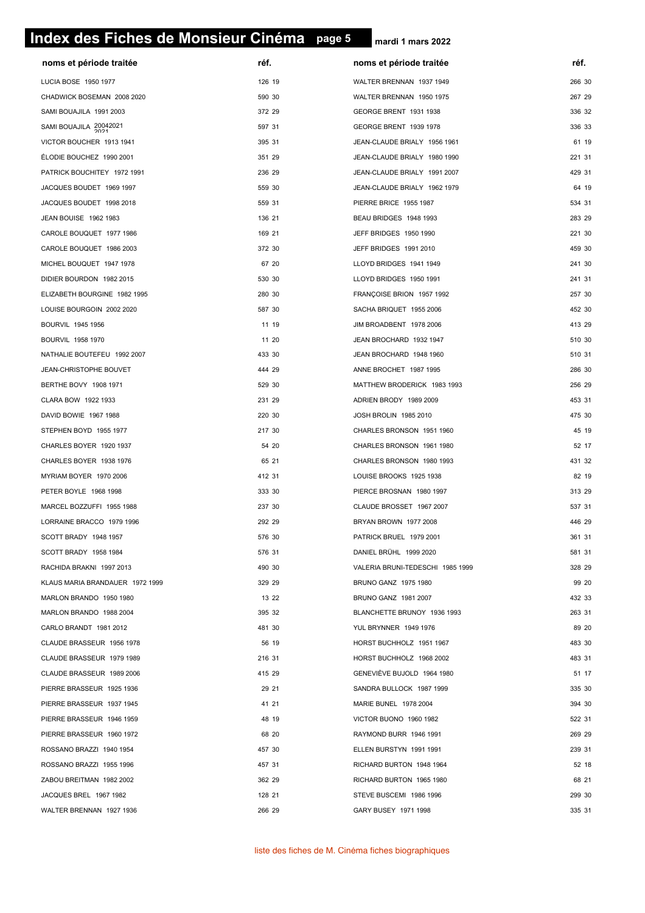# Index des Fiches de Monsieur Cinéma

mardi 1 mars 2022

| noms et période traitée | réf. | noms et période traitée | réf. |
|---|---|---|---|
| LUCIA BOSE 1950 1977 | 126 19 | WALTER BRENNAN 1937 1949 | 266 30 |
| CHADWICK BOSEMAN 2008 2020 | 590 30 | WALTER BRENNAN 1950 1975 | 267 29 |
| SAMI BOUAJILA 1991 2003 | 372 29 | GEORGE BRENT 1931 1938 | 336 32 |
| SAMI BOUAJILA 20042021 2021 | 597 31 | GEORGE BRENT 1939 1978 | 336 33 |
| VICTOR BOUCHER 1913 1941 | 395 31 | JEAN-CLAUDE BRIALY 1956 1961 | 61 19 |
| ÉLODIE BOUCHEZ 1990 2001 | 351 29 | JEAN-CLAUDE BRIALY 1980 1990 | 221 31 |
| PATRICK BOUCHITEY 1972 1991 | 236 29 | JEAN-CLAUDE BRIALY 1991 2007 | 429 31 |
| JACQUES BOUDET 1969 1997 | 559 30 | JEAN-CLAUDE BRIALY 1962 1979 | 64 19 |
| JACQUES BOUDET 1998 2018 | 559 31 | PIERRE BRICE 1955 1987 | 534 31 |
| JEAN BOUISE 1962 1983 | 136 21 | BEAU BRIDGES 1948 1993 | 283 29 |
| CAROLE BOUQUET 1977 1986 | 169 21 | JEFF BRIDGES 1950 1990 | 221 30 |
| CAROLE BOUQUET 1986 2003 | 372 30 | JEFF BRIDGES 1991 2010 | 459 30 |
| MICHEL BOUQUET 1947 1978 | 67 20 | LLOYD BRIDGES 1941 1949 | 241 30 |
| DIDIER BOURDON 1982 2015 | 530 30 | LLOYD BRIDGES 1950 1991 | 241 31 |
| ELIZABETH BOURGINE 1982 1995 | 280 30 | FRANÇOISE BRION 1957 1992 | 257 30 |
| LOUISE BOURGOIN 2002 2020 | 587 30 | SACHA BRIQUET 1955 2006 | 452 30 |
| BOURVIL 1945 1956 | 11 19 | JIM BROADBENT 1978 2006 | 413 29 |
| BOURVIL 1958 1970 | 11 20 | JEAN BROCHARD 1932 1947 | 510 30 |
| NATHALIE BOUTEFEU 1992 2007 | 433 30 | JEAN BROCHARD 1948 1960 | 510 31 |
| JEAN-CHRISTOPHE BOUVET | 444 29 | ANNE BROCHET 1987 1995 | 286 30 |
| BERTHE BOVY 1908 1971 | 529 30 | MATTHEW BRODERICK 1983 1993 | 256 29 |
| CLARA BOW 1922 1933 | 231 29 | ADRIEN BRODY 1989 2009 | 453 31 |
| DAVID BOWIE 1967 1988 | 220 30 | JOSH BROLIN 1985 2010 | 475 30 |
| STEPHEN BOYD 1955 1977 | 217 30 | CHARLES BRONSON 1951 1960 | 45 19 |
| CHARLES BOYER 1920 1937 | 54 20 | CHARLES BRONSON 1961 1980 | 52 17 |
| CHARLES BOYER 1938 1976 | 65 21 | CHARLES BRONSON 1980 1993 | 431 32 |
| MYRIAM BOYER 1970 2006 | 412 31 | LOUISE BROOKS 1925 1938 | 82 19 |
| PETER BOYLE 1968 1998 | 333 30 | PIERCE BROSNAN 1980 1997 | 313 29 |
| MARCEL BOZZUFFI 1955 1988 | 237 30 | CLAUDE BROSSET 1967 2007 | 537 31 |
| LORRAINE BRACCO 1979 1996 | 292 29 | BRYAN BROWN 1977 2008 | 446 29 |
| SCOTT BRADY 1948 1957 | 576 30 | PATRICK BRUEL 1979 2001 | 361 31 |
| SCOTT BRADY 1958 1984 | 576 31 | DANIEL BRÜHL 1999 2020 | 581 31 |
| RACHIDA BRAKNI 1997 2013 | 490 30 | VALERIA BRUNI-TEDESCHI 1985 1999 | 328 29 |
| KLAUS MARIA BRANDAUER 1972 1999 | 329 29 | BRUNO GANZ 1975 1980 | 99 20 |
| MARLON BRANDO 1950 1980 | 13 22 | BRUNO GANZ 1981 2007 | 432 33 |
| MARLON BRANDO 1988 2004 | 395 32 | BLANCHETTE BRUNOY 1936 1993 | 263 31 |
| CARLO BRANDT 1981 2012 | 481 30 | YUL BRYNNER 1949 1976 | 89 20 |
| CLAUDE BRASSEUR 1956 1978 | 56 19 | HORST BUCHHOLZ 1951 1967 | 483 30 |
| CLAUDE BRASSEUR 1979 1989 | 216 31 | HORST BUCHHOLZ 1968 2002 | 483 31 |
| CLAUDE BRASSEUR 1989 2006 | 415 29 | GENEVIÈVE BUJOLD 1964 1980 | 51 17 |
| PIERRE BRASSEUR 1925 1936 | 29 21 | SANDRA BULLOCK 1987 1999 | 335 30 |
| PIERRE BRASSEUR 1937 1945 | 41 21 | MARIE BUNEL 1978 2004 | 394 30 |
| PIERRE BRASSEUR 1946 1959 | 48 19 | VICTOR BUONO 1960 1982 | 522 31 |
| PIERRE BRASSEUR 1960 1972 | 68 20 | RAYMOND BURR 1946 1991 | 269 29 |
| ROSSANO BRAZZI 1940 1954 | 457 30 | ELLEN BURSTYN 1991 1991 | 239 31 |
| ROSSANO BRAZZI 1955 1996 | 457 31 | RICHARD BURTON 1948 1964 | 52 18 |
| ZABOU BREITMAN 1982 2002 | 362 29 | RICHARD BURTON 1965 1980 | 68 21 |
| JACQUES BREL 1967 1982 | 128 21 | STEVE BUSCEMI 1986 1996 | 299 30 |
| WALTER BRENNAN 1927 1936 | 266 29 | GARY BUSEY 1971 1998 | 335 31 |

liste des fiches de M. Cinéma fiches biographiques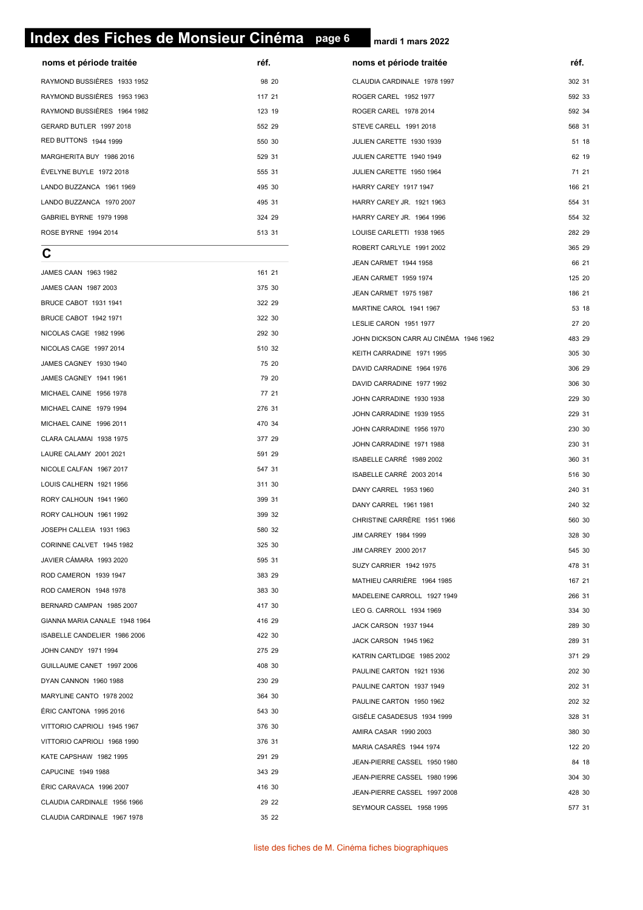# Index des Fiches de Monsieur Cinéma

mardi 1 mars 2022

| noms et période traitée | réf. |
|---|---|
| RAYMOND BUSSIÈRES 1933 1952 | 98 20 |
| RAYMOND BUSSIÈRES 1953 1963 | 117 21 |
| RAYMOND BUSSIÈRES 1964 1982 | 123 19 |
| GERARD BUTLER 1997 2018 | 552 29 |
| RED BUTTONS 1944 1999 | 550 30 |
| MARGHERITA BUY 1986 2016 | 529 31 |
| ÉVELYNE BUYLE 1972 2018 | 555 31 |
| LANDO BUZZANCA 1961 1969 | 495 30 |
| LANDO BUZZANCA 1970 2007 | 495 31 |
| GABRIEL BYRNE 1979 1998 | 324 29 |
| ROSE BYRNE 1994 2014 | 513 31 |

## C

| noms et période traitée | réf. |
|---|---|
| JAMES CAAN 1963 1982 | 161 21 |
| JAMES CAAN 1987 2003 | 375 30 |
| BRUCE CABOT 1931 1941 | 322 29 |
| BRUCE CABOT 1942 1971 | 322 30 |
| NICOLAS CAGE 1982 1996 | 292 30 |
| NICOLAS CAGE 1997 2014 | 510 32 |
| JAMES CAGNEY 1930 1940 | 75 20 |
| JAMES CAGNEY 1941 1961 | 79 20 |
| MICHAEL CAINE 1956 1978 | 77 21 |
| MICHAEL CAINE 1979 1994 | 276 31 |
| MICHAEL CAINE 1996 2011 | 470 34 |
| CLARA CALAMAI 1938 1975 | 377 29 |
| LAURE CALAMY 2001 2021 | 591 29 |
| NICOLE CALFAN 1967 2017 | 547 31 |
| LOUIS CALHERN 1921 1956 | 311 30 |
| RORY CALHOUN 1941 1960 | 399 31 |
| RORY CALHOUN 1961 1992 | 399 32 |
| JOSEPH CALLEIA 1931 1963 | 580 32 |
| CORINNE CALVET 1945 1982 | 325 30 |
| JAVIER CÁMARA 1993 2020 | 595 31 |
| ROD CAMERON 1939 1947 | 383 29 |
| ROD CAMERON 1948 1978 | 383 30 |
| BERNARD CAMPAN 1985 2007 | 417 30 |
| GIANNA MARIA CANALE 1948 1964 | 416 29 |
| ISABELLE CANDELIER 1986 2006 | 422 30 |
| JOHN CANDY 1971 1994 | 275 29 |
| GUILLAUME CANET 1997 2006 | 408 30 |
| DYAN CANNON 1960 1988 | 230 29 |
| MARYLINE CANTO 1978 2002 | 364 30 |
| ÉRIC CANTONA 1995 2016 | 543 30 |
| VITTORIO CAPRIOLI 1945 1967 | 376 30 |
| VITTORIO CAPRIOLI 1968 1990 | 376 31 |
| KATE CAPSHAW 1982 1995 | 291 29 |
| CAPUCINE 1949 1988 | 343 29 |
| ÉRIC CARAVACA 1996 2007 | 416 30 |
| CLAUDIA CARDINALE 1956 1966 | 29 22 |
| CLAUDIA CARDINALE 1967 1978 | 35 22 |
| CLAUDIA CARDINALE 1978 1997 | 302 31 |
| ROGER CAREL 1952 1977 | 592 33 |
| ROGER CAREL 1978 2014 | 592 34 |
| STEVE CARELL 1991 2018 | 568 31 |
| JULIEN CARETTE 1930 1939 | 51 18 |
| JULIEN CARETTE 1940 1949 | 62 19 |
| JULIEN CARETTE 1950 1964 | 71 21 |
| HARRY CAREY 1917 1947 | 166 21 |
| HARRY CAREY JR. 1921 1963 | 554 31 |
| HARRY CAREY JR. 1964 1996 | 554 32 |
| LOUISE CARLETTI 1938 1965 | 282 29 |
| ROBERT CARLYLE 1991 2002 | 365 29 |
| JEAN CARMET 1944 1958 | 66 21 |
| JEAN CARMET 1959 1974 | 125 20 |
| JEAN CARMET 1975 1987 | 186 21 |
| MARTINE CAROL 1941 1967 | 53 18 |
| LESLIE CARON 1951 1977 | 27 20 |
| JOHN DICKSON CARR AU CINÉMA 1946 1962 | 483 29 |
| KEITH CARRADINE 1971 1995 | 305 30 |
| DAVID CARRADINE 1964 1976 | 306 29 |
| DAVID CARRADINE 1977 1992 | 306 30 |
| JOHN CARRADINE 1930 1938 | 229 30 |
| JOHN CARRADINE 1939 1955 | 229 31 |
| JOHN CARRADINE 1956 1970 | 230 30 |
| JOHN CARRADINE 1971 1988 | 230 31 |
| ISABELLE CARRÉ 1989 2002 | 360 31 |
| ISABELLE CARRÉ 2003 2014 | 516 30 |
| DANY CARREL 1953 1960 | 240 31 |
| DANY CARREL 1961 1981 | 240 32 |
| CHRISTINE CARRÈRE 1951 1966 | 560 30 |
| JIM CARREY 1984 1999 | 328 30 |
| JIM CARREY 2000 2017 | 545 30 |
| SUZY CARRIER 1942 1975 | 478 31 |
| MATHIEU CARRIÈRE 1964 1985 | 167 21 |
| MADELEINE CARROLL 1927 1949 | 266 31 |
| LEO G. CARROLL 1934 1969 | 334 30 |
| JACK CARSON 1937 1944 | 289 30 |
| JACK CARSON 1945 1962 | 289 31 |
| KATRIN CARTLIDGE 1985 2002 | 371 29 |
| PAULINE CARTON 1921 1936 | 202 30 |
| PAULINE CARTON 1937 1949 | 202 31 |
| PAULINE CARTON 1950 1962 | 202 32 |
| GISÈLE CASADESUS 1934 1999 | 328 31 |
| AMIRA CASAR 1990 2003 | 380 30 |
| MARIA CASARÈS 1944 1974 | 122 20 |
| JEAN-PIERRE CASSEL 1950 1980 | 84 18 |
| JEAN-PIERRE CASSEL 1980 1996 | 304 30 |
| JEAN-PIERRE CASSEL 1997 2008 | 428 30 |
| SEYMOUR CASSEL 1958 1995 | 577 31 |

liste des fiches de M. Cinéma fiches biographiques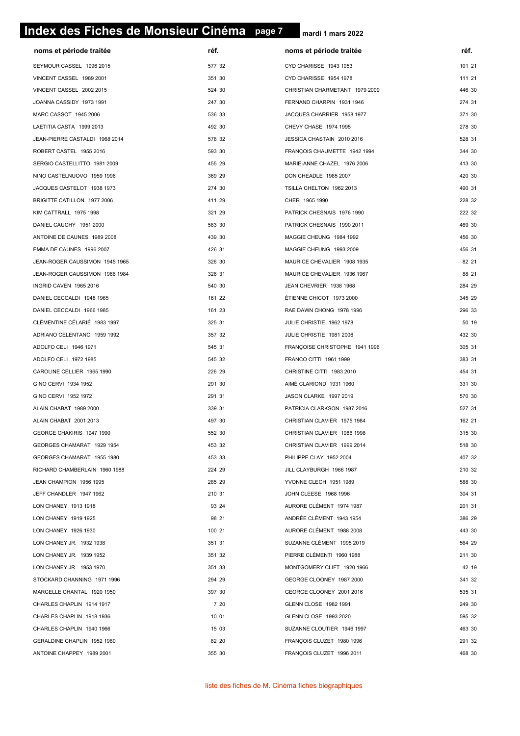# Index des Fiches de Monsieur Cinéma

mardi 1 mars 2022

| noms et période traitée | réf. |
| --- | --- |
| SEYMOUR CASSEL 1996 2015 | 577 32 |
| VINCENT CASSEL 1989 2001 | 351 30 |
| VINCENT CASSEL 2002 2015 | 524 30 |
| JOANNA CASSIDY 1973 1991 | 247 30 |
| MARC CASSOT 1945 2006 | 536 33 |
| LAETITIA CASTA 1999 2013 | 492 30 |
| JEAN-PIERRE CASTALDI 1968 2014 | 576 32 |
| ROBERT CASTEL 1955 2016 | 593 30 |
| SERGIO CASTELLITTO 1981 2009 | 455 29 |
| NINO CASTELNUOVO 1959 1996 | 369 29 |
| JACQUES CASTELOT 1938 1973 | 274 30 |
| BRIGITTE CATILLON 1977 2006 | 411 29 |
| KIM CATTRALL 1975 1998 | 321 29 |
| DANIEL CAUCHY 1951 2000 | 583 30 |
| ANTOINE DE CAUNES 1989 2008 | 439 30 |
| EMMA DE CAUNES 1996 2007 | 426 31 |
| JEAN-ROGER CAUSSIMON 1945 1965 | 326 30 |
| JEAN-ROGER CAUSSIMON 1966 1984 | 326 31 |
| INGRID CAVEN 1965 2016 | 540 30 |
| DANIEL CECCALDI 1948 1965 | 161 22 |
| DANIEL CECCALDI 1966 1985 | 161 23 |
| CLÉMENTINE CÉLARIÉ 1983 1997 | 325 31 |
| ADRIANO CELENTANO 1959 1992 | 357 32 |
| ADOLFO CELI 1946 1971 | 545 31 |
| ADOLFO CELI 1972 1985 | 545 32 |
| CAROLINE CELLIER 1965 1990 | 226 29 |
| GINO CERVI 1934 1952 | 291 30 |
| GINO CERVI 1952 1972 | 291 31 |
| ALAIN CHABAT 1989 2000 | 339 31 |
| ALAIN CHABAT 2001 2013 | 497 30 |
| GEORGE CHAKIRIS 1947 1990 | 552 30 |
| GEORGES CHAMARAT 1929 1954 | 453 32 |
| GEORGES CHAMARAT 1955 1980 | 453 33 |
| RICHARD CHAMBERLAIN 1960 1988 | 224 29 |
| JEAN CHAMPION 1956 1995 | 285 29 |
| JEFF CHANDLER 1947 1962 | 210 31 |
| LON CHANEY 1913 1918 | 93 24 |
| LON CHANEY 1919 1925 | 98 21 |
| LON CHANEY 1926 1930 | 100 21 |
| LON CHANEY JR. 1932 1938 | 351 31 |
| LON CHANEY JR. 1939 1952 | 351 32 |
| LON CHANEY JR. 1953 1970 | 351 33 |
| STOCKARD CHANNING 1971 1996 | 294 29 |
| MARCELLE CHANTAL 1920 1950 | 397 30 |
| CHARLES CHAPLIN 1914 1917 | 7 20 |
| CHARLES CHAPLIN 1918 1936 | 10 01 |
| CHARLES CHAPLIN 1940 1966 | 15 03 |
| GERALDINE CHAPLIN 1952 1980 | 82 20 |
| ANTOINE CHAPPEY 1989 2001 | 355 30 |
| CYD CHARISSE 1943 1953 | 101 21 |
| CYD CHARISSE 1954 1978 | 111 21 |
| CHRISTIAN CHARMETANT 1979 2009 | 446 30 |
| FERNAND CHARPIN 1931 1946 | 274 31 |
| JACQUES CHARRIER 1958 1977 | 371 30 |
| CHEVY CHASE 1974 1995 | 278 30 |
| JESSICA CHASTAIN 2010 2016 | 528 31 |
| FRANÇOIS CHAUMETTE 1942 1994 | 344 30 |
| MARIE-ANNE CHAZEL 1976 2006 | 413 30 |
| DON CHEADLE 1985 2007 | 420 30 |
| TSILLA CHELTON 1962 2013 | 490 31 |
| CHER 1965 1990 | 228 32 |
| PATRICK CHESNAIS 1976 1990 | 222 32 |
| PATRICK CHESNAIS 1990 2011 | 469 30 |
| MAGGIE CHEUNG 1984 1992 | 456 30 |
| MAGGIE CHEUNG 1993 2009 | 456 31 |
| MAURICE CHEVALIER 1908 1935 | 82 21 |
| MAURICE CHEVALIER 1936 1967 | 88 21 |
| JEAN CHEVRIER 1938 1968 | 284 29 |
| ÉTIENNE CHICOT 1973 2000 | 345 29 |
| RAE DAWN CHONG 1978 1996 | 296 33 |
| JULIE CHRISTIE 1962 1978 | 50 19 |
| JULIE CHRISTIE 1981 2006 | 432 30 |
| FRANÇOISE CHRISTOPHE 1941 1996 | 305 31 |
| FRANCO CITTI 1961 1999 | 383 31 |
| CHRISTINE CITTI 1983 2010 | 454 31 |
| AIMÉ CLARIOND 1931 1960 | 331 30 |
| JASON CLARKE 1997 2019 | 570 30 |
| PATRICIA CLARKSON 1987 2016 | 527 31 |
| CHRISTIAN CLAVIER 1975 1984 | 162 21 |
| CHRISTIAN CLAVIER 1986 1998 | 315 30 |
| CHRISTIAN CLAVIER 1999 2014 | 518 30 |
| PHILIPPE CLAY 1952 2004 | 407 32 |
| JILL CLAYBURGH 1966 1987 | 210 32 |
| YVONNE CLECH 1951 1989 | 588 30 |
| JOHN CLEESE 1968 1996 | 304 31 |
| AURORE CLÉMENT 1974 1987 | 201 31 |
| ANDRÉE CLÉMENT 1943 1954 | 386 29 |
| AURORE CLÉMENT 1988 2008 | 443 30 |
| SUZANNE CLÉMENT 1995 2019 | 564 29 |
| PIERRE CLÉMENTI 1960 1988 | 211 30 |
| MONTGOMERY CLIFT 1920 1966 | 42 19 |
| GEORGE CLOONEY 1987 2000 | 341 32 |
| GEORGE CLOONEY 2001 2016 | 535 31 |
| GLENN CLOSE 1982 1991 | 249 30 |
| GLENN CLOSE 1993 2020 | 595 32 |
| SUZANNE CLOUTIER 1946 1997 | 463 30 |
| FRANÇOIS CLUZET 1980 1996 | 291 32 |
| FRANÇOIS CLUZET 1996 2011 | 468 30 |

liste des fiches de M. Cinéma fiches biographiques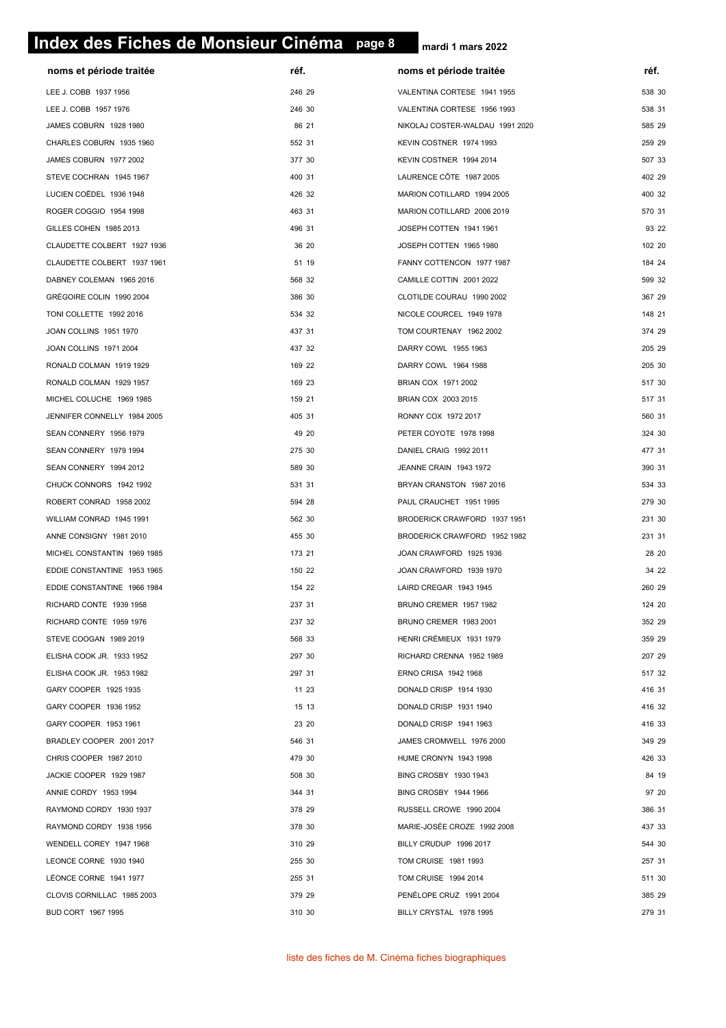# Index des Fiches de Monsieur Cinéma

mardi 1 mars 2022

| noms et période traitée | réf. | noms et période traitée | réf. |
|---|---|---|---|
| LEE J. COBB 1937 1956 | 246 29 | VALENTINA CORTESE 1941 1955 | 538 30 |
| LEE J. COBB 1957 1976 | 246 30 | VALENTINA CORTESE 1956 1993 | 538 31 |
| JAMES COBURN 1928 1980 | 86 21 | NIKOLAJ COSTER-WALDAU 1991 2020 | 585 29 |
| CHARLES COBURN 1935 1960 | 552 31 | KEVIN COSTNER 1974 1993 | 259 29 |
| JAMES COBURN 1977 2002 | 377 30 | KEVIN COSTNER 1994 2014 | 507 33 |
| STEVE COCHRAN 1945 1967 | 400 31 | LAURENCE CÔTE 1987 2005 | 402 29 |
| LUCIEN COËDEL 1936 1948 | 426 32 | MARION COTILLARD 1994 2005 | 400 32 |
| ROGER COGGIO 1954 1998 | 463 31 | MARION COTILLARD 2006 2019 | 570 31 |
| GILLES COHEN 1985 2013 | 496 31 | JOSEPH COTTEN 1941 1961 | 93 22 |
| CLAUDETTE COLBERT 1927 1936 | 36 20 | JOSEPH COTTEN 1965 1980 | 102 20 |
| CLAUDETTE COLBERT 1937 1961 | 51 19 | FANNY COTTENCON 1977 1987 | 184 24 |
| DABNEY COLEMAN 1965 2016 | 568 32 | CAMILLE COTTIN 2001 2022 | 599 32 |
| GRÉGOIRE COLIN 1990 2004 | 386 30 | CLOTILDE COURAU 1990 2002 | 367 29 |
| TONI COLLETTE 1992 2016 | 534 32 | NICOLE COURCEL 1949 1978 | 148 21 |
| JOAN COLLINS 1951 1970 | 437 31 | TOM COURTENAY 1962 2002 | 374 29 |
| JOAN COLLINS 1971 2004 | 437 32 | DARRY COWL 1955 1963 | 205 29 |
| RONALD COLMAN 1919 1929 | 169 22 | DARRY COWL 1964 1988 | 205 30 |
| RONALD COLMAN 1929 1957 | 169 23 | BRIAN COX 1971 2002 | 517 30 |
| MICHEL COLUCHE 1969 1985 | 159 21 | BRIAN COX 2003 2015 | 517 31 |
| JENNIFER CONNELLY 1984 2005 | 405 31 | RONNY COX 1972 2017 | 560 31 |
| SEAN CONNERY 1956 1979 | 49 20 | PETER COYOTE 1978 1998 | 324 30 |
| SEAN CONNERY 1979 1994 | 275 30 | DANIEL CRAIG 1992 2011 | 477 31 |
| SEAN CONNERY 1994 2012 | 589 30 | JEANNE CRAIN 1943 1972 | 390 31 |
| CHUCK CONNORS 1942 1992 | 531 31 | BRYAN CRANSTON 1987 2016 | 534 33 |
| ROBERT CONRAD 1958 2002 | 594 28 | PAUL CRAUCHET 1951 1995 | 279 30 |
| WILLIAM CONRAD 1945 1991 | 562 30 | BRODERICK CRAWFORD 1937 1951 | 231 30 |
| ANNE CONSIGNY 1981 2010 | 455 30 | BRODERICK CRAWFORD 1952 1982 | 231 31 |
| MICHEL CONSTANTIN 1969 1985 | 173 21 | JOAN CRAWFORD 1925 1936 | 28 20 |
| EDDIE CONSTANTINE 1953 1965 | 150 22 | JOAN CRAWFORD 1939 1970 | 34 22 |
| EDDIE CONSTANTINE 1966 1984 | 154 22 | LAIRD CREGAR 1943 1945 | 260 29 |
| RICHARD CONTE 1939 1958 | 237 31 | BRUNO CREMER 1957 1982 | 124 20 |
| RICHARD CONTE 1959 1976 | 237 32 | BRUNO CREMER 1983 2001 | 352 29 |
| STEVE COOGAN 1989 2019 | 568 33 | HENRI CRÉMIEUX 1931 1979 | 359 29 |
| ELISHA COOK JR. 1933 1952 | 297 30 | RICHARD CRENNA 1952 1989 | 207 29 |
| ELISHA COOK JR. 1953 1982 | 297 31 | ERNO CRISA 1942 1968 | 517 32 |
| GARY COOPER 1925 1935 | 11 23 | DONALD CRISP 1914 1930 | 416 31 |
| GARY COOPER 1936 1952 | 15 13 | DONALD CRISP 1931 1940 | 416 32 |
| GARY COOPER 1953 1961 | 23 20 | DONALD CRISP 1941 1963 | 416 33 |
| BRADLEY COOPER 2001 2017 | 546 31 | JAMES CROMWELL 1976 2000 | 349 29 |
| CHRIS COOPER 1987 2010 | 479 30 | HUME CRONYN 1943 1998 | 426 33 |
| JACKIE COOPER 1929 1987 | 508 30 | BING CROSBY 1930 1943 | 84 19 |
| ANNIE CORDY 1953 1994 | 344 31 | BING CROSBY 1944 1966 | 97 20 |
| RAYMOND CORDY 1930 1937 | 378 29 | RUSSELL CROWE 1990 2004 | 386 31 |
| RAYMOND CORDY 1938 1956 | 378 30 | MARIE-JOSÉE CROZE 1992 2008 | 437 33 |
| WENDELL COREY 1947 1968 | 310 29 | BILLY CRUDUP 1996 2017 | 544 30 |
| LEONCE CORNE 1930 1940 | 255 30 | TOM CRUISE 1981 1993 | 257 31 |
| LÉONCE CORNE 1941 1977 | 255 31 | TOM CRUISE 1994 2014 | 511 30 |
| CLOVIS CORNILLAC 1985 2003 | 379 29 | PENÉLOPE CRUZ 1991 2004 | 385 29 |
| BUD CORT 1967 1995 | 310 30 | BILLY CRYSTAL 1978 1995 | 279 31 |

liste des fiches de M. Cinéma fiches biographiques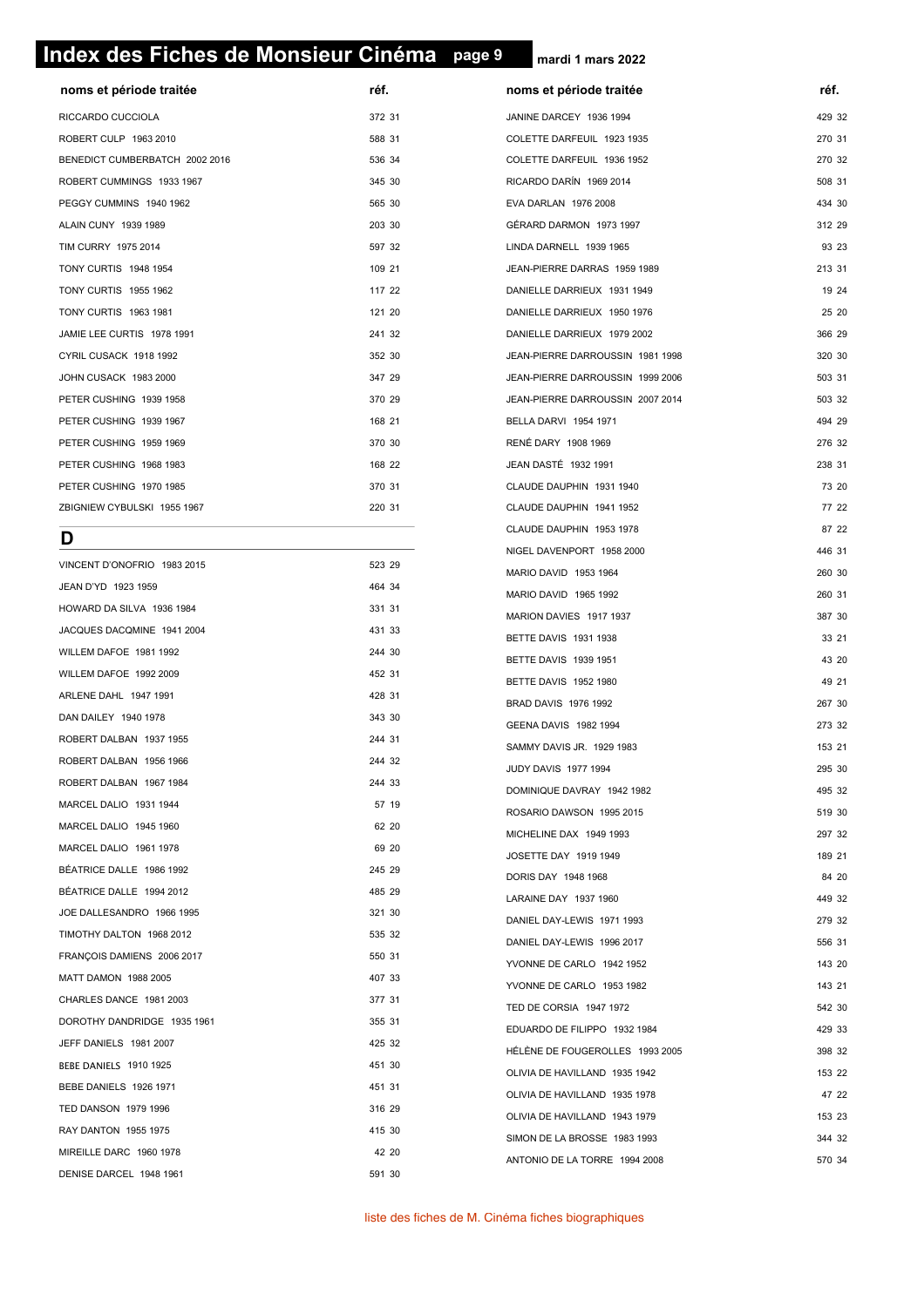# Index des Fiches de Monsieur Cinéma

| noms et période traitée | réf. |
|---|---|
| RICCARDO CUCCIOLA | 372 31 |
| ROBERT CULP 1963 2010 | 588 31 |
| BENEDICT CUMBERBATCH 2002 2016 | 536 34 |
| ROBERT CUMMINGS 1933 1967 | 345 30 |
| PEGGY CUMMINS 1940 1962 | 565 30 |
| ALAIN CUNY 1939 1989 | 203 30 |
| TIM CURRY 1975 2014 | 597 32 |
| TONY CURTIS 1948 1954 | 109 21 |
| TONY CURTIS 1955 1962 | 117 22 |
| TONY CURTIS 1963 1981 | 121 20 |
| JAMIE LEE CURTIS 1978 1991 | 241 32 |
| CYRIL CUSACK 1918 1992 | 352 30 |
| JOHN CUSACK 1983 2000 | 347 29 |
| PETER CUSHING 1939 1958 | 370 29 |
| PETER CUSHING 1939 1967 | 168 21 |
| PETER CUSHING 1959 1969 | 370 30 |
| PETER CUSHING 1968 1983 | 168 22 |
| PETER CUSHING 1970 1985 | 370 31 |
| ZBIGNIEW CYBULSKI 1955 1967 | 220 31 |

## D

| noms et période traitée | réf. |
|---|---|
| VINCENT D'ONOFRIO 1983 2015 | 523 29 |
| JEAN D'YD 1923 1959 | 464 34 |
| HOWARD DA SILVA 1936 1984 | 331 31 |
| JACQUES DACQMINE 1941 2004 | 431 33 |
| WILLEM DAFOE 1981 1992 | 244 30 |
| WILLEM DAFOE 1992 2009 | 452 31 |
| ARLENE DAHL 1947 1991 | 428 31 |
| DAN DAILEY 1940 1978 | 343 30 |
| ROBERT DALBAN 1937 1955 | 244 31 |
| ROBERT DALBAN 1956 1966 | 244 32 |
| ROBERT DALBAN 1967 1984 | 244 33 |
| MARCEL DALIO 1931 1944 | 57 19 |
| MARCEL DALIO 1945 1960 | 62 20 |
| MARCEL DALIO 1961 1978 | 69 20 |
| BÉATRICE DALLE 1986 1992 | 245 29 |
| BÉATRICE DALLE 1994 2012 | 485 29 |
| JOE DALLESANDRO 1966 1995 | 321 30 |
| TIMOTHY DALTON 1968 2012 | 535 32 |
| FRANÇOIS DAMIENS 2006 2017 | 550 31 |
| MATT DAMON 1988 2005 | 407 33 |
| CHARLES DANCE 1981 2003 | 377 31 |
| DOROTHY DANDRIDGE 1935 1961 | 355 31 |
| JEFF DANIELS 1981 2007 | 425 32 |
| BEBE DANIELS 1910 1925 | 451 30 |
| BEBE DANIELS 1926 1971 | 451 31 |
| TED DANSON 1979 1996 | 316 29 |
| RAY DANTON 1955 1975 | 415 30 |
| MIREILLE DARC 1960 1978 | 42 20 |
| DENISE DARCEL 1948 1961 | 591 30 |
| JANINE DARCEY 1936 1994 | 429 32 |
| COLETTE DARFEUIL 1923 1935 | 270 31 |
| COLETTE DARFEUIL 1936 1952 | 270 32 |
| RICARDO DARÍN 1969 2014 | 508 31 |
| EVA DARLAN 1976 2008 | 434 30 |
| GÉRARD DARMON 1973 1997 | 312 29 |
| LINDA DARNELL 1939 1965 | 93 23 |
| JEAN-PIERRE DARRAS 1959 1989 | 213 31 |
| DANIELLE DARRIEUX 1931 1949 | 19 24 |
| DANIELLE DARRIEUX 1950 1976 | 25 20 |
| DANIELLE DARRIEUX 1979 2002 | 366 29 |
| JEAN-PIERRE DARROUSSIN 1981 1998 | 320 30 |
| JEAN-PIERRE DARROUSSIN 1999 2006 | 503 31 |
| JEAN-PIERRE DARROUSSIN 2007 2014 | 503 32 |
| BELLA DARVI 1954 1971 | 494 29 |
| RENÉ DARY 1908 1969 | 276 32 |
| JEAN DASTÉ 1932 1991 | 238 31 |
| CLAUDE DAUPHIN 1931 1940 | 73 20 |
| CLAUDE DAUPHIN 1941 1952 | 77 22 |
| CLAUDE DAUPHIN 1953 1978 | 87 22 |
| NIGEL DAVENPORT 1958 2000 | 446 31 |
| MARIO DAVID 1953 1964 | 260 30 |
| MARIO DAVID 1965 1992 | 260 31 |
| MARION DAVIES 1917 1937 | 387 30 |
| BETTE DAVIS 1931 1938 | 33 21 |
| BETTE DAVIS 1939 1951 | 43 20 |
| BETTE DAVIS 1952 1980 | 49 21 |
| BRAD DAVIS 1976 1992 | 267 30 |
| GEENA DAVIS 1982 1994 | 273 32 |
| SAMMY DAVIS JR. 1929 1983 | 153 21 |
| JUDY DAVIS 1977 1994 | 295 30 |
| DOMINIQUE DAVRAY 1942 1982 | 495 32 |
| ROSARIO DAWSON 1995 2015 | 519 30 |
| MICHELINE DAX 1949 1993 | 297 32 |
| JOSETTE DAY 1919 1949 | 189 21 |
| DORIS DAY 1948 1968 | 84 20 |
| LARAINE DAY 1937 1960 | 449 32 |
| DANIEL DAY-LEWIS 1971 1993 | 279 32 |
| DANIEL DAY-LEWIS 1996 2017 | 556 31 |
| YVONNE DE CARLO 1942 1952 | 143 20 |
| YVONNE DE CARLO 1953 1982 | 143 21 |
| TED DE CORSIA 1947 1972 | 542 30 |
| EDUARDO DE FILIPPO 1932 1984 | 429 33 |
| HÉLÈNE DE FOUGEROLLES 1993 2005 | 398 32 |
| OLIVIA DE HAVILLAND 1935 1942 | 153 22 |
| OLIVIA DE HAVILLAND 1935 1978 | 47 22 |
| OLIVIA DE HAVILLAND 1943 1979 | 153 23 |
| SIMON DE LA BROSSE 1983 1993 | 344 32 |
| ANTONIO DE LA TORRE 1994 2008 | 570 34 |

liste des fiches de M. Cinéma fiches biographiques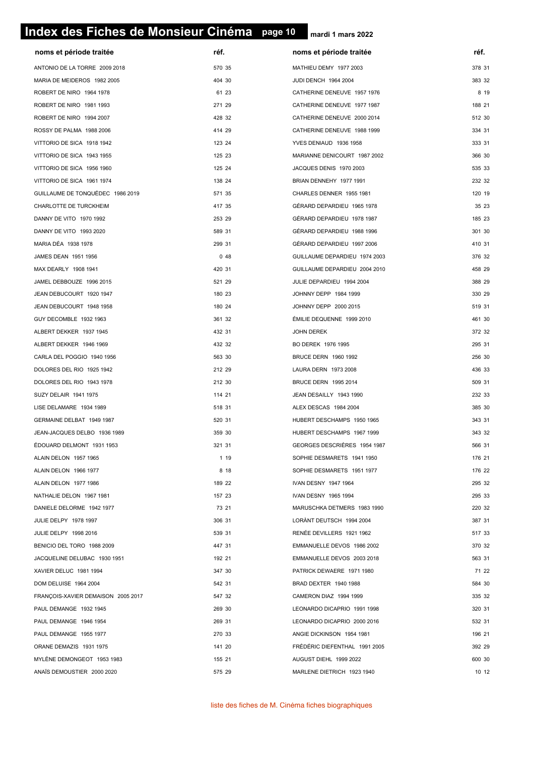# Index des Fiches de Monsieur Cinéma

mardi 1 mars 2022

| noms et période traitée | réf. |
|---|---|
| ANTONIO DE LA TORRE 2009 2018 | 570 35 |
| MARIA DE MEIDEROS 1982 2005 | 404 30 |
| ROBERT DE NIRO 1964 1978 | 61 23 |
| ROBERT DE NIRO 1981 1993 | 271 29 |
| ROBERT DE NIRO 1994 2007 | 428 32 |
| ROSSY DE PALMA 1988 2006 | 414 29 |
| VITTORIO DE SICA 1918 1942 | 123 24 |
| VITTORIO DE SICA 1943 1955 | 125 23 |
| VITTORIO DE SICA 1956 1960 | 125 24 |
| VITTORIO DE SICA 1961 1974 | 138 24 |
| GUILLAUME DE TONQUÉDEC 1986 2019 | 571 35 |
| CHARLOTTE DE TURCKHEIM | 417 35 |
| DANNY DE VITO 1970 1992 | 253 29 |
| DANNY DE VITO 1993 2020 | 589 31 |
| MARIA DÉA 1938 1978 | 299 31 |
| JAMES DEAN 1951 1956 | 0 48 |
| MAX DEARLY 1908 1941 | 420 31 |
| JAMEL DEBBOUZE 1996 2015 | 521 29 |
| JEAN DEBUCOURT 1920 1947 | 180 23 |
| JEAN DEBUCOURT 1948 1958 | 180 24 |
| GUY DECOMBLE 1932 1963 | 361 32 |
| ALBERT DEKKER 1937 1945 | 432 31 |
| ALBERT DEKKER 1946 1969 | 432 32 |
| CARLA DEL POGGIO 1940 1956 | 563 30 |
| DOLORES DEL RIO 1925 1942 | 212 29 |
| DOLORES DEL RIO 1943 1978 | 212 30 |
| SUZY DELAIR 1941 1975 | 114 21 |
| LISE DELAMARE 1934 1989 | 518 31 |
| GERMAINE DELBAT 1949 1987 | 520 31 |
| JEAN-JACQUES DELBO 1936 1989 | 359 30 |
| ÉDOUARD DELMONT 1931 1953 | 321 31 |
| ALAIN DELON 1957 1965 | 1 19 |
| ALAIN DELON 1966 1977 | 8 18 |
| ALAIN DELON 1977 1986 | 189 22 |
| NATHALIE DELON 1967 1981 | 157 23 |
| DANIELE DELORME 1942 1977 | 73 21 |
| JULIE DELPY 1978 1997 | 306 31 |
| JULIE DELPY 1998 2016 | 539 31 |
| BENICIO DEL TORO 1988 2009 | 447 31 |
| JACQUELINE DELUBAC 1930 1951 | 192 21 |
| XAVIER DELUC 1981 1994 | 347 30 |
| DOM DELUISE 1964 2004 | 542 31 |
| FRANÇOIS-XAVIER DEMAISON 2005 2017 | 547 32 |
| PAUL DEMANGE 1932 1945 | 269 30 |
| PAUL DEMANGE 1946 1954 | 269 31 |
| PAUL DEMANGE 1955 1977 | 270 33 |
| ORANE DEMAZIS 1931 1975 | 141 20 |
| MYLÈNE DEMONGEOT 1953 1983 | 155 21 |
| ANAÏS DEMOUSTIER 2000 2020 | 575 29 |
| MATHIEU DEMY 1977 2003 | 378 31 |
| JUDI DENCH 1964 2004 | 383 32 |
| CATHERINE DENEUVE 1957 1976 | 8 19 |
| CATHERINE DENEUVE 1977 1987 | 188 21 |
| CATHERINE DENEUVE 2000 2014 | 512 30 |
| CATHERINE DENEUVE 1988 1999 | 334 31 |
| YVES DENIAUD 1936 1958 | 333 31 |
| MARIANNE DENICOURT 1987 2002 | 366 30 |
| JACQUES DENIS 1970 2003 | 535 33 |
| BRIAN DENNEHY 1977 1991 | 232 32 |
| CHARLES DENNER 1955 1981 | 120 19 |
| GÉRARD DEPARDIEU 1965 1978 | 35 23 |
| GÉRARD DEPARDIEU 1978 1987 | 185 23 |
| GÉRARD DEPARDIEU 1988 1996 | 301 30 |
| GÉRARD DEPARDIEU 1997 2006 | 410 31 |
| GUILLAUME DEPARDIEU 1974 2003 | 376 32 |
| GUILLAUME DEPARDIEU 2004 2010 | 458 29 |
| JULIE DEPARDIEU 1994 2004 | 388 29 |
| JOHNNY DEPP 1984 1999 | 330 29 |
| JOHNNY DEPP 2000 2015 | 519 31 |
| ÉMILIE DEQUENNE 1999 2010 | 461 30 |
| JOHN DEREK | 372 32 |
| BO DEREK 1976 1995 | 295 31 |
| BRUCE DERN 1960 1992 | 256 30 |
| LAURA DERN 1973 2008 | 436 33 |
| BRUCE DERN 1995 2014 | 509 31 |
| JEAN DESAILLY 1943 1990 | 232 33 |
| ALEX DESCAS 1984 2004 | 385 30 |
| HUBERT DESCHAMPS 1950 1965 | 343 31 |
| HUBERT DESCHAMPS 1967 1999 | 343 32 |
| GEORGES DESCRIÈRES 1954 1987 | 566 31 |
| SOPHIE DESMARETS 1941 1950 | 176 21 |
| SOPHIE DESMARETS 1951 1977 | 176 22 |
| IVAN DESNY 1947 1964 | 295 32 |
| IVAN DESNY 1965 1994 | 295 33 |
| MARUSCHKA DETMERS 1983 1990 | 220 32 |
| LORÀNT DEUTSCH 1994 2004 | 387 31 |
| RENÉE DEVILLERS 1921 1962 | 517 33 |
| EMMANUELLE DEVOS 1986 2002 | 370 32 |
| EMMANUELLE DEVOS 2003 2018 | 563 31 |
| PATRICK DEWAERE 1971 1980 | 71 22 |
| BRAD DEXTER 1940 1988 | 584 30 |
| CAMERON DIAZ 1994 1999 | 335 32 |
| LEONARDO DICAPRIO 1991 1998 | 320 31 |
| LEONARDO DICAPRIO 2000 2016 | 532 31 |
| ANGIE DICKINSON 1954 1981 | 196 21 |
| FRÉDÉRIC DIEFENTHAL 1991 2005 | 392 29 |
| AUGUST DIEHL 1999 2022 | 600 30 |
| MARLENE DIETRICH 1923 1940 | 10 12 |

liste des fiches de M. Cinéma fiches biographiques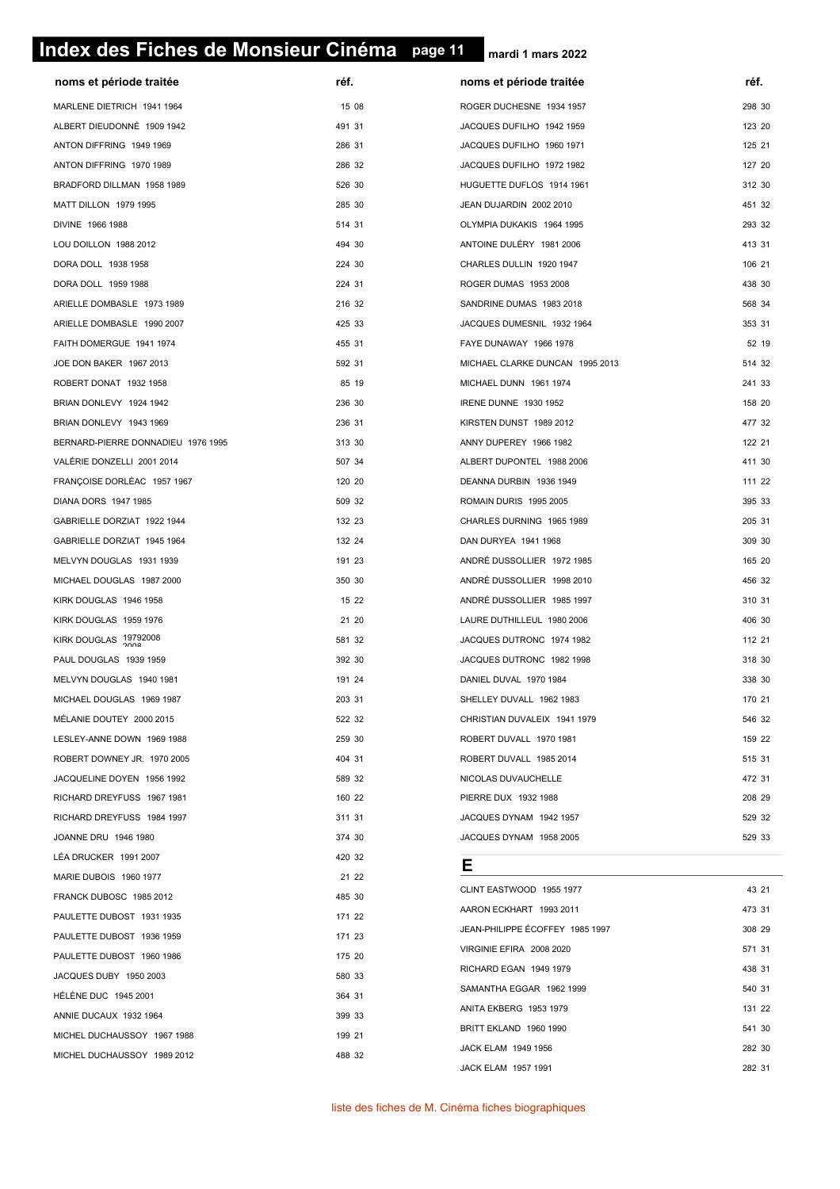# Index des Fiches de Monsieur Cinéma

**mardi 1 mars 2022**

| noms et période traitée | réf. |
|---|---|
| MARLENE DIETRICH 1941 1964 | 15 08 |
| ALBERT DIEUDONNÉ 1909 1942 | 491 31 |
| ANTON DIFFRING 1949 1969 | 286 31 |
| ANTON DIFFRING 1970 1989 | 286 32 |
| BRADFORD DILLMAN 1958 1989 | 526 30 |
| MATT DILLON 1979 1995 | 285 30 |
| DIVINE 1966 1988 | 514 31 |
| LOU DOILLON 1988 2012 | 494 30 |
| DORA DOLL 1938 1958 | 224 30 |
| DORA DOLL 1959 1988 | 224 31 |
| ARIELLE DOMBASLE 1973 1989 | 216 32 |
| ARIELLE DOMBASLE 1990 2007 | 425 33 |
| FAITH DOMERGUE 1941 1974 | 455 31 |
| JOE DON BAKER 1967 2013 | 592 31 |
| ROBERT DONAT 1932 1958 | 85 19 |
| BRIAN DONLEVY 1924 1942 | 236 30 |
| BRIAN DONLEVY 1943 1969 | 236 31 |
| BERNARD-PIERRE DONNADIEU 1976 1995 | 313 30 |
| VALÉRIE DONZELLI 2001 2014 | 507 34 |
| FRANÇOISE DORLÉAC 1957 1967 | 120 20 |
| DIANA DORS 1947 1985 | 509 32 |
| GABRIELLE DORZIAT 1922 1944 | 132 23 |
| GABRIELLE DORZIAT 1945 1964 | 132 24 |
| MELVYN DOUGLAS 1931 1939 | 191 23 |
| MICHAEL DOUGLAS 1987 2000 | 350 30 |
| KIRK DOUGLAS 1946 1958 | 15 22 |
| KIRK DOUGLAS 1959 1976 | 21 20 |
| KIRK DOUGLAS 19792008 2008 | 581 32 |
| PAUL DOUGLAS 1939 1959 | 392 30 |
| MELVYN DOUGLAS 1940 1981 | 191 24 |
| MICHAEL DOUGLAS 1969 1987 | 203 31 |
| MÉLANIE DOUTEY 2000 2015 | 522 32 |
| LESLEY-ANNE DOWN 1969 1988 | 259 30 |
| ROBERT DOWNEY JR. 1970 2005 | 404 31 |
| JACQUELINE DOYEN 1956 1992 | 589 32 |
| RICHARD DREYFUSS 1967 1981 | 160 22 |
| RICHARD DREYFUSS 1984 1997 | 311 31 |
| JOANNE DRU 1946 1980 | 374 30 |
| LÉA DRUCKER 1991 2007 | 420 32 |
| MARIE DUBOIS 1960 1977 | 21 22 |
| FRANCK DUBOSC 1985 2012 | 485 30 |
| PAULETTE DUBOST 1931 1935 | 171 22 |
| PAULETTE DUBOST 1936 1959 | 171 23 |
| PAULETTE DUBOST 1960 1986 | 175 20 |
| JACQUES DUBY 1950 2003 | 580 33 |
| HÉLÈNE DUC 1945 2001 | 364 31 |
| ANNIE DUCAUX 1932 1964 | 399 33 |
| MICHEL DUCHAUSSOY 1967 1988 | 199 21 |
| MICHEL DUCHAUSSOY 1989 2012 | 488 32 |
| ROGER DUCHESNE 1934 1957 | 298 30 |
| JACQUES DUFILHO 1942 1959 | 123 20 |
| JACQUES DUFILHO 1960 1971 | 125 21 |
| JACQUES DUFILHO 1972 1982 | 127 20 |
| HUGUETTE DUFLOS 1914 1961 | 312 30 |
| JEAN DUJARDIN 2002 2010 | 451 32 |
| OLYMPIA DUKAKIS 1964 1995 | 293 32 |
| ANTOINE DULÉRY 1981 2006 | 413 31 |
| CHARLES DULLIN 1920 1947 | 106 21 |
| ROGER DUMAS 1953 2008 | 438 30 |
| SANDRINE DUMAS 1983 2018 | 568 34 |
| JACQUES DUMESNIL 1932 1964 | 353 31 |
| FAYE DUNAWAY 1966 1978 | 52 19 |
| MICHAEL CLARKE DUNCAN 1995 2013 | 514 32 |
| MICHAEL DUNN 1961 1974 | 241 33 |
| IRENE DUNNE 1930 1952 | 158 20 |
| KIRSTEN DUNST 1989 2012 | 477 32 |
| ANNY DUPEREY 1966 1982 | 122 21 |
| ALBERT DUPONTEL 1988 2006 | 411 30 |
| DEANNA DURBIN 1936 1949 | 111 22 |
| ROMAIN DURIS 1995 2005 | 395 33 |
| CHARLES DURNING 1965 1989 | 205 31 |
| DAN DURYEA 1941 1968 | 309 30 |
| ANDRÉ DUSSOLLIER 1972 1985 | 165 20 |
| ANDRÉ DUSSOLLIER 1998 2010 | 456 32 |
| ANDRÉ DUSSOLLIER 1985 1997 | 310 31 |
| LAURE DUTHILLEUL 1980 2006 | 406 30 |
| JACQUES DUTRONC 1974 1982 | 112 21 |
| JACQUES DUTRONC 1982 1998 | 318 30 |
| DANIEL DUVAL 1970 1984 | 338 30 |
| SHELLEY DUVALL 1962 1983 | 170 21 |
| CHRISTIAN DUVALEIX 1941 1979 | 546 32 |
| ROBERT DUVALL 1970 1981 | 159 22 |
| ROBERT DUVALL 1985 2014 | 515 31 |
| NICOLAS DUVAUCHELLE | 472 31 |
| PIERRE DUX 1932 1988 | 208 29 |
| JACQUES DYNAM 1942 1957 | 529 32 |
| JACQUES DYNAM 1958 2005 | 529 33 |

## E

| noms et période traitée | réf. |
|---|---|
| CLINT EASTWOOD 1955 1977 | 43 21 |
| AARON ECKHART 1993 2011 | 473 31 |
| JEAN-PHILIPPE ÉCOFFEY 1985 1997 | 308 29 |
| VIRGINIE EFIRA 2008 2020 | 571 31 |
| RICHARD EGAN 1949 1979 | 438 31 |
| SAMANTHA EGGAR 1962 1999 | 540 31 |
| ANITA EKBERG 1953 1979 | 131 22 |
| BRITT EKLAND 1960 1990 | 541 30 |
| JACK ELAM 1949 1956 | 282 30 |
| JACK ELAM 1957 1991 | 282 31 |

liste des fiches de M. Cinéma fiches biographiques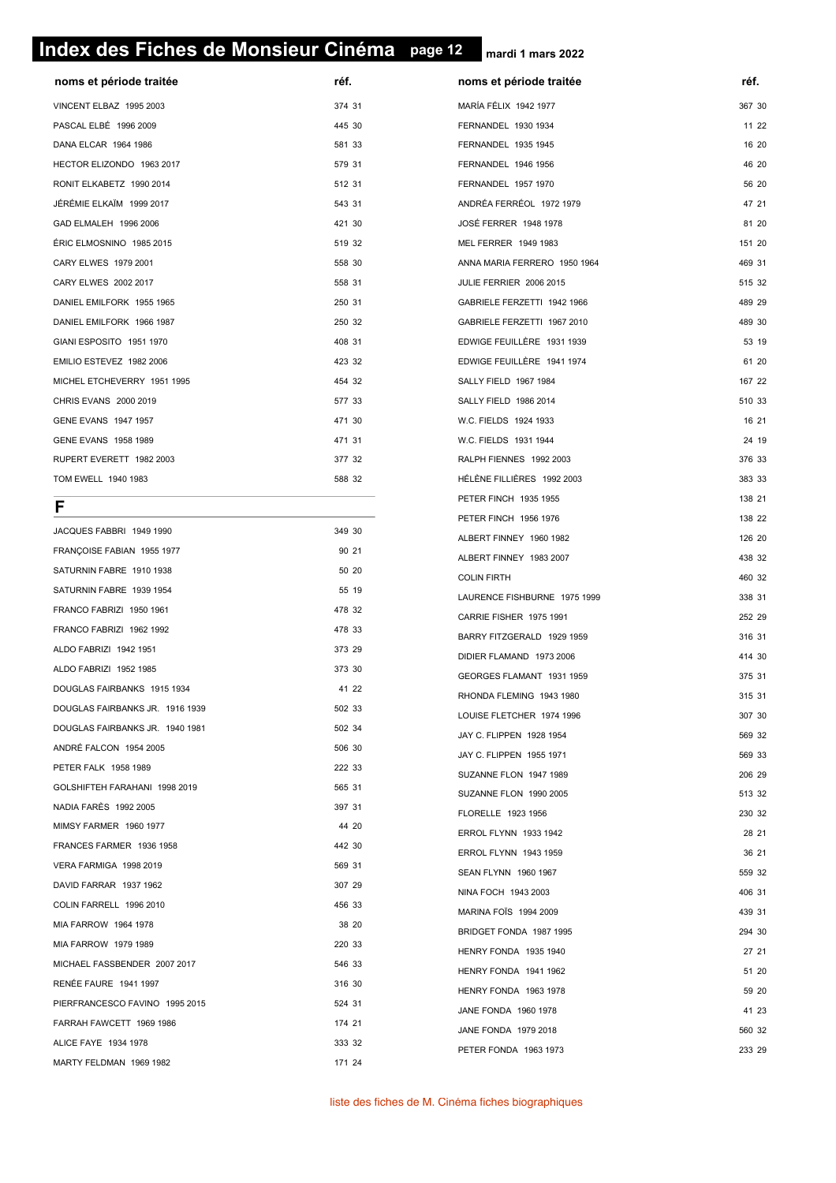# Index des Fiches de Monsieur Cinéma

mardi 1 mars 2022

| noms et période traitée | réf. |
|---|---|
| VINCENT ELBAZ 1995 2003 | 374 31 |
| PASCAL ELBÉ 1996 2009 | 445 30 |
| DANA ELCAR 1964 1986 | 581 33 |
| HECTOR ELIZONDO 1963 2017 | 579 31 |
| RONIT ELKABETZ 1990 2014 | 512 31 |
| JÉRÉMIE ELKAÏM 1999 2017 | 543 31 |
| GAD ELMALEH 1996 2006 | 421 30 |
| ÉRIC ELMOSNINO 1985 2015 | 519 32 |
| CARY ELWES 1979 2001 | 558 30 |
| CARY ELWES 2002 2017 | 558 31 |
| DANIEL EMILFORK 1955 1965 | 250 31 |
| DANIEL EMILFORK 1966 1987 | 250 32 |
| GIANI ESPOSITO 1951 1970 | 408 31 |
| EMILIO ESTEVEZ 1982 2006 | 423 32 |
| MICHEL ETCHEVERRY 1951 1995 | 454 32 |
| CHRIS EVANS 2000 2019 | 577 33 |
| GENE EVANS 1947 1957 | 471 30 |
| GENE EVANS 1958 1989 | 471 31 |
| RUPERT EVERETT 1982 2003 | 377 32 |
| TOM EWELL 1940 1983 | 588 32 |

## F

| noms et période traitée | réf. |
|---|---|
| JACQUES FABBRI 1949 1990 | 349 30 |
| FRANÇOISE FABIAN 1955 1977 | 90 21 |
| SATURNIN FABRE 1910 1938 | 50 20 |
| SATURNIN FABRE 1939 1954 | 55 19 |
| FRANCO FABRIZI 1950 1961 | 478 32 |
| FRANCO FABRIZI 1962 1992 | 478 33 |
| ALDO FABRIZI 1942 1951 | 373 29 |
| ALDO FABRIZI 1952 1985 | 373 30 |
| DOUGLAS FAIRBANKS 1915 1934 | 41 22 |
| DOUGLAS FAIRBANKS JR. 1916 1939 | 502 33 |
| DOUGLAS FAIRBANKS JR. 1940 1981 | 502 34 |
| ANDRÉ FALCON 1954 2005 | 506 30 |
| PETER FALK 1958 1989 | 222 33 |
| GOLSHIFTEH FARAHANI 1998 2019 | 565 31 |
| NADIA FARÈS 1992 2005 | 397 31 |
| MIMSY FARMER 1960 1977 | 44 20 |
| FRANCES FARMER 1936 1958 | 442 30 |
| VERA FARMIGA 1998 2019 | 569 31 |
| DAVID FARRAR 1937 1962 | 307 29 |
| COLIN FARRELL 1996 2010 | 456 33 |
| MIA FARROW 1964 1978 | 38 20 |
| MIA FARROW 1979 1989 | 220 33 |
| MICHAEL FASSBENDER 2007 2017 | 546 33 |
| RENÉE FAURE 1941 1997 | 316 30 |
| PIERFRANCESCO FAVINO 1995 2015 | 524 31 |
| FARRAH FAWCETT 1969 1986 | 174 21 |
| ALICE FAYE 1934 1978 | 333 32 |
| MARTY FELDMAN 1969 1982 | 171 24 |
| MARÍA FÉLIX 1942 1977 | 367 30 |
| FERNANDEL 1930 1934 | 11 22 |
| FERNANDEL 1935 1945 | 16 20 |
| FERNANDEL 1946 1956 | 46 20 |
| FERNANDEL 1957 1970 | 56 20 |
| ANDRÉA FERRÉOL 1972 1979 | 47 21 |
| JOSÉ FERRER 1948 1978 | 81 20 |
| MEL FERRER 1949 1983 | 151 20 |
| ANNA MARIA FERRERO 1950 1964 | 469 31 |
| JULIE FERRIER 2006 2015 | 515 32 |
| GABRIELE FERZETTI 1942 1966 | 489 29 |
| GABRIELE FERZETTI 1967 2010 | 489 30 |
| EDWIGE FEUILLÈRE 1931 1939 | 53 19 |
| EDWIGE FEUILLÈRE 1941 1974 | 61 20 |
| SALLY FIELD 1967 1984 | 167 22 |
| SALLY FIELD 1986 2014 | 510 33 |
| W.C. FIELDS 1924 1933 | 16 21 |
| W.C. FIELDS 1931 1944 | 24 19 |
| RALPH FIENNES 1992 2003 | 376 33 |
| HÉLÈNE FILLIÈRES 1992 2003 | 383 33 |
| PETER FINCH 1935 1955 | 138 21 |
| PETER FINCH 1956 1976 | 138 22 |
| ALBERT FINNEY 1960 1982 | 126 20 |
| ALBERT FINNEY 1983 2007 | 438 32 |
| COLIN FIRTH | 460 32 |
| LAURENCE FISHBURNE 1975 1999 | 338 31 |
| CARRIE FISHER 1975 1991 | 252 29 |
| BARRY FITZGERALD 1929 1959 | 316 31 |
| DIDIER FLAMAND 1973 2006 | 414 30 |
| GEORGES FLAMANT 1931 1959 | 375 31 |
| RHONDA FLEMING 1943 1980 | 315 31 |
| LOUISE FLETCHER 1974 1996 | 307 30 |
| JAY C. FLIPPEN 1928 1954 | 569 32 |
| JAY C. FLIPPEN 1955 1971 | 569 33 |
| SUZANNE FLON 1947 1989 | 206 29 |
| SUZANNE FLON 1990 2005 | 513 32 |
| FLORELLE 1923 1956 | 230 32 |
| ERROL FLYNN 1933 1942 | 28 21 |
| ERROL FLYNN 1943 1959 | 36 21 |
| SEAN FLYNN 1960 1967 | 559 32 |
| NINA FOCH 1943 2003 | 406 31 |
| MARINA FOÏS 1994 2009 | 439 31 |
| BRIDGET FONDA 1987 1995 | 294 30 |
| HENRY FONDA 1935 1940 | 27 21 |
| HENRY FONDA 1941 1962 | 51 20 |
| HENRY FONDA 1963 1978 | 59 20 |
| JANE FONDA 1960 1978 | 41 23 |
| JANE FONDA 1979 2018 | 560 32 |
| PETER FONDA 1963 1973 | 233 29 |

liste des fiches de M. Cinéma fiches biographiques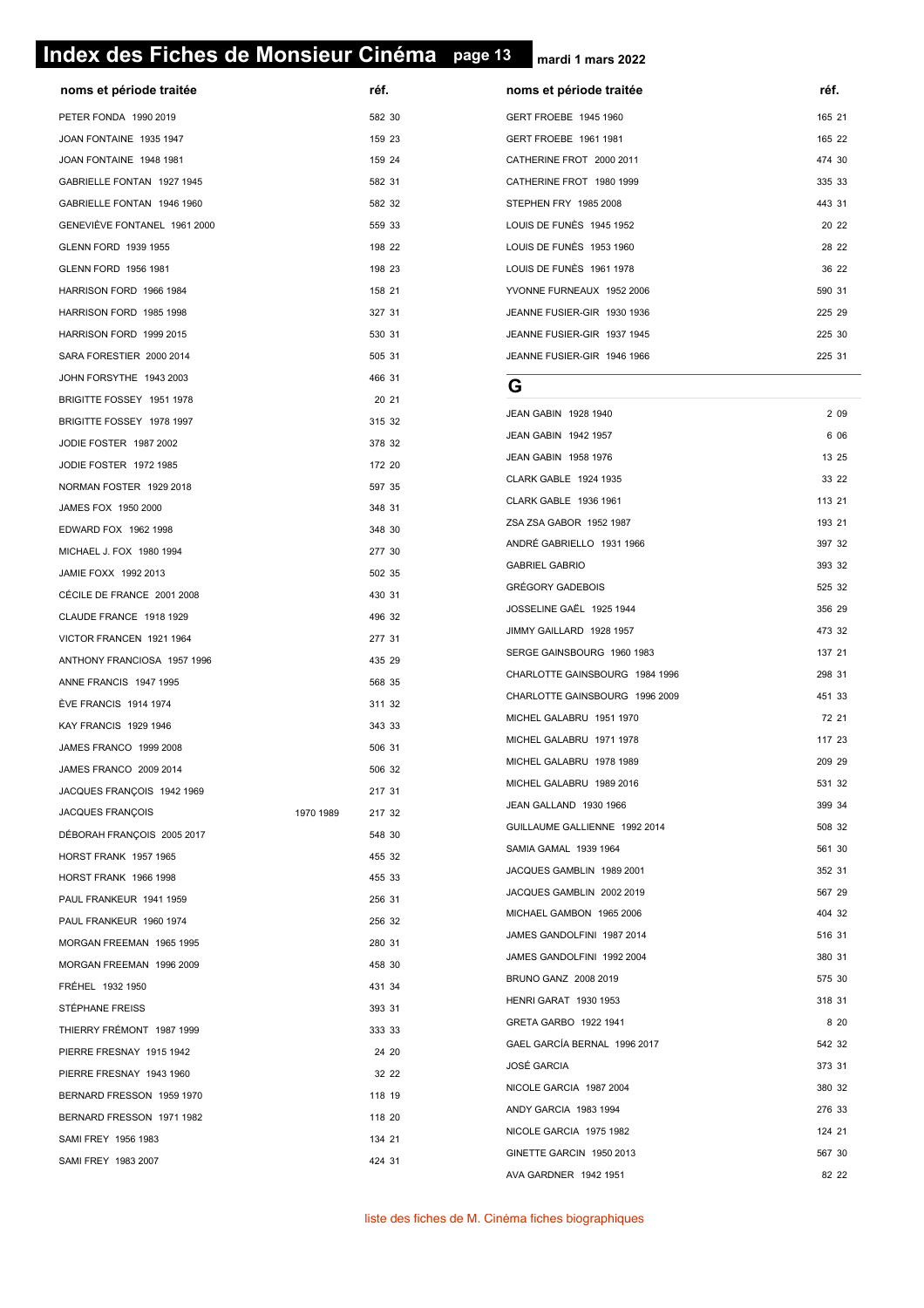# Index des Fiches de Monsieur Cinéma page 13 mardi 1 mars 2022

| noms et période traitée | | réf. |
|---|---|---|
| PETER FONDA 1990 2019 | | 582 30 |
| JOAN FONTAINE 1935 1947 | | 159 23 |
| JOAN FONTAINE 1948 1981 | | 159 24 |
| GABRIELLE FONTAN 1927 1945 | | 582 31 |
| GABRIELLE FONTAN 1946 1960 | | 582 32 |
| GENEVIÈVE FONTANEL 1961 2000 | | 559 33 |
| GLENN FORD 1939 1955 | | 198 22 |
| GLENN FORD 1956 1981 | | 198 23 |
| HARRISON FORD 1966 1984 | | 158 21 |
| HARRISON FORD 1985 1998 | | 327 31 |
| HARRISON FORD 1999 2015 | | 530 31 |
| SARA FORESTIER 2000 2014 | | 505 31 |
| JOHN FORSYTHE 1943 2003 | | 466 31 |
| BRIGITTE FOSSEY 1951 1978 | | 20 21 |
| BRIGITTE FOSSEY 1978 1997 | | 315 32 |
| JODIE FOSTER 1987 2002 | | 378 32 |
| JODIE FOSTER 1972 1985 | | 172 20 |
| NORMAN FOSTER 1929 2018 | | 597 35 |
| JAMES FOX 1950 2000 | | 348 31 |
| EDWARD FOX 1962 1998 | | 348 30 |
| MICHAEL J. FOX 1980 1994 | | 277 30 |
| JAMIE FOXX 1992 2013 | | 502 35 |
| CÉCILE DE FRANCE 2001 2008 | | 430 31 |
| CLAUDE FRANCE 1918 1929 | | 496 32 |
| VICTOR FRANCEN 1921 1964 | | 277 31 |
| ANTHONY FRANCIOSA 1957 1996 | | 435 29 |
| ANNE FRANCIS 1947 1995 | | 568 35 |
| ÈVE FRANCIS 1914 1974 | | 311 32 |
| KAY FRANCIS 1929 1946 | | 343 33 |
| JAMES FRANCO 1999 2008 | | 506 31 |
| JAMES FRANCO 2009 2014 | | 506 32 |
| JACQUES FRANÇOIS 1942 1969 | | 217 31 |
| JACQUES FRANÇOIS | 1970 1989 | 217 32 |
| DÉBORAH FRANÇOIS 2005 2017 | | 548 30 |
| HORST FRANK 1957 1965 | | 455 32 |
| HORST FRANK 1966 1998 | | 455 33 |
| PAUL FRANKEUR 1941 1959 | | 256 31 |
| PAUL FRANKEUR 1960 1974 | | 256 32 |
| MORGAN FREEMAN 1965 1995 | | 280 31 |
| MORGAN FREEMAN 1996 2009 | | 458 30 |
| FRÉHEL 1932 1950 | | 431 34 |
| STÉPHANE FREISS | | 393 31 |
| THIERRY FRÉMONT 1987 1999 | | 333 33 |
| PIERRE FRESNAY 1915 1942 | | 24 20 |
| PIERRE FRESNAY 1943 1960 | | 32 22 |
| BERNARD FRESSON 1959 1970 | | 118 19 |
| BERNARD FRESSON 1971 1982 | | 118 20 |
| SAMI FREY 1956 1983 | | 134 21 |
| SAMI FREY 1983 2007 | | 424 31 |

| noms et période traitée | réf. |
|---|---|
| GERT FROEBE 1945 1960 | 165 21 |
| GERT FROEBE 1961 1981 | 165 22 |
| CATHERINE FROT 2000 2011 | 474 30 |
| CATHERINE FROT 1980 1999 | 335 33 |
| STEPHEN FRY 1985 2008 | 443 31 |
| LOUIS DE FUNÈS 1945 1952 | 20 22 |
| LOUIS DE FUNÈS 1953 1960 | 28 22 |
| LOUIS DE FUNÈS 1961 1978 | 36 22 |
| YVONNE FURNEAUX 1952 2006 | 590 31 |
| JEANNE FUSIER-GIR 1930 1936 | 225 29 |
| JEANNE FUSIER-GIR 1937 1945 | 225 30 |
| JEANNE FUSIER-GIR 1946 1966 | 225 31 |

## G

| noms et période traitée | réf. |
|---|---|
| JEAN GABIN 1928 1940 | 2 09 |
| JEAN GABIN 1942 1957 | 6 06 |
| JEAN GABIN 1958 1976 | 13 25 |
| CLARK GABLE 1924 1935 | 33 22 |
| CLARK GABLE 1936 1961 | 113 21 |
| ZSA ZSA GABOR 1952 1987 | 193 21 |
| ANDRÉ GABRIELLO 1931 1966 | 397 32 |
| GABRIEL GABRIO | 393 32 |
| GRÉGORY GADEBOIS | 525 32 |
| JOSSELINE GAËL 1925 1944 | 356 29 |
| JIMMY GAILLARD 1928 1957 | 473 32 |
| SERGE GAINSBOURG 1960 1983 | 137 21 |
| CHARLOTTE GAINSBOURG 1984 1996 | 298 31 |
| CHARLOTTE GAINSBOURG 1996 2009 | 451 33 |
| MICHEL GALABRU 1951 1970 | 72 21 |
| MICHEL GALABRU 1971 1978 | 117 23 |
| MICHEL GALABRU 1978 1989 | 209 29 |
| MICHEL GALABRU 1989 2016 | 531 32 |
| JEAN GALLAND 1930 1966 | 399 34 |
| GUILLAUME GALLIENNE 1992 2014 | 508 32 |
| SAMIA GAMAL 1939 1964 | 561 30 |
| JACQUES GAMBLIN 1989 2001 | 352 31 |
| JACQUES GAMBLIN 2002 2019 | 567 29 |
| MICHAEL GAMBON 1965 2006 | 404 32 |
| JAMES GANDOLFINI 1987 2014 | 516 31 |
| JAMES GANDOLFINI 1992 2004 | 380 31 |
| BRUNO GANZ 2008 2019 | 575 30 |
| HENRI GARAT 1930 1953 | 318 31 |
| GRETA GARBO 1922 1941 | 8 20 |
| GAEL GARCÍA BERNAL 1996 2017 | 542 32 |
| JOSÉ GARCIA | 373 31 |
| NICOLE GARCIA 1987 2004 | 380 32 |
| ANDY GARCIA 1983 1994 | 276 33 |
| NICOLE GARCIA 1975 1982 | 124 21 |
| GINETTE GARCIN 1950 2013 | 567 30 |
| AVA GARDNER 1942 1951 | 82 22 |

liste des fiches de M. Cinéma fiches biographiques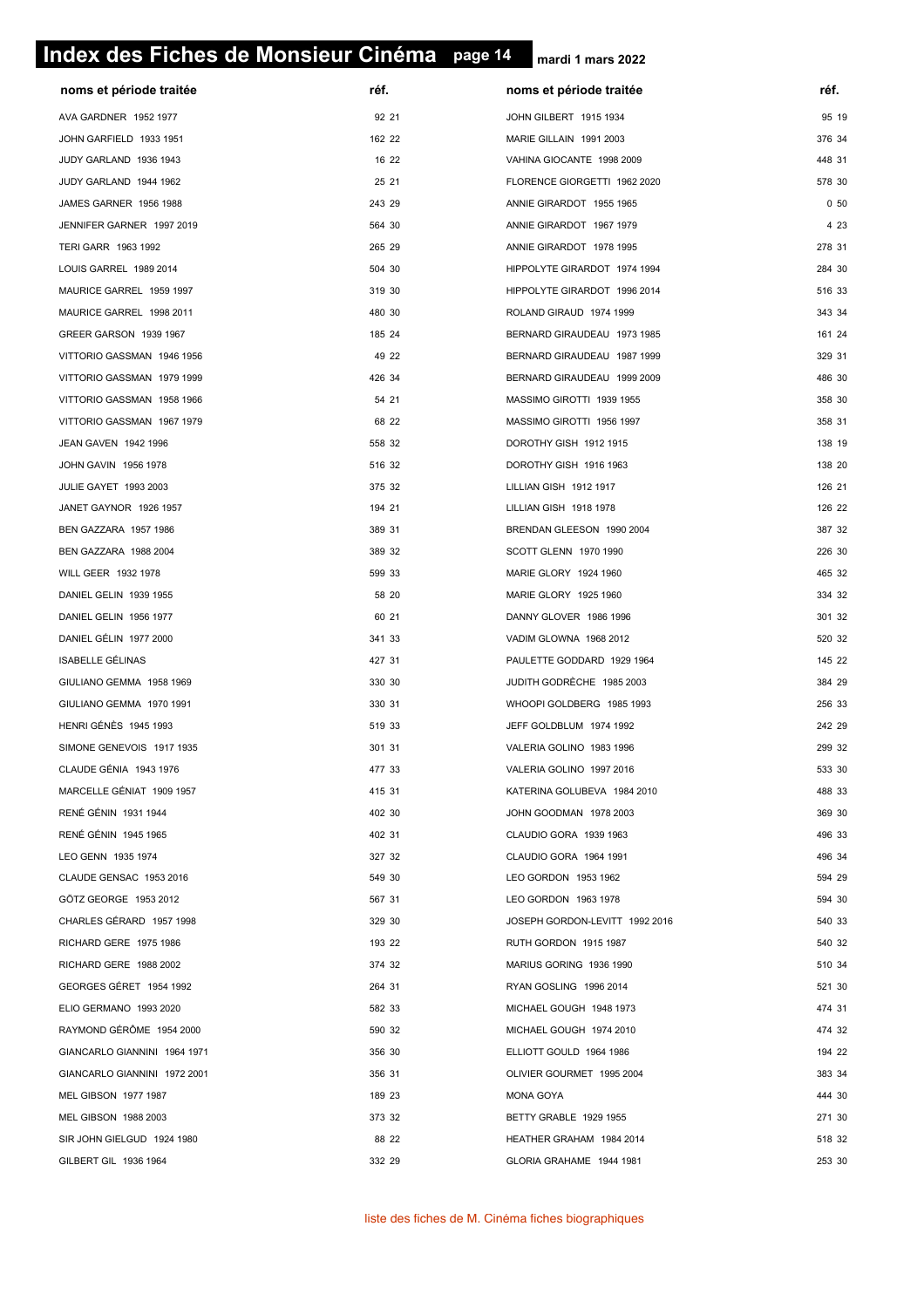# Index des Fiches de Monsieur Cinéma

mardi 1 mars 2022

| noms et période traitée | réf. |
|---|---|
| AVA GARDNER 1952 1977 | 92 21 |
| JOHN GARFIELD 1933 1951 | 162 22 |
| JUDY GARLAND 1936 1943 | 16 22 |
| JUDY GARLAND 1944 1962 | 25 21 |
| JAMES GARNER 1956 1988 | 243 29 |
| JENNIFER GARNER 1997 2019 | 564 30 |
| TERI GARR 1963 1992 | 265 29 |
| LOUIS GARREL 1989 2014 | 504 30 |
| MAURICE GARREL 1959 1997 | 319 30 |
| MAURICE GARREL 1998 2011 | 480 30 |
| GREER GARSON 1939 1967 | 185 24 |
| VITTORIO GASSMAN 1946 1956 | 49 22 |
| VITTORIO GASSMAN 1979 1999 | 426 34 |
| VITTORIO GASSMAN 1958 1966 | 54 21 |
| VITTORIO GASSMAN 1967 1979 | 68 22 |
| JEAN GAVEN 1942 1996 | 558 32 |
| JOHN GAVIN 1956 1978 | 516 32 |
| JULIE GAYET 1993 2003 | 375 32 |
| JANET GAYNOR 1926 1957 | 194 21 |
| BEN GAZZARA 1957 1986 | 389 31 |
| BEN GAZZARA 1988 2004 | 389 32 |
| WILL GEER 1932 1978 | 599 33 |
| DANIEL GELIN 1939 1955 | 58 20 |
| DANIEL GELIN 1956 1977 | 60 21 |
| DANIEL GÉLIN 1977 2000 | 341 33 |
| ISABELLE GÉLINAS | 427 31 |
| GIULIANO GEMMA 1958 1969 | 330 30 |
| GIULIANO GEMMA 1970 1991 | 330 31 |
| HENRI GÉNÈS 1945 1993 | 519 33 |
| SIMONE GENEVOIS 1917 1935 | 301 31 |
| CLAUDE GÉNIA 1943 1976 | 477 33 |
| MARCELLE GÉNIAT 1909 1957 | 415 31 |
| RENÉ GÉNIN 1931 1944 | 402 30 |
| RENÉ GÉNIN 1945 1965 | 402 31 |
| LEO GENN 1935 1974 | 327 32 |
| CLAUDE GENSAC 1953 2016 | 549 30 |
| GÖTZ GEORGE 1953 2012 | 567 31 |
| CHARLES GÉRARD 1957 1998 | 329 30 |
| RICHARD GERE 1975 1986 | 193 22 |
| RICHARD GERE 1988 2002 | 374 32 |
| GEORGES GÉRET 1954 1992 | 264 31 |
| ELIO GERMANO 1993 2020 | 582 33 |
| RAYMOND GÉRÔME 1954 2000 | 590 32 |
| GIANCARLO GIANNINI 1964 1971 | 356 30 |
| GIANCARLO GIANNINI 1972 2001 | 356 31 |
| MEL GIBSON 1977 1987 | 189 23 |
| MEL GIBSON 1988 2003 | 373 32 |
| SIR JOHN GIELGUD 1924 1980 | 88 22 |
| GILBERT GIL 1936 1964 | 332 29 |
| JOHN GILBERT 1915 1934 | 95 19 |
| MARIE GILLAIN 1991 2003 | 376 34 |
| VAHINA GIOCANTE 1998 2009 | 448 31 |
| FLORENCE GIORGETTI 1962 2020 | 578 30 |
| ANNIE GIRARDOT 1955 1965 | 0 50 |
| ANNIE GIRARDOT 1967 1979 | 4 23 |
| ANNIE GIRARDOT 1978 1995 | 278 31 |
| HIPPOLYTE GIRARDOT 1974 1994 | 284 30 |
| HIPPOLYTE GIRARDOT 1996 2014 | 516 33 |
| ROLAND GIRAUD 1974 1999 | 343 34 |
| BERNARD GIRAUDEAU 1973 1985 | 161 24 |
| BERNARD GIRAUDEAU 1987 1999 | 329 31 |
| BERNARD GIRAUDEAU 1999 2009 | 486 30 |
| MASSIMO GIROTTI 1939 1955 | 358 30 |
| MASSIMO GIROTTI 1956 1997 | 358 31 |
| DOROTHY GISH 1912 1915 | 138 19 |
| DOROTHY GISH 1916 1963 | 138 20 |
| LILLIAN GISH 1912 1917 | 126 21 |
| LILLIAN GISH 1918 1978 | 126 22 |
| BRENDAN GLEESON 1990 2004 | 387 32 |
| SCOTT GLENN 1970 1990 | 226 30 |
| MARIE GLORY 1924 1960 | 465 32 |
| MARIE GLORY 1925 1960 | 334 32 |
| DANNY GLOVER 1986 1996 | 301 32 |
| VADIM GLOWNA 1968 2012 | 520 32 |
| PAULETTE GODDARD 1929 1964 | 145 22 |
| JUDITH GODRÈCHE 1985 2003 | 384 29 |
| WHOOPI GOLDBERG 1985 1993 | 256 33 |
| JEFF GOLDBLUM 1974 1992 | 242 29 |
| VALERIA GOLINO 1983 1996 | 299 32 |
| VALERIA GOLINO 1997 2016 | 533 30 |
| KATERINA GOLUBEVA 1984 2010 | 488 33 |
| JOHN GOODMAN 1978 2003 | 369 30 |
| CLAUDIO GORA 1939 1963 | 496 33 |
| CLAUDIO GORA 1964 1991 | 496 34 |
| LEO GORDON 1953 1962 | 594 29 |
| LEO GORDON 1963 1978 | 594 30 |
| JOSEPH GORDON-LEVITT 1992 2016 | 540 33 |
| RUTH GORDON 1915 1987 | 540 32 |
| MARIUS GORING 1936 1990 | 510 34 |
| RYAN GOSLING 1996 2014 | 521 30 |
| MICHAEL GOUGH 1948 1973 | 474 31 |
| MICHAEL GOUGH 1974 2010 | 474 32 |
| ELLIOTT GOULD 1964 1986 | 194 22 |
| OLIVIER GOURMET 1995 2004 | 383 34 |
| MONA GOYA | 444 30 |
| BETTY GRABLE 1929 1955 | 271 30 |
| HEATHER GRAHAM 1984 2014 | 518 32 |
| GLORIA GRAHAME 1944 1981 | 253 30 |

liste des fiches de M. Cinéma fiches biographiques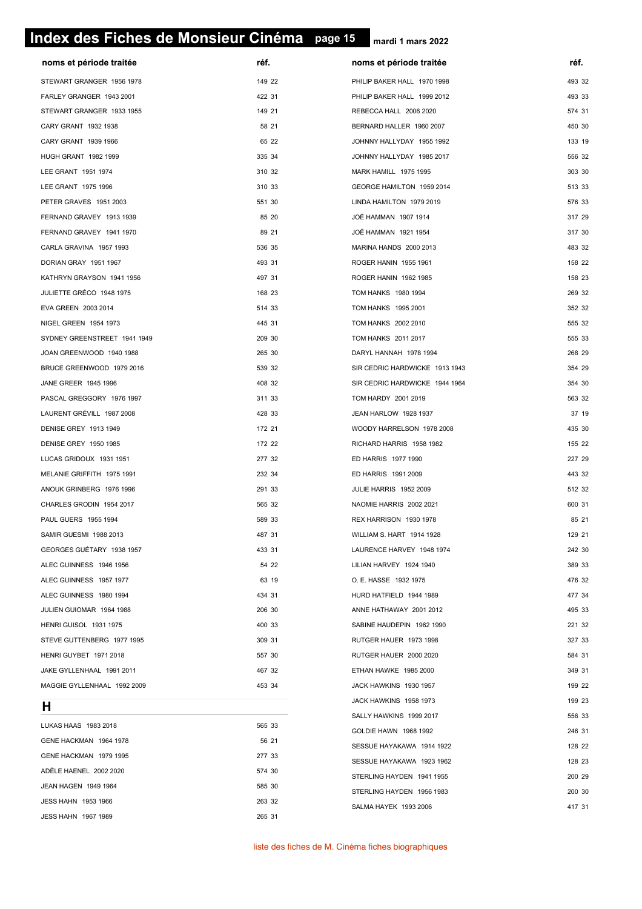# Index des Fiches de Monsieur Cinéma

mardi 1 mars 2022

| noms et période traitée | réf. |
|---|---|
| STEWART GRANGER 1956 1978 | 149 22 |
| FARLEY GRANGER 1943 2001 | 422 31 |
| STEWART GRANGER 1933 1955 | 149 21 |
| CARY GRANT 1932 1938 | 58 21 |
| CARY GRANT 1939 1966 | 65 22 |
| HUGH GRANT 1982 1999 | 335 34 |
| LEE GRANT 1951 1974 | 310 32 |
| LEE GRANT 1975 1996 | 310 33 |
| PETER GRAVES 1951 2003 | 551 30 |
| FERNAND GRAVEY 1913 1939 | 85 20 |
| FERNAND GRAVEY 1941 1970 | 89 21 |
| CARLA GRAVINA 1957 1993 | 536 35 |
| DORIAN GRAY 1951 1967 | 493 31 |
| KATHRYN GRAYSON 1941 1956 | 497 31 |
| JULIETTE GRÉCO 1948 1975 | 168 23 |
| EVA GREEN 2003 2014 | 514 33 |
| NIGEL GREEN 1954 1973 | 445 31 |
| SYDNEY GREENSTREET 1941 1949 | 209 30 |
| JOAN GREENWOOD 1940 1988 | 265 30 |
| BRUCE GREENWOOD 1979 2016 | 539 32 |
| JANE GREER 1945 1996 | 408 32 |
| PASCAL GREGGORY 1976 1997 | 311 33 |
| LAURENT GRÉVILL 1987 2008 | 428 33 |
| DENISE GREY 1913 1949 | 172 21 |
| DENISE GREY 1950 1985 | 172 22 |
| LUCAS GRIDOUX 1931 1951 | 277 32 |
| MELANIE GRIFFITH 1975 1991 | 232 34 |
| ANOUK GRINBERG 1976 1996 | 291 33 |
| CHARLES GRODIN 1954 2017 | 565 32 |
| PAUL GUERS 1955 1994 | 589 33 |
| SAMIR GUESMI 1988 2013 | 487 31 |
| GEORGES GUÉTARY 1938 1957 | 433 31 |
| ALEC GUINNESS 1946 1956 | 54 22 |
| ALEC GUINNESS 1957 1977 | 63 19 |
| ALEC GUINNESS 1980 1994 | 434 31 |
| JULIEN GUIOMAR 1964 1988 | 206 30 |
| HENRI GUISOL 1931 1975 | 400 33 |
| STEVE GUTTENBERG 1977 1995 | 309 31 |
| HENRI GUYBET 1971 2018 | 557 30 |
| JAKE GYLLENHAAL 1991 2011 | 467 32 |
| MAGGIE GYLLENHAAL 1992 2009 | 453 34 |

## H

| noms et période traitée | réf. |
|---|---|
| LUKAS HAAS 1983 2018 | 565 33 |
| GENE HACKMAN 1964 1978 | 56 21 |
| GENE HACKMAN 1979 1995 | 277 33 |
| ADÈLE HAENEL 2002 2020 | 574 30 |
| JEAN HAGEN 1949 1964 | 585 30 |
| JESS HAHN 1953 1966 | 263 32 |
| JESS HAHN 1967 1989 | 265 31 |
| PHILIP BAKER HALL 1970 1998 | 493 32 |
| PHILIP BAKER HALL 1999 2012 | 493 33 |
| REBECCA HALL 2006 2020 | 574 31 |
| BERNARD HALLER 1960 2007 | 450 30 |
| JOHNNY HALLYDAY 1955 1992 | 133 19 |
| JOHNNY HALLYDAY 1985 2017 | 556 32 |
| MARK HAMILL 1975 1995 | 303 30 |
| GEORGE HAMILTON 1959 2014 | 513 33 |
| LINDA HAMILTON 1979 2019 | 576 33 |
| JOË HAMMAN 1907 1914 | 317 29 |
| JOË HAMMAN 1921 1954 | 317 30 |
| MARINA HANDS 2000 2013 | 483 32 |
| ROGER HANIN 1955 1961 | 158 22 |
| ROGER HANIN 1962 1985 | 158 23 |
| TOM HANKS 1980 1994 | 269 32 |
| TOM HANKS 1995 2001 | 352 32 |
| TOM HANKS 2002 2010 | 555 32 |
| TOM HANKS 2011 2017 | 555 33 |
| DARYL HANNAH 1978 1994 | 268 29 |
| SIR CEDRIC HARDWICKE 1913 1943 | 354 29 |
| SIR CEDRIC HARDWICKE 1944 1964 | 354 30 |
| TOM HARDY 2001 2019 | 563 32 |
| JEAN HARLOW 1928 1937 | 37 19 |
| WOODY HARRELSON 1978 2008 | 435 30 |
| RICHARD HARRIS 1958 1982 | 155 22 |
| ED HARRIS 1977 1990 | 227 29 |
| ED HARRIS 1991 2009 | 443 32 |
| JULIE HARRIS 1952 2009 | 512 32 |
| NAOMIE HARRIS 2002 2021 | 600 31 |
| REX HARRISON 1930 1978 | 85 21 |
| WILLIAM S. HART 1914 1928 | 129 21 |
| LAURENCE HARVEY 1948 1974 | 242 30 |
| LILIAN HARVEY 1924 1940 | 389 33 |
| O. E. HASSE 1932 1975 | 476 32 |
| HURD HATFIELD 1944 1989 | 477 34 |
| ANNE HATHAWAY 2001 2012 | 495 33 |
| SABINE HAUDEPIN 1962 1990 | 221 32 |
| RUTGER HAUER 1973 1998 | 327 33 |
| RUTGER HAUER 2000 2020 | 584 31 |
| ETHAN HAWKE 1985 2000 | 349 31 |
| JACK HAWKINS 1930 1957 | 199 22 |
| JACK HAWKINS 1958 1973 | 199 23 |
| SALLY HAWKINS 1999 2017 | 556 33 |
| GOLDIE HAWN 1968 1992 | 246 31 |
| SESSUE HAYAKAWA 1914 1922 | 128 22 |
| SESSUE HAYAKAWA 1923 1962 | 128 23 |
| STERLING HAYDEN 1941 1955 | 200 29 |
| STERLING HAYDEN 1956 1983 | 200 30 |
| SALMA HAYEK 1993 2006 | 417 31 |

liste des fiches de M. Cinéma fiches biographiques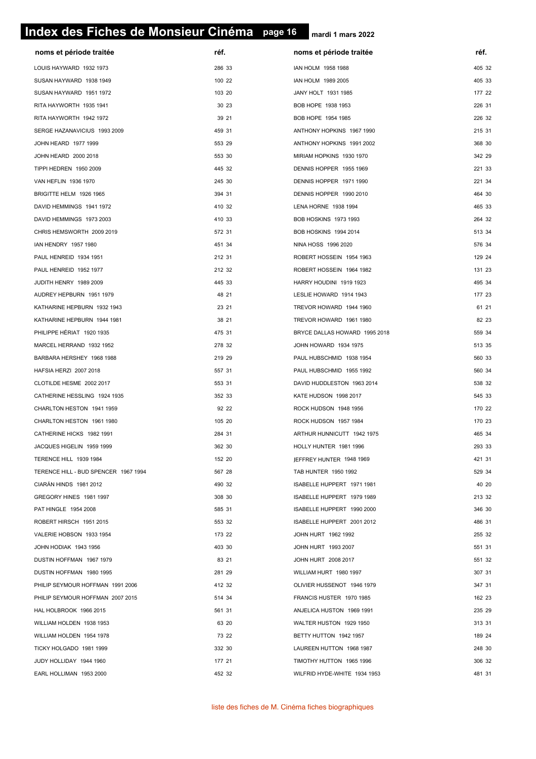# Index des Fiches de Monsieur Cinéma

mardi 1 mars 2022

| noms et période traitée | réf. | noms et période traitée | réf. |
|---|---|---|---|
| LOUIS HAYWARD 1932 1973 | 286 33 | IAN HOLM 1958 1988 | 405 32 |
| SUSAN HAYWARD 1938 1949 | 100 22 | IAN HOLM 1989 2005 | 405 33 |
| SUSAN HAYWARD 1951 1972 | 103 20 | JANY HOLT 1931 1985 | 177 22 |
| RITA HAYWORTH 1935 1941 | 30 23 | BOB HOPE 1938 1953 | 226 31 |
| RITA HAYWORTH 1942 1972 | 39 21 | BOB HOPE 1954 1985 | 226 32 |
| SERGE HAZANAVICIUS 1993 2009 | 459 31 | ANTHONY HOPKINS 1967 1990 | 215 31 |
| JOHN HEARD 1977 1999 | 553 29 | ANTHONY HOPKINS 1991 2002 | 368 30 |
| JOHN HEARD 2000 2018 | 553 30 | MIRIAM HOPKINS 1930 1970 | 342 29 |
| TIPPI HEDREN 1950 2009 | 445 32 | DENNIS HOPPER 1955 1969 | 221 33 |
| VAN HEFLIN 1936 1970 | 245 30 | DENNIS HOPPER 1971 1990 | 221 34 |
| BRIGITTE HELM 1926 1965 | 394 31 | DENNIS HOPPER 1990 2010 | 464 30 |
| DAVID HEMMINGS 1941 1972 | 410 32 | LENA HORNE 1938 1994 | 465 33 |
| DAVID HEMMINGS 1973 2003 | 410 33 | BOB HOSKINS 1973 1993 | 264 32 |
| CHRIS HEMSWORTH 2009 2019 | 572 31 | BOB HOSKINS 1994 2014 | 513 34 |
| IAN HENDRY 1957 1980 | 451 34 | NINA HOSS 1996 2020 | 576 34 |
| PAUL HENREID 1934 1951 | 212 31 | ROBERT HOSSEIN 1954 1963 | 129 24 |
| PAUL HENREID 1952 1977 | 212 32 | ROBERT HOSSEIN 1964 1982 | 131 23 |
| JUDITH HENRY 1989 2009 | 445 33 | HARRY HOUDINI 1919 1923 | 495 34 |
| AUDREY HEPBURN 1951 1979 | 48 21 | LESLIE HOWARD 1914 1943 | 177 23 |
| KATHARINE HEPBURN 1932 1943 | 23 21 | TREVOR HOWARD 1944 1960 | 61 21 |
| KATHARINE HEPBURN 1944 1981 | 38 21 | TREVOR HOWARD 1961 1980 | 82 23 |
| PHILIPPE HÉRIAT 1920 1935 | 475 31 | BRYCE DALLAS HOWARD 1995 2018 | 559 34 |
| MARCEL HERRAND 1932 1952 | 278 32 | JOHN HOWARD 1934 1975 | 513 35 |
| BARBARA HERSHEY 1968 1988 | 219 29 | PAUL HUBSCHMID 1938 1954 | 560 33 |
| HAFSIA HERZI 2007 2018 | 557 31 | PAUL HUBSCHMID 1955 1992 | 560 34 |
| CLOTILDE HESME 2002 2017 | 553 31 | DAVID HUDDLESTON 1963 2014 | 538 32 |
| CATHERINE HESSLING 1924 1935 | 352 33 | KATE HUDSON 1998 2017 | 545 33 |
| CHARLTON HESTON 1941 1959 | 92 22 | ROCK HUDSON 1948 1956 | 170 22 |
| CHARLTON HESTON 1961 1980 | 105 20 | ROCK HUDSON 1957 1984 | 170 23 |
| CATHERINE HICKS 1982 1991 | 284 31 | ARTHUR HUNNICUTT 1942 1975 | 465 34 |
| JACQUES HIGELIN 1959 1999 | 362 30 | HOLLY HUNTER 1981 1996 | 293 33 |
| TERENCE HILL 1939 1984 | 152 20 | JEFFREY HUNTER 1948 1969 | 421 31 |
| TERENCE HILL - BUD SPENCER 1967 1994 | 567 28 | TAB HUNTER 1950 1992 | 529 34 |
| CIARÁN HINDS 1981 2012 | 490 32 | ISABELLE HUPPERT 1971 1981 | 40 20 |
| GREGORY HINES 1981 1997 | 308 30 | ISABELLE HUPPERT 1979 1989 | 213 32 |
| PAT HINGLE 1954 2008 | 585 31 | ISABELLE HUPPERT 1990 2000 | 346 30 |
| ROBERT HIRSCH 1951 2015 | 553 32 | ISABELLE HUPPERT 2001 2012 | 486 31 |
| VALERIE HOBSON 1933 1954 | 173 22 | JOHN HURT 1962 1992 | 255 32 |
| JOHN HODIAK 1943 1956 | 403 30 | JOHN HURT 1993 2007 | 551 31 |
| DUSTIN HOFFMAN 1967 1979 | 83 21 | JOHN HURT 2008 2017 | 551 32 |
| DUSTIN HOFFMAN 1980 1995 | 281 29 | WILLIAM HURT 1980 1997 | 307 31 |
| PHILIP SEYMOUR HOFFMAN 1991 2006 | 412 32 | OLIVIER HUSSENOT 1946 1979 | 347 31 |
| PHILIP SEYMOUR HOFFMAN 2007 2015 | 514 34 | FRANCIS HUSTER 1970 1985 | 162 23 |
| HAL HOLBROOK 1966 2015 | 561 31 | ANJELICA HUSTON 1969 1991 | 235 29 |
| WILLIAM HOLDEN 1938 1953 | 63 20 | WALTER HUSTON 1929 1950 | 313 31 |
| WILLIAM HOLDEN 1954 1978 | 73 22 | BETTY HUTTON 1942 1957 | 189 24 |
| TICKY HOLGADO 1981 1999 | 332 30 | LAUREEN HUTTON 1968 1987 | 248 30 |
| JUDY HOLLIDAY 1944 1960 | 177 21 | TIMOTHY HUTTON 1965 1996 | 306 32 |
| EARL HOLLIMAN 1953 2000 | 452 32 | WILFRID HYDE-WHITE 1934 1953 | 481 31 |

liste des fiches de M. Cinéma fiches biographiques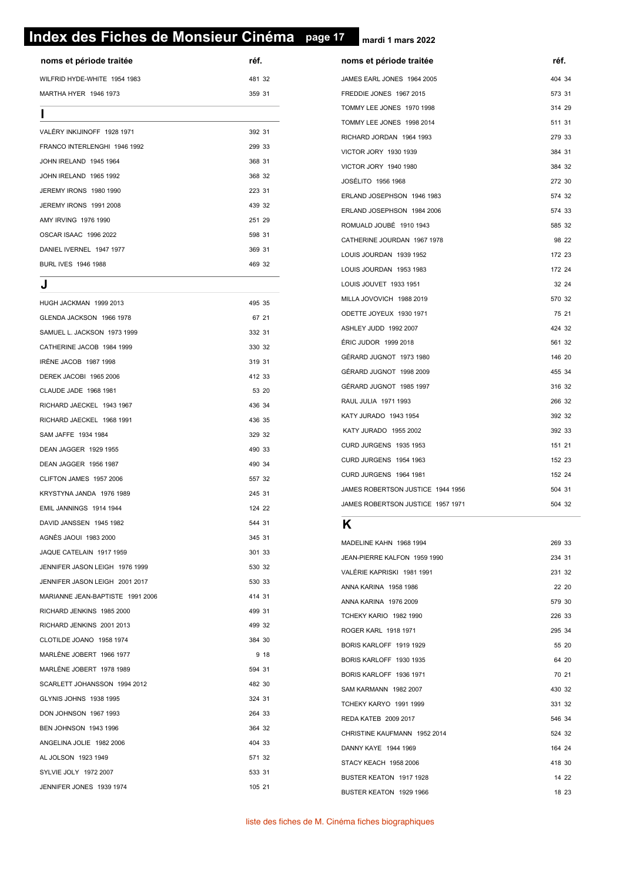# Index des Fiches de Monsieur Cinéma

mardi 1 mars 2022

| noms et période traitée | réf. |
|---|---|
| WILFRID HYDE-WHITE 1954 1983 | 481 32 |
| MARTHA HYER 1946 1973 | 359 31 |

## I

| noms et période traitée | réf. |
|---|---|
| VALÉRY INKIJINOFF 1928 1971 | 392 31 |
| FRANCO INTERLENGHI 1946 1992 | 299 33 |
| JOHN IRELAND 1945 1964 | 368 31 |
| JOHN IRELAND 1965 1992 | 368 32 |
| JEREMY IRONS 1980 1990 | 223 31 |
| JEREMY IRONS 1991 2008 | 439 32 |
| AMY IRVING 1976 1990 | 251 29 |
| OSCAR ISAAC 1996 2022 | 598 31 |
| DANIEL IVERNEL 1947 1977 | 369 31 |
| BURL IVES 1946 1988 | 469 32 |

## J

| noms et période traitée | réf. |
|---|---|
| HUGH JACKMAN 1999 2013 | 495 35 |
| GLENDA JACKSON 1966 1978 | 67 21 |
| SAMUEL L. JACKSON 1973 1999 | 332 31 |
| CATHERINE JACOB 1984 1999 | 330 32 |
| IRÈNE JACOB 1987 1998 | 319 31 |
| DEREK JACOBI 1965 2006 | 412 33 |
| CLAUDE JADE 1968 1981 | 53 20 |
| RICHARD JAECKEL 1943 1967 | 436 34 |
| RICHARD JAECKEL 1968 1991 | 436 35 |
| SAM JAFFE 1934 1984 | 329 32 |
| DEAN JAGGER 1929 1955 | 490 33 |
| DEAN JAGGER 1956 1987 | 490 34 |
| CLIFTON JAMES 1957 2006 | 557 32 |
| KRYSTYNA JANDA 1976 1989 | 245 31 |
| EMIL JANNINGS 1914 1944 | 124 22 |
| DAVID JANSSEN 1945 1982 | 544 31 |
| AGNÈS JAOUI 1983 2000 | 345 31 |
| JAQUE CATELAIN 1917 1959 | 301 33 |
| JENNIFER JASON LEIGH 1976 1999 | 530 32 |
| JENNIFER JASON LEIGH 2001 2017 | 530 33 |
| MARIANNE JEAN-BAPTISTE 1991 2006 | 414 31 |
| RICHARD JENKINS 1985 2000 | 499 31 |
| RICHARD JENKINS 2001 2013 | 499 32 |
| CLOTILDE JOANO 1958 1974 | 384 30 |
| MARLÈNE JOBERT 1966 1977 | 9 18 |
| MARLÈNE JOBERT 1978 1989 | 594 31 |
| SCARLETT JOHANSSON 1994 2012 | 482 30 |
| GLYNIS JOHNS 1938 1995 | 324 31 |
| DON JOHNSON 1967 1993 | 264 33 |
| BEN JOHNSON 1943 1996 | 364 32 |
| ANGELINA JOLIE 1982 2006 | 404 33 |
| AL JOLSON 1923 1949 | 571 32 |
| SYLVIE JOLY 1972 2007 | 533 31 |
| JENNIFER JONES 1939 1974 | 105 21 |
| JAMES EARL JONES 1964 2005 | 404 34 |
| FREDDIE JONES 1967 2015 | 573 31 |
| TOMMY LEE JONES 1970 1998 | 314 29 |
| TOMMY LEE JONES 1998 2014 | 511 31 |
| RICHARD JORDAN 1964 1993 | 279 33 |
| VICTOR JORY 1930 1939 | 384 31 |
| VICTOR JORY 1940 1980 | 384 32 |
| JOSÉLITO 1956 1968 | 272 30 |
| ERLAND JOSEPHSON 1946 1983 | 574 32 |
| ERLAND JOSEPHSON 1984 2006 | 574 33 |
| ROMUALD JOUBÉ 1910 1943 | 585 32 |
| CATHERINE JOURDAN 1967 1978 | 98 22 |
| LOUIS JOURDAN 1939 1952 | 172 23 |
| LOUIS JOURDAN 1953 1983 | 172 24 |
| LOUIS JOUVET 1933 1951 | 32 24 |
| MILLA JOVOVICH 1988 2019 | 570 32 |
| ODETTE JOYEUX 1930 1971 | 75 21 |
| ASHLEY JUDD 1992 2007 | 424 32 |
| ÉRIC JUDOR 1999 2018 | 561 32 |
| GÉRARD JUGNOT 1973 1980 | 146 20 |
| GÉRARD JUGNOT 1998 2009 | 455 34 |
| GÉRARD JUGNOT 1985 1997 | 316 32 |
| RAUL JULIA 1971 1993 | 266 32 |
| KATY JURADO 1943 1954 | 392 32 |
| KATY JURADO 1955 2002 | 392 33 |
| CURD JURGENS 1935 1953 | 151 21 |
| CURD JURGENS 1954 1963 | 152 23 |
| CURD JURGENS 1964 1981 | 152 24 |
| JAMES ROBERTSON JUSTICE 1944 1956 | 504 31 |
| JAMES ROBERTSON JUSTICE 1957 1971 | 504 32 |

## K

| noms et période traitée | réf. |
|---|---|
| MADELINE KAHN 1968 1994 | 269 33 |
| JEAN-PIERRE KALFON 1959 1990 | 234 31 |
| VALÉRIE KAPRISKI 1981 1991 | 231 32 |
| ANNA KARINA 1958 1986 | 22 20 |
| ANNA KARINA 1976 2009 | 579 30 |
| TCHEKY KARIO 1982 1990 | 226 33 |
| ROGER KARL 1918 1971 | 295 34 |
| BORIS KARLOFF 1919 1929 | 55 20 |
| BORIS KARLOFF 1930 1935 | 64 20 |
| BORIS KARLOFF 1936 1971 | 70 21 |
| SAM KARMANN 1982 2007 | 430 32 |
| TCHEKY KARYO 1991 1999 | 331 32 |
| REDA KATEB 2009 2017 | 546 34 |
| CHRISTINE KAUFMANN 1952 2014 | 524 32 |
| DANNY KAYE 1944 1969 | 164 24 |
| STACY KEACH 1958 2006 | 418 30 |
| BUSTER KEATON 1917 1928 | 14 22 |
| BUSTER KEATON 1929 1966 | 18 23 |

liste des fiches de M. Cinéma fiches biographiques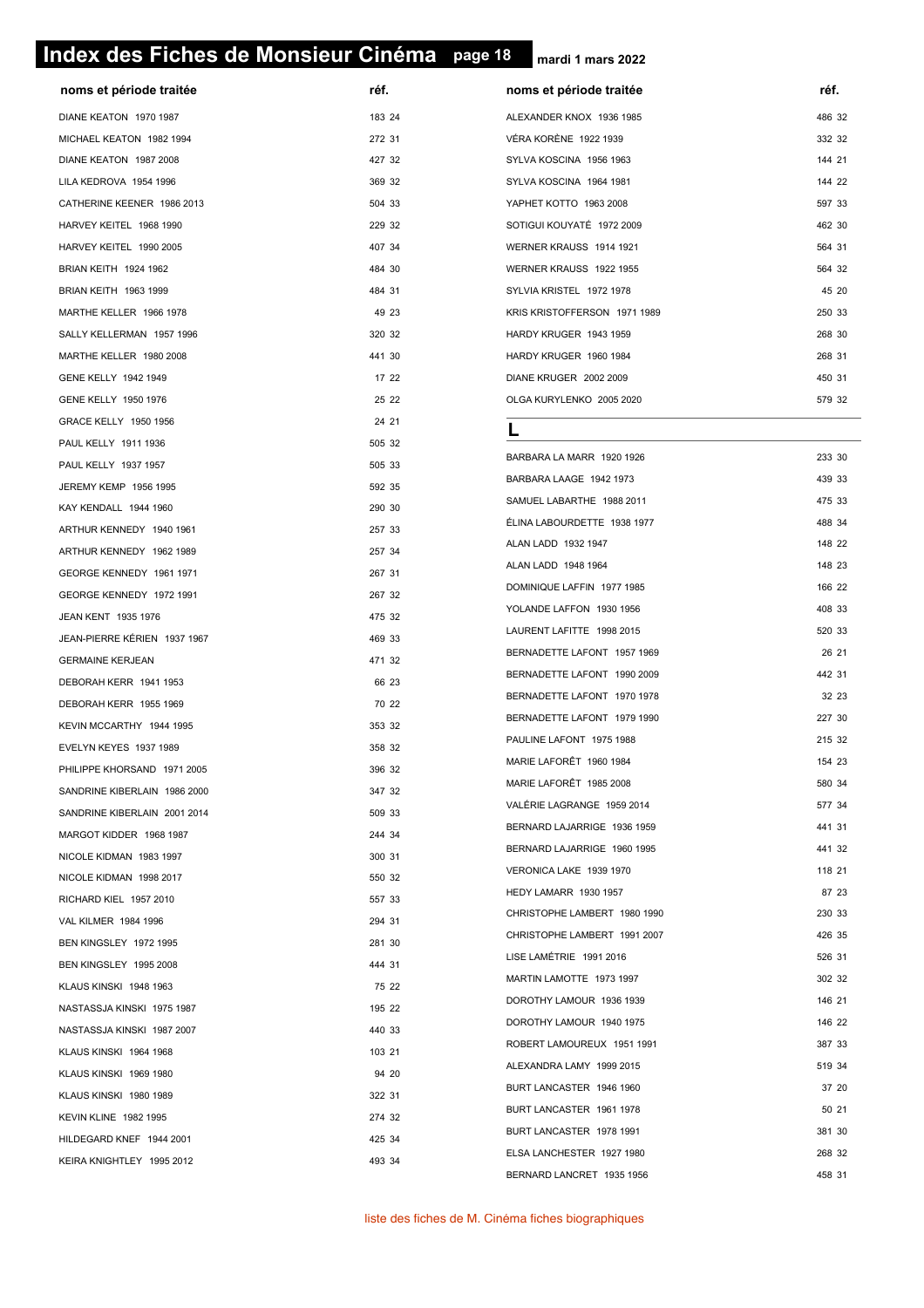# Index des Fiches de Monsieur Cinéma

mardi 1 mars 2022

| noms et période traitée | réf. |
|---|---|
| DIANE KEATON 1970 1987 | 183 24 |
| MICHAEL KEATON 1982 1994 | 272 31 |
| DIANE KEATON 1987 2008 | 427 32 |
| LILA KEDROVA 1954 1996 | 369 32 |
| CATHERINE KEENER 1986 2013 | 504 33 |
| HARVEY KEITEL 1968 1990 | 229 32 |
| HARVEY KEITEL 1990 2005 | 407 34 |
| BRIAN KEITH 1924 1962 | 484 30 |
| BRIAN KEITH 1963 1999 | 484 31 |
| MARTHE KELLER 1966 1978 | 49 23 |
| SALLY KELLERMAN 1957 1996 | 320 32 |
| MARTHE KELLER 1980 2008 | 441 30 |
| GENE KELLY 1942 1949 | 17 22 |
| GENE KELLY 1950 1976 | 25 22 |
| GRACE KELLY 1950 1956 | 24 21 |
| PAUL KELLY 1911 1936 | 505 32 |
| PAUL KELLY 1937 1957 | 505 33 |
| JEREMY KEMP 1956 1995 | 592 35 |
| KAY KENDALL 1944 1960 | 290 30 |
| ARTHUR KENNEDY 1940 1961 | 257 33 |
| ARTHUR KENNEDY 1962 1989 | 257 34 |
| GEORGE KENNEDY 1961 1971 | 267 31 |
| GEORGE KENNEDY 1972 1991 | 267 32 |
| JEAN KENT 1935 1976 | 475 32 |
| JEAN-PIERRE KÉRIEN 1937 1967 | 469 33 |
| GERMAINE KERJEAN | 471 32 |
| DEBORAH KERR 1941 1953 | 66 23 |
| DEBORAH KERR 1955 1969 | 70 22 |
| KEVIN MCCARTHY 1944 1995 | 353 32 |
| EVELYN KEYES 1937 1989 | 358 32 |
| PHILIPPE KHORSAND 1971 2005 | 396 32 |
| SANDRINE KIBERLAIN 1986 2000 | 347 32 |
| SANDRINE KIBERLAIN 2001 2014 | 509 33 |
| MARGOT KIDDER 1968 1987 | 244 34 |
| NICOLE KIDMAN 1983 1997 | 300 31 |
| NICOLE KIDMAN 1998 2017 | 550 32 |
| RICHARD KIEL 1957 2010 | 557 33 |
| VAL KILMER 1984 1996 | 294 31 |
| BEN KINGSLEY 1972 1995 | 281 30 |
| BEN KINGSLEY 1995 2008 | 444 31 |
| KLAUS KINSKI 1948 1963 | 75 22 |
| NASTASSJA KINSKI 1975 1987 | 195 22 |
| NASTASSJA KINSKI 1987 2007 | 440 33 |
| KLAUS KINSKI 1964 1968 | 103 21 |
| KLAUS KINSKI 1969 1980 | 94 20 |
| KLAUS KINSKI 1980 1989 | 322 31 |
| KEVIN KLINE 1982 1995 | 274 32 |
| HILDEGARD KNEF 1944 2001 | 425 34 |
| KEIRA KNIGHTLEY 1995 2012 | 493 34 |
| ALEXANDER KNOX 1936 1985 | 486 32 |
| VÉRA KORÈNE 1922 1939 | 332 32 |
| SYLVA KOSCINA 1956 1963 | 144 21 |
| SYLVA KOSCINA 1964 1981 | 144 22 |
| YAPHET KOTTO 1963 2008 | 597 33 |
| SOTIGUI KOUYATÉ 1972 2009 | 462 30 |
| WERNER KRAUSS 1914 1921 | 564 31 |
| WERNER KRAUSS 1922 1955 | 564 32 |
| SYLVIA KRISTEL 1972 1978 | 45 20 |
| KRIS KRISTOFFERSON 1971 1989 | 250 33 |
| HARDY KRUGER 1943 1959 | 268 30 |
| HARDY KRUGER 1960 1984 | 268 31 |
| DIANE KRUGER 2002 2009 | 450 31 |
| OLGA KURYLENKO 2005 2020 | 579 32 |

## L

| noms et période traitée | réf. |
|---|---|
| BARBARA LA MARR 1920 1926 | 233 30 |
| BARBARA LAAGE 1942 1973 | 439 33 |
| SAMUEL LABARTHE 1988 2011 | 475 33 |
| ÉLINA LABOURDETTE 1938 1977 | 488 34 |
| ALAN LADD 1932 1947 | 148 22 |
| ALAN LADD 1948 1964 | 148 23 |
| DOMINIQUE LAFFIN 1977 1985 | 166 22 |
| YOLANDE LAFFON 1930 1956 | 408 33 |
| LAURENT LAFITTE 1998 2015 | 520 33 |
| BERNADETTE LAFONT 1957 1969 | 26 21 |
| BERNADETTE LAFONT 1990 2009 | 442 31 |
| BERNADETTE LAFONT 1970 1978 | 32 23 |
| BERNADETTE LAFONT 1979 1990 | 227 30 |
| PAULINE LAFONT 1975 1988 | 215 32 |
| MARIE LAFORÊT 1960 1984 | 154 23 |
| MARIE LAFORÊT 1985 2008 | 580 34 |
| VALÉRIE LAGRANGE 1959 2014 | 577 34 |
| BERNARD LAJARRIGE 1936 1959 | 441 31 |
| BERNARD LAJARRIGE 1960 1995 | 441 32 |
| VERONICA LAKE 1939 1970 | 118 21 |
| HEDY LAMARR 1930 1957 | 87 23 |
| CHRISTOPHE LAMBERT 1980 1990 | 230 33 |
| CHRISTOPHE LAMBERT 1991 2007 | 426 35 |
| LISE LAMÉTRIE 1991 2016 | 526 31 |
| MARTIN LAMOTTE 1973 1997 | 302 32 |
| DOROTHY LAMOUR 1936 1939 | 146 21 |
| DOROTHY LAMOUR 1940 1975 | 146 22 |
| ROBERT LAMOUREUX 1951 1991 | 387 33 |
| ALEXANDRA LAMY 1999 2015 | 519 34 |
| BURT LANCASTER 1946 1960 | 37 20 |
| BURT LANCASTER 1961 1978 | 50 21 |
| BURT LANCASTER 1978 1991 | 381 30 |
| ELSA LANCHESTER 1927 1980 | 268 32 |
| BERNARD LANCRET 1935 1956 | 458 31 |

liste des fiches de M. Cinéma fiches biographiques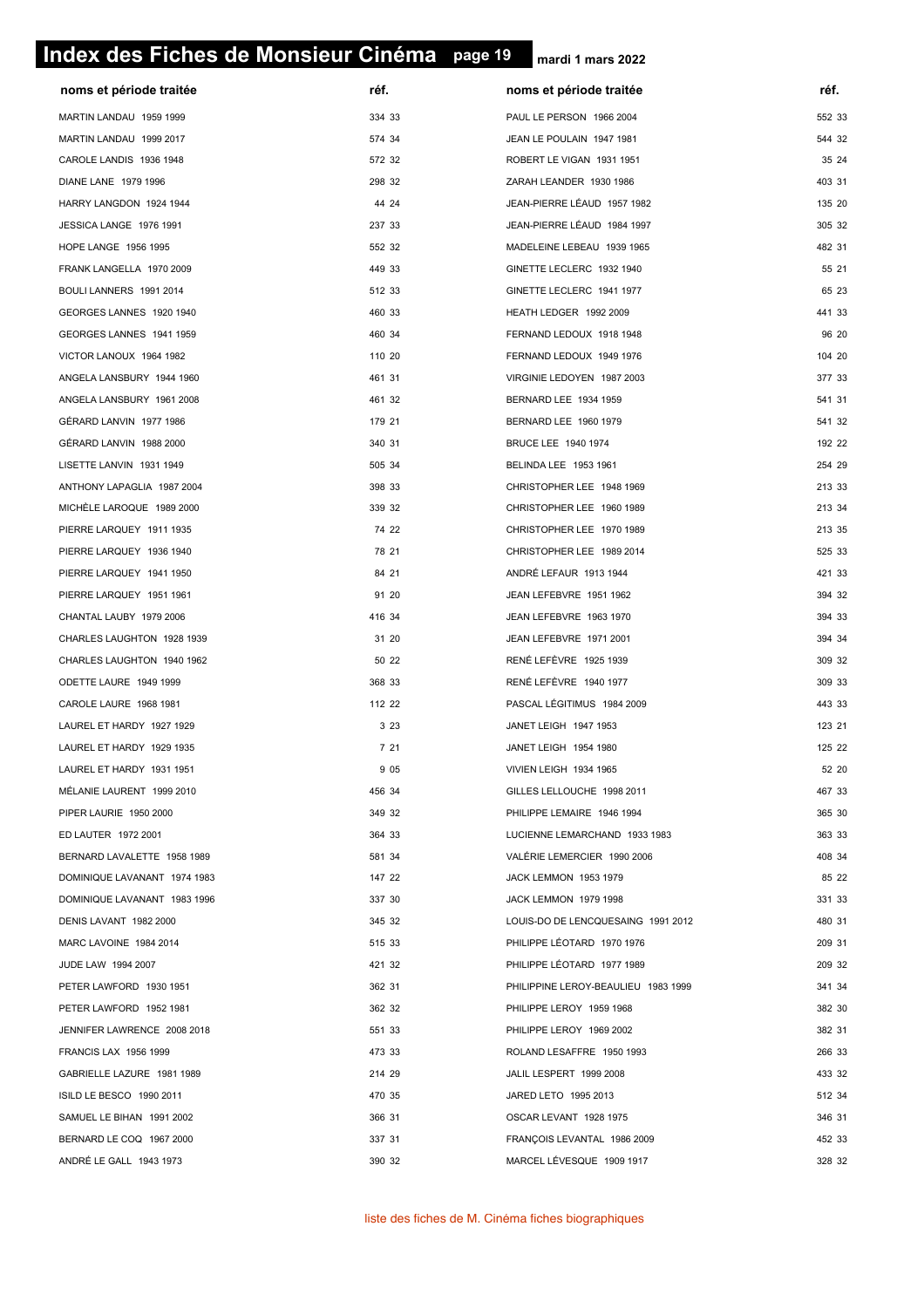# Index des Fiches de Monsieur Cinéma

mardi 1 mars 2022

| noms et période traitée | réf. |
|---|---|
| MARTIN LANDAU 1959 1999 | 334 33 |
| MARTIN LANDAU 1999 2017 | 574 34 |
| CAROLE LANDIS 1936 1948 | 572 32 |
| DIANE LANE 1979 1996 | 298 32 |
| HARRY LANGDON 1924 1944 | 44 24 |
| JESSICA LANGE 1976 1991 | 237 33 |
| HOPE LANGE 1956 1995 | 552 32 |
| FRANK LANGELLA 1970 2009 | 449 33 |
| BOULI LANNERS 1991 2014 | 512 33 |
| GEORGES LANNES 1920 1940 | 460 33 |
| GEORGES LANNES 1941 1959 | 460 34 |
| VICTOR LANOUX 1964 1982 | 110 20 |
| ANGELA LANSBURY 1944 1960 | 461 31 |
| ANGELA LANSBURY 1961 2008 | 461 32 |
| GÉRARD LANVIN 1977 1986 | 179 21 |
| GÉRARD LANVIN 1988 2000 | 340 31 |
| LISETTE LANVIN 1931 1949 | 505 34 |
| ANTHONY LAPAGLIA 1987 2004 | 398 33 |
| MICHÈLE LAROQUE 1989 2000 | 339 32 |
| PIERRE LARQUEY 1911 1935 | 74 22 |
| PIERRE LARQUEY 1936 1940 | 78 21 |
| PIERRE LARQUEY 1941 1950 | 84 21 |
| PIERRE LARQUEY 1951 1961 | 91 20 |
| CHANTAL LAUBY 1979 2006 | 416 34 |
| CHARLES LAUGHTON 1928 1939 | 31 20 |
| CHARLES LAUGHTON 1940 1962 | 50 22 |
| ODETTE LAURE 1949 1999 | 368 33 |
| CAROLE LAURE 1968 1981 | 112 22 |
| LAUREL ET HARDY 1927 1929 | 3 23 |
| LAUREL ET HARDY 1929 1935 | 7 21 |
| LAUREL ET HARDY 1931 1951 | 9 05 |
| MÉLANIE LAURENT 1999 2010 | 456 34 |
| PIPER LAURIE 1950 2000 | 349 32 |
| ED LAUTER 1972 2001 | 364 33 |
| BERNARD LAVALETTE 1958 1989 | 581 34 |
| DOMINIQUE LAVANANT 1974 1983 | 147 22 |
| DOMINIQUE LAVANANT 1983 1996 | 337 30 |
| DENIS LAVANT 1982 2000 | 345 32 |
| MARC LAVOINE 1984 2014 | 515 33 |
| JUDE LAW 1994 2007 | 421 32 |
| PETER LAWFORD 1930 1951 | 362 31 |
| PETER LAWFORD 1952 1981 | 362 32 |
| JENNIFER LAWRENCE 2008 2018 | 551 33 |
| FRANCIS LAX 1956 1999 | 473 33 |
| GABRIELLE LAZURE 1981 1989 | 214 29 |
| ISILD LE BESCO 1990 2011 | 470 35 |
| SAMUEL LE BIHAN 1991 2002 | 366 31 |
| BERNARD LE COQ 1967 2000 | 337 31 |
| ANDRÉ LE GALL 1943 1973 | 390 32 |
| PAUL LE PERSON 1966 2004 | 552 33 |
| JEAN LE POULAIN 1947 1981 | 544 32 |
| ROBERT LE VIGAN 1931 1951 | 35 24 |
| ZARAH LEANDER 1930 1986 | 403 31 |
| JEAN-PIERRE LÉAUD 1957 1982 | 135 20 |
| JEAN-PIERRE LÉAUD 1984 1997 | 305 32 |
| MADELEINE LEBEAU 1939 1965 | 482 31 |
| GINETTE LECLERC 1932 1940 | 55 21 |
| GINETTE LECLERC 1941 1977 | 65 23 |
| HEATH LEDGER 1992 2009 | 441 33 |
| FERNAND LEDOUX 1918 1948 | 96 20 |
| FERNAND LEDOUX 1949 1976 | 104 20 |
| VIRGINIE LEDOYEN 1987 2003 | 377 33 |
| BERNARD LEE 1934 1959 | 541 31 |
| BERNARD LEE 1960 1979 | 541 32 |
| BRUCE LEE 1940 1974 | 192 22 |
| BELINDA LEE 1953 1961 | 254 29 |
| CHRISTOPHER LEE 1948 1969 | 213 33 |
| CHRISTOPHER LEE 1960 1989 | 213 34 |
| CHRISTOPHER LEE 1970 1989 | 213 35 |
| CHRISTOPHER LEE 1989 2014 | 525 33 |
| ANDRÉ LEFAUR 1913 1944 | 421 33 |
| JEAN LEFEBVRE 1951 1962 | 394 32 |
| JEAN LEFEBVRE 1963 1970 | 394 33 |
| JEAN LEFEBVRE 1971 2001 | 394 34 |
| RENÉ LEFÈVRE 1925 1939 | 309 32 |
| RENÉ LEFÈVRE 1940 1977 | 309 33 |
| PASCAL LÉGITIMUS 1984 2009 | 443 33 |
| JANET LEIGH 1947 1953 | 123 21 |
| JANET LEIGH 1954 1980 | 125 22 |
| VIVIEN LEIGH 1934 1965 | 52 20 |
| GILLES LELLOUCHE 1998 2011 | 467 33 |
| PHILIPPE LEMAIRE 1946 1994 | 365 30 |
| LUCIENNE LEMARCHAND 1933 1983 | 363 33 |
| VALÉRIE LEMERCIER 1990 2006 | 408 34 |
| JACK LEMMON 1953 1979 | 85 22 |
| JACK LEMMON 1979 1998 | 331 33 |
| LOUIS-DO DE LENCQUESAING 1991 2012 | 480 31 |
| PHILIPPE LÉOTARD 1970 1976 | 209 31 |
| PHILIPPE LÉOTARD 1977 1989 | 209 32 |
| PHILIPPINE LEROY-BEAULIEU 1983 1999 | 341 34 |
| PHILIPPE LEROY 1959 1968 | 382 30 |
| PHILIPPE LEROY 1969 2002 | 382 31 |
| ROLAND LESAFFRE 1950 1993 | 266 33 |
| JALIL LESPERT 1999 2008 | 433 32 |
| JARED LETO 1995 2013 | 512 34 |
| OSCAR LEVANT 1928 1975 | 346 31 |
| FRANÇOIS LEVANTAL 1986 2009 | 452 33 |
| MARCEL LÉVESQUE 1909 1917 | 328 32 |

liste des fiches de M. Cinéma fiches biographiques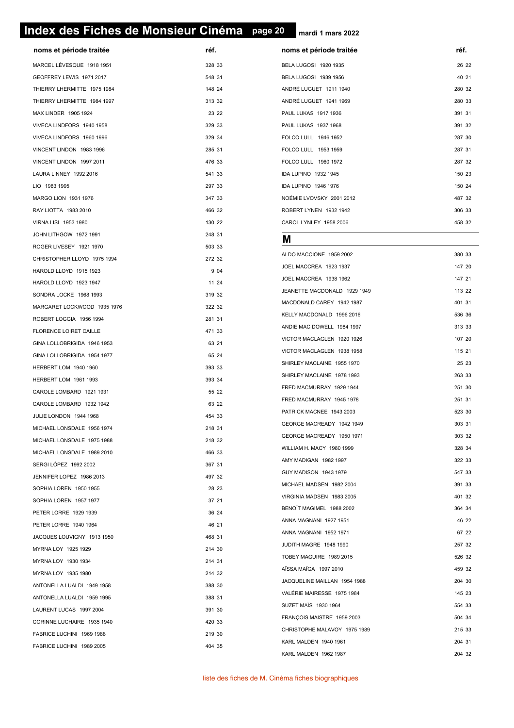# Index des Fiches de Monsieur Cinéma

mardi 1 mars 2022

| noms et période traitée | réf. |
|---|---|
| MARCEL LÉVESQUE 1918 1951 | 328 33 |
| GEOFFREY LEWIS 1971 2017 | 548 31 |
| THIERRY LHERMITTE 1975 1984 | 148 24 |
| THIERRY LHERMITTE 1984 1997 | 313 32 |
| MAX LINDER 1905 1924 | 23 22 |
| VIVECA LINDFORS 1940 1958 | 329 33 |
| VIVECA LINDFORS 1960 1996 | 329 34 |
| VINCENT LINDON 1983 1996 | 285 31 |
| VINCENT LINDON 1997 2011 | 476 33 |
| LAURA LINNEY 1992 2016 | 541 33 |
| LIO 1983 1995 | 297 33 |
| MARGO LION 1931 1976 | 347 33 |
| RAY LIOTTA 1983 2010 | 466 32 |
| VIRNA LISI 1953 1980 | 130 22 |
| JOHN LITHGOW 1972 1991 | 248 31 |
| ROGER LIVESEY 1921 1970 | 503 33 |
| CHRISTOPHER LLOYD 1975 1994 | 272 32 |
| HAROLD LLOYD 1915 1923 | 9 04 |
| HAROLD LLOYD 1923 1947 | 11 24 |
| SONDRA LOCKE 1968 1993 | 319 32 |
| MARGARET LOCKWOOD 1935 1976 | 322 32 |
| ROBERT LOGGIA 1956 1994 | 281 31 |
| FLORENCE LOIRET CAILLE | 471 33 |
| GINA LOLLOBRIGIDA 1946 1953 | 63 21 |
| GINA LOLLOBRIGIDA 1954 1977 | 65 24 |
| HERBERT LOM 1940 1960 | 393 33 |
| HERBERT LOM 1961 1993 | 393 34 |
| CAROLE LOMBARD 1921 1931 | 55 22 |
| CAROLE LOMBARD 1932 1942 | 63 22 |
| JULIE LONDON 1944 1968 | 454 33 |
| MICHAEL LONSDALE 1956 1974 | 218 31 |
| MICHAEL LONSDALE 1975 1988 | 218 32 |
| MICHAEL LONSDALE 1989 2010 | 466 33 |
| SERGI LÓPEZ 1992 2002 | 367 31 |
| JENNIFER LOPEZ 1986 2013 | 497 32 |
| SOPHIA LOREN 1950 1955 | 28 23 |
| SOPHIA LOREN 1957 1977 | 37 21 |
| PETER LORRE 1929 1939 | 36 24 |
| PETER LORRE 1940 1964 | 46 21 |
| JACQUES LOUVIGNY 1913 1950 | 468 31 |
| MYRNA LOY 1925 1929 | 214 30 |
| MYRNA LOY 1930 1934 | 214 31 |
| MYRNA LOY 1935 1980 | 214 32 |
| ANTONELLA LUALDI 1949 1958 | 388 30 |
| ANTONELLA LUALDI 1959 1995 | 388 31 |
| LAURENT LUCAS 1997 2004 | 391 30 |
| CORINNE LUCHAIRE 1935 1940 | 420 33 |
| FABRICE LUCHINI 1969 1988 | 219 30 |
| FABRICE LUCHINI 1989 2005 | 404 35 |
| BELA LUGOSI 1920 1935 | 26 22 |
| BELA LUGOSI 1939 1956 | 40 21 |
| ANDRÉ LUGUET 1911 1940 | 280 32 |
| ANDRÉ LUGUET 1941 1969 | 280 33 |
| PAUL LUKAS 1917 1936 | 391 31 |
| PAUL LUKAS 1937 1968 | 391 32 |
| FOLCO LULLI 1946 1952 | 287 30 |
| FOLCO LULLI 1953 1959 | 287 31 |
| FOLCO LULLI 1960 1972 | 287 32 |
| IDA LUPINO 1932 1945 | 150 23 |
| IDA LUPINO 1946 1976 | 150 24 |
| NOÉMIE LVOVSKY 2001 2012 | 487 32 |
| ROBERT LYNEN 1932 1942 | 306 33 |
| CAROL LYNLEY 1958 2006 | 458 32 |

## M

| noms et période traitée | réf. |
|---|---|
| ALDO MACCIONE 1959 2002 | 380 33 |
| JOEL MACCREA 1923 1937 | 147 20 |
| JOEL MACCREA 1938 1962 | 147 21 |
| JEANETTE MACDONALD 1929 1949 | 113 22 |
| MACDONALD CAREY 1942 1987 | 401 31 |
| KELLY MACDONALD 1996 2016 | 536 36 |
| ANDIE MAC DOWELL 1984 1997 | 313 33 |
| VICTOR MACLAGLEN 1920 1926 | 107 20 |
| VICTOR MACLAGLEN 1938 1958 | 115 21 |
| SHIRLEY MACLAINE 1955 1970 | 25 23 |
| SHIRLEY MACLAINE 1978 1993 | 263 33 |
| FRED MACMURRAY 1929 1944 | 251 30 |
| FRED MACMURRAY 1945 1978 | 251 31 |
| PATRICK MACNEE 1943 2003 | 523 30 |
| GEORGE MACREADY 1942 1949 | 303 31 |
| GEORGE MACREADY 1950 1971 | 303 32 |
| WILLIAM H. MACY 1980 1999 | 328 34 |
| AMY MADIGAN 1982 1997 | 322 33 |
| GUY MADISON 1943 1979 | 547 33 |
| MICHAEL MADSEN 1982 2004 | 391 33 |
| VIRGINIA MADSEN 1983 2005 | 401 32 |
| BENOÎT MAGIMEL 1988 2002 | 364 34 |
| ANNA MAGNANI 1927 1951 | 46 22 |
| ANNA MAGNANI 1952 1971 | 67 22 |
| JUDITH MAGRE 1948 1990 | 257 32 |
| TOBEY MAGUIRE 1989 2015 | 526 32 |
| AÏSSA MAÏGA 1997 2010 | 459 32 |
| JACQUELINE MAILLAN 1954 1988 | 204 30 |
| VALÉRIE MAIRESSE 1975 1984 | 145 23 |
| SUZET MAÏS 1930 1964 | 554 33 |
| FRANÇOIS MAISTRE 1959 2003 | 504 34 |
| CHRISTOPHE MALAVOY 1975 1989 | 215 33 |
| KARL MALDEN 1940 1961 | 204 31 |
| KARL MALDEN 1962 1987 | 204 32 |

liste des fiches de M. Cinéma fiches biographiques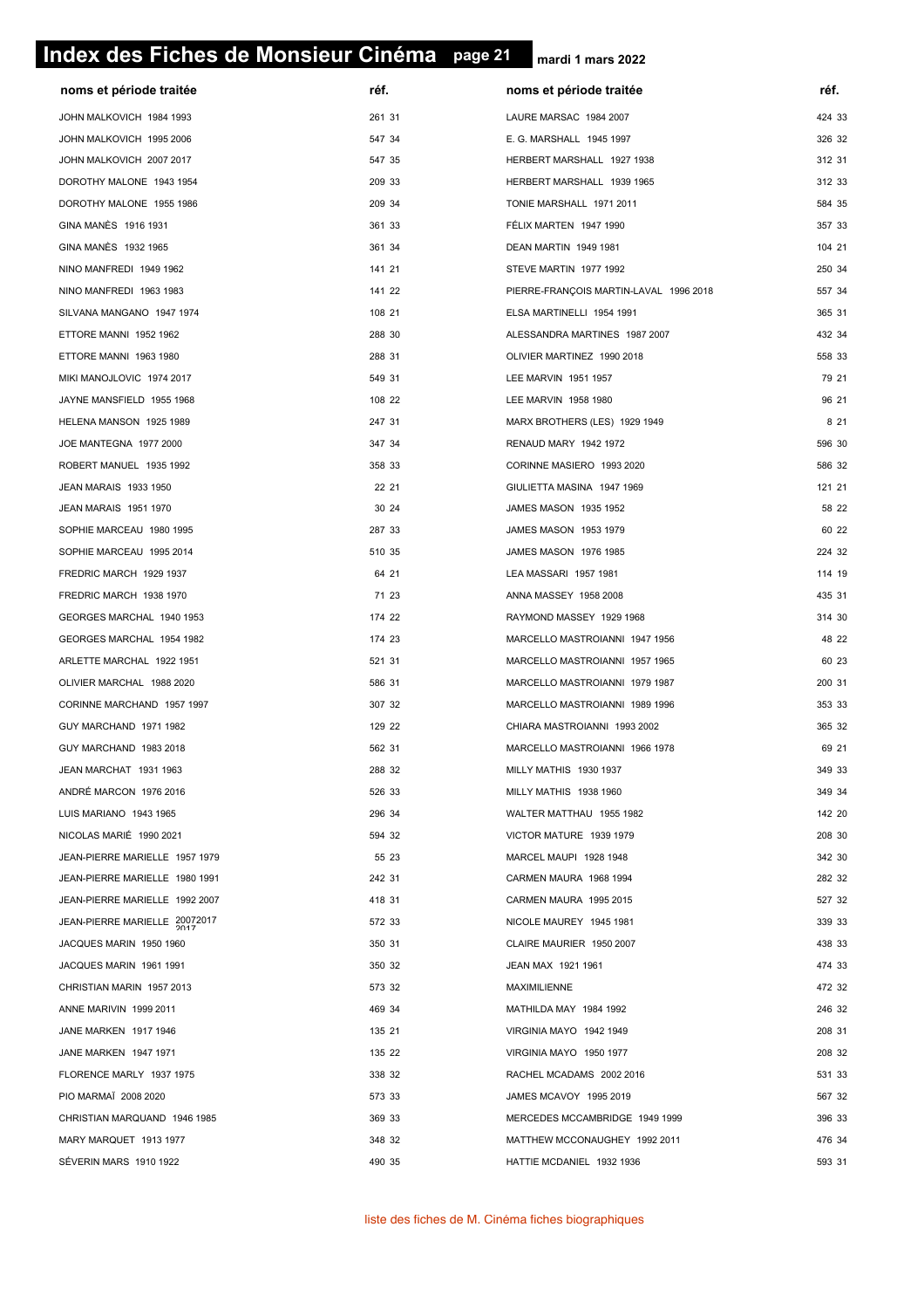# Index des Fiches de Monsieur Cinéma

mardi 1 mars 2022

| noms et période traitée | réf. |
|---|---|
| JOHN MALKOVICH 1984 1993 | 261 31 |
| JOHN MALKOVICH 1995 2006 | 547 34 |
| JOHN MALKOVICH 2007 2017 | 547 35 |
| DOROTHY MALONE 1943 1954 | 209 33 |
| DOROTHY MALONE 1955 1986 | 209 34 |
| GINA MANÈS 1916 1931 | 361 33 |
| GINA MANÈS 1932 1965 | 361 34 |
| NINO MANFREDI 1949 1962 | 141 21 |
| NINO MANFREDI 1963 1983 | 141 22 |
| SILVANA MANGANO 1947 1974 | 108 21 |
| ETTORE MANNI 1952 1962 | 288 30 |
| ETTORE MANNI 1963 1980 | 288 31 |
| MIKI MANOJLOVIC 1974 2017 | 549 31 |
| JAYNE MANSFIELD 1955 1968 | 108 22 |
| HELENA MANSON 1925 1989 | 247 31 |
| JOE MANTEGNA 1977 2000 | 347 34 |
| ROBERT MANUEL 1935 1992 | 358 33 |
| JEAN MARAIS 1933 1950 | 22 21 |
| JEAN MARAIS 1951 1970 | 30 24 |
| SOPHIE MARCEAU 1980 1995 | 287 33 |
| SOPHIE MARCEAU 1995 2014 | 510 35 |
| FREDRIC MARCH 1929 1937 | 64 21 |
| FREDRIC MARCH 1938 1970 | 71 23 |
| GEORGES MARCHAL 1940 1953 | 174 22 |
| GEORGES MARCHAL 1954 1982 | 174 23 |
| ARLETTE MARCHAL 1922 1951 | 521 31 |
| OLIVIER MARCHAL 1988 2020 | 586 31 |
| CORINNE MARCHAND 1957 1997 | 307 32 |
| GUY MARCHAND 1971 1982 | 129 22 |
| GUY MARCHAND 1983 2018 | 562 31 |
| JEAN MARCHAT 1931 1963 | 288 32 |
| ANDRÉ MARCON 1976 2016 | 526 33 |
| LUIS MARIANO 1943 1965 | 296 34 |
| NICOLAS MARIÉ 1990 2021 | 594 32 |
| JEAN-PIERRE MARIELLE 1957 1979 | 55 23 |
| JEAN-PIERRE MARIELLE 1980 1991 | 242 31 |
| JEAN-PIERRE MARIELLE 1992 2007 | 418 31 |
| JEAN-PIERRE MARIELLE 2007 2017 | 572 33 |
| JACQUES MARIN 1950 1960 | 350 31 |
| JACQUES MARIN 1961 1991 | 350 32 |
| CHRISTIAN MARIN 1957 2013 | 573 32 |
| ANNE MARIVIN 1999 2011 | 469 34 |
| JANE MARKEN 1917 1946 | 135 21 |
| JANE MARKEN 1947 1971 | 135 22 |
| FLORENCE MARLY 1937 1975 | 338 32 |
| PIO MARMAÏ 2008 2020 | 573 33 |
| CHRISTIAN MARQUAND 1946 1985 | 369 33 |
| MARY MARQUET 1913 1977 | 348 32 |
| SÉVERIN MARS 1910 1922 | 490 35 |
| LAURE MARSAC 1984 2007 | 424 33 |
| E. G. MARSHALL 1945 1997 | 326 32 |
| HERBERT MARSHALL 1927 1938 | 312 31 |
| HERBERT MARSHALL 1939 1965 | 312 33 |
| TONIE MARSHALL 1971 2011 | 584 35 |
| FÉLIX MARTEN 1947 1990 | 357 33 |
| DEAN MARTIN 1949 1981 | 104 21 |
| STEVE MARTIN 1977 1992 | 250 34 |
| PIERRE-FRANÇOIS MARTIN-LAVAL 1996 2018 | 557 34 |
| ELSA MARTINELLI 1954 1991 | 365 31 |
| ALESSANDRA MARTINES 1987 2007 | 432 34 |
| OLIVIER MARTINEZ 1990 2018 | 558 33 |
| LEE MARVIN 1951 1957 | 79 21 |
| LEE MARVIN 1958 1980 | 96 21 |
| MARX BROTHERS (LES) 1929 1949 | 8 21 |
| RENAUD MARY 1942 1972 | 596 30 |
| CORINNE MASIERO 1993 2020 | 586 32 |
| GIULIETTA MASINA 1947 1969 | 121 21 |
| JAMES MASON 1935 1952 | 58 22 |
| JAMES MASON 1953 1979 | 60 22 |
| JAMES MASON 1976 1985 | 224 32 |
| LEA MASSARI 1957 1981 | 114 19 |
| ANNA MASSEY 1958 2008 | 435 31 |
| RAYMOND MASSEY 1929 1968 | 314 30 |
| MARCELLO MASTROIANNI 1947 1956 | 48 22 |
| MARCELLO MASTROIANNI 1957 1965 | 60 23 |
| MARCELLO MASTROIANNI 1979 1987 | 200 31 |
| MARCELLO MASTROIANNI 1989 1996 | 353 33 |
| CHIARA MASTROIANNI 1993 2002 | 365 32 |
| MARCELLO MASTROIANNI 1966 1978 | 69 21 |
| MILLY MATHIS 1930 1937 | 349 33 |
| MILLY MATHIS 1938 1960 | 349 34 |
| WALTER MATTHAU 1955 1982 | 142 20 |
| VICTOR MATURE 1939 1979 | 208 30 |
| MARCEL MAUPI 1928 1948 | 342 30 |
| CARMEN MAURA 1968 1994 | 282 32 |
| CARMEN MAURA 1995 2015 | 527 32 |
| NICOLE MAUREY 1945 1981 | 339 33 |
| CLAIRE MAURIER 1950 2007 | 438 33 |
| JEAN MAX 1921 1961 | 474 33 |
| MAXIMILIENNE | 472 32 |
| MATHILDA MAY 1984 1992 | 246 32 |
| VIRGINIA MAYO 1942 1949 | 208 31 |
| VIRGINIA MAYO 1950 1977 | 208 32 |
| RACHEL MCADAMS 2002 2016 | 531 33 |
| JAMES MCAVOY 1995 2019 | 567 32 |
| MERCEDES MCCAMBRIDGE 1949 1999 | 396 33 |
| MATTHEW MCCONAUGHEY 1992 2011 | 476 34 |
| HATTIE MCDANIEL 1932 1936 | 593 31 |

liste des fiches de M. Cinéma fiches biographiques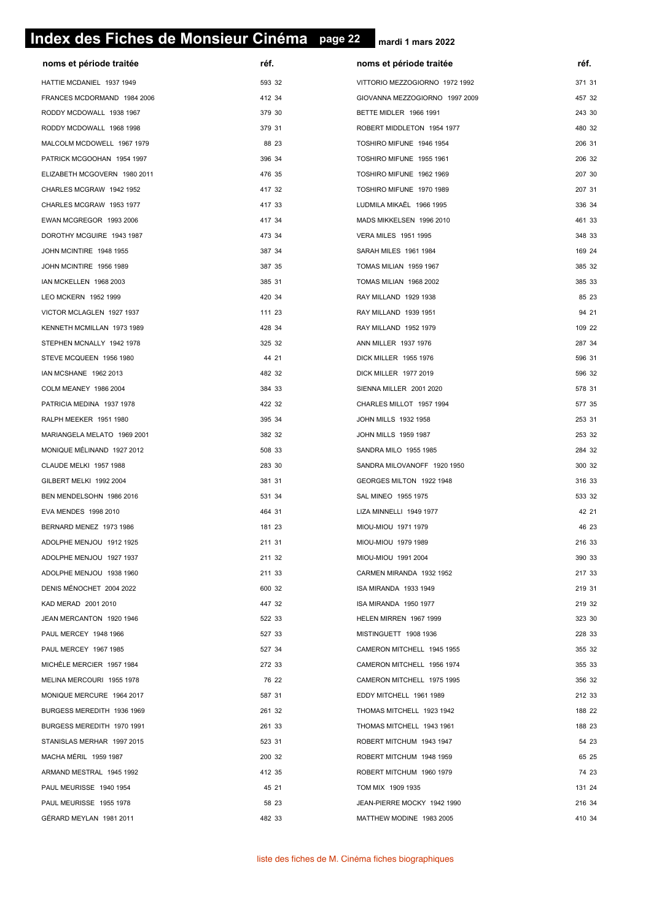# Index des Fiches de Monsieur Cinéma

mardi 1 mars 2022

| noms et période traitée | réf. |
|---|---|
| HATTIE MCDANIEL 1937 1949 | 593 32 |
| FRANCES MCDORMAND 1984 2006 | 412 34 |
| RODDY MCDOWALL 1938 1967 | 379 30 |
| RODDY MCDOWALL 1968 1998 | 379 31 |
| MALCOLM MCDOWELL 1967 1979 | 88 23 |
| PATRICK MCGOOHAN 1954 1997 | 396 34 |
| ELIZABETH MCGOVERN 1980 2011 | 476 35 |
| CHARLES MCGRAW 1942 1952 | 417 32 |
| CHARLES MCGRAW 1953 1977 | 417 33 |
| EWAN MCGREGOR 1993 2006 | 417 34 |
| DOROTHY MCGUIRE 1943 1987 | 473 34 |
| JOHN MCINTIRE 1948 1955 | 387 34 |
| JOHN MCINTIRE 1956 1989 | 387 35 |
| IAN MCKELLEN 1968 2003 | 385 31 |
| LEO MCKERN 1952 1999 | 420 34 |
| VICTOR MCLAGLEN 1927 1937 | 111 23 |
| KENNETH MCMILLAN 1973 1989 | 428 34 |
| STEPHEN MCNALLY 1942 1978 | 325 32 |
| STEVE MCQUEEN 1956 1980 | 44 21 |
| IAN MCSHANE 1962 2013 | 482 32 |
| COLM MEANEY 1986 2004 | 384 33 |
| PATRICIA MEDINA 1937 1978 | 422 32 |
| RALPH MEEKER 1951 1980 | 395 34 |
| MARIANGELA MELATO 1969 2001 | 382 32 |
| MONIQUE MÉLINAND 1927 2012 | 508 33 |
| CLAUDE MELKI 1957 1988 | 283 30 |
| GILBERT MELKI 1992 2004 | 381 31 |
| BEN MENDELSOHN 1986 2016 | 531 34 |
| EVA MENDES 1998 2010 | 464 31 |
| BERNARD MENEZ 1973 1986 | 181 23 |
| ADOLPHE MENJOU 1912 1925 | 211 31 |
| ADOLPHE MENJOU 1927 1937 | 211 32 |
| ADOLPHE MENJOU 1938 1960 | 211 33 |
| DENIS MÉNOCHET 2004 2022 | 600 32 |
| KAD MERAD 2001 2010 | 447 32 |
| JEAN MERCANTON 1920 1946 | 522 33 |
| PAUL MERCEY 1948 1966 | 527 33 |
| PAUL MERCEY 1967 1985 | 527 34 |
| MICHÈLE MERCIER 1957 1984 | 272 33 |
| MELINA MERCOURI 1955 1978 | 76 22 |
| MONIQUE MERCURE 1964 2017 | 587 31 |
| BURGESS MEREDITH 1936 1969 | 261 32 |
| BURGESS MEREDITH 1970 1991 | 261 33 |
| STANISLAS MERHAR 1997 2015 | 523 31 |
| MACHA MÉRIL 1959 1987 | 200 32 |
| ARMAND MESTRAL 1945 1992 | 412 35 |
| PAUL MEURISSE 1940 1954 | 45 21 |
| PAUL MEURISSE 1955 1978 | 58 23 |
| GÉRARD MEYLAN 1981 2011 | 482 33 |
| VITTORIO MEZZOGIORNO 1972 1992 | 371 31 |
| GIOVANNA MEZZOGIORNO 1997 2009 | 457 32 |
| BETTE MIDLER 1966 1991 | 243 30 |
| ROBERT MIDDLETON 1954 1977 | 480 32 |
| TOSHIRO MIFUNE 1946 1954 | 206 31 |
| TOSHIRO MIFUNE 1955 1961 | 206 32 |
| TOSHIRO MIFUNE 1962 1969 | 207 30 |
| TOSHIRO MIFUNE 1970 1989 | 207 31 |
| LUDMILA MIKAËL 1966 1995 | 336 34 |
| MADS MIKKELSEN 1996 2010 | 461 33 |
| VERA MILES 1951 1995 | 348 33 |
| SARAH MILES 1961 1984 | 169 24 |
| TOMAS MILIAN 1959 1967 | 385 32 |
| TOMAS MILIAN 1968 2002 | 385 33 |
| RAY MILLAND 1929 1938 | 85 23 |
| RAY MILLAND 1939 1951 | 94 21 |
| RAY MILLAND 1952 1979 | 109 22 |
| ANN MILLER 1937 1976 | 287 34 |
| DICK MILLER 1955 1976 | 596 31 |
| DICK MILLER 1977 2019 | 596 32 |
| SIENNA MILLER 2001 2020 | 578 31 |
| CHARLES MILLOT 1957 1994 | 577 35 |
| JOHN MILLS 1932 1958 | 253 31 |
| JOHN MILLS 1959 1987 | 253 32 |
| SANDRA MILO 1955 1985 | 284 32 |
| SANDRA MILOVANOFF 1920 1950 | 300 32 |
| GEORGES MILTON 1922 1948 | 316 33 |
| SAL MINEO 1955 1975 | 533 32 |
| LIZA MINNELLI 1949 1977 | 42 21 |
| MIOU-MIOU 1971 1979 | 46 23 |
| MIOU-MIOU 1979 1989 | 216 33 |
| MIOU-MIOU 1991 2004 | 390 33 |
| CARMEN MIRANDA 1932 1952 | 217 33 |
| ISA MIRANDA 1933 1949 | 219 31 |
| ISA MIRANDA 1950 1977 | 219 32 |
| HELEN MIRREN 1967 1999 | 323 30 |
| MISTINGUETT 1908 1936 | 228 33 |
| CAMERON MITCHELL 1945 1955 | 355 32 |
| CAMERON MITCHELL 1956 1974 | 355 33 |
| CAMERON MITCHELL 1975 1995 | 356 32 |
| EDDY MITCHELL 1961 1989 | 212 33 |
| THOMAS MITCHELL 1923 1942 | 188 22 |
| THOMAS MITCHELL 1943 1961 | 188 23 |
| ROBERT MITCHUM 1943 1947 | 54 23 |
| ROBERT MITCHUM 1948 1959 | 65 25 |
| ROBERT MITCHUM 1960 1979 | 74 23 |
| TOM MIX 1909 1935 | 131 24 |
| JEAN-PIERRE MOCKY 1942 1990 | 216 34 |
| MATTHEW MODINE 1983 2005 | 410 34 |

liste des fiches de M. Cinéma fiches biographiques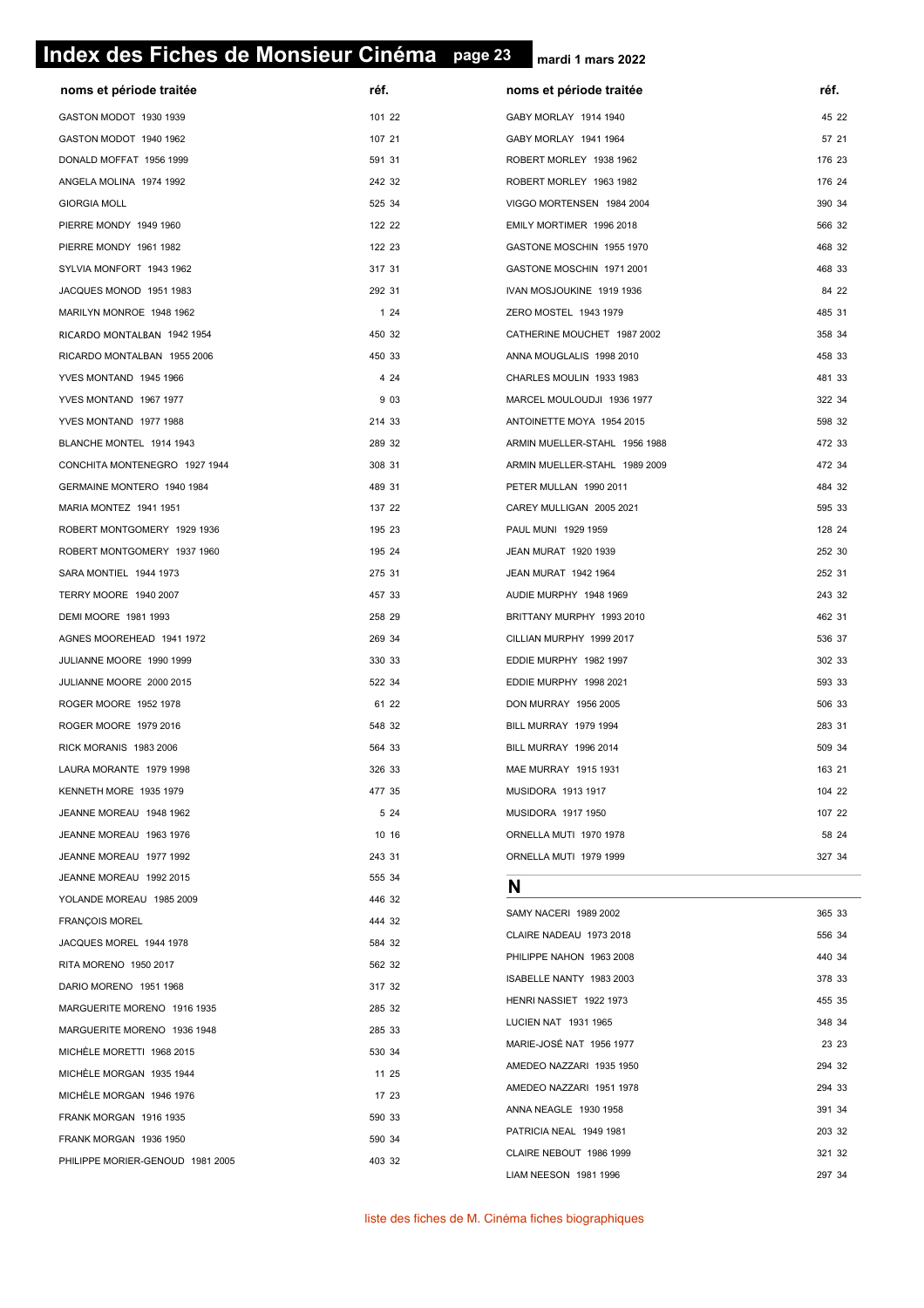# Index des Fiches de Monsieur Cinéma

mardi 1 mars 2022

| noms et période traitée | réf. |
|---|---|
| GASTON MODOT 1930 1939 | 101 22 |
| GASTON MODOT 1940 1962 | 107 21 |
| DONALD MOFFAT 1956 1999 | 591 31 |
| ANGELA MOLINA 1974 1992 | 242 32 |
| GIORGIA MOLL | 525 34 |
| PIERRE MONDY 1949 1960 | 122 22 |
| PIERRE MONDY 1961 1982 | 122 23 |
| SYLVIA MONFORT 1943 1962 | 317 31 |
| JACQUES MONOD 1951 1983 | 292 31 |
| MARILYN MONROE 1948 1962 | 1 24 |
| RICARDO MONTALBAN 1942 1954 | 450 32 |
| RICARDO MONTALBAN 1955 2006 | 450 33 |
| YVES MONTAND 1945 1966 | 4 24 |
| YVES MONTAND 1967 1977 | 9 03 |
| YVES MONTAND 1977 1988 | 214 33 |
| BLANCHE MONTEL 1914 1943 | 289 32 |
| CONCHITA MONTENEGRO 1927 1944 | 308 31 |
| GERMAINE MONTERO 1940 1984 | 489 31 |
| MARIA MONTEZ 1941 1951 | 137 22 |
| ROBERT MONTGOMERY 1929 1936 | 195 23 |
| ROBERT MONTGOMERY 1937 1960 | 195 24 |
| SARA MONTIEL 1944 1973 | 275 31 |
| TERRY MOORE 1940 2007 | 457 33 |
| DEMI MOORE 1981 1993 | 258 29 |
| AGNES MOOREHEAD 1941 1972 | 269 34 |
| JULIANNE MOORE 1990 1999 | 330 33 |
| JULIANNE MOORE 2000 2015 | 522 34 |
| ROGER MOORE 1952 1978 | 61 22 |
| ROGER MOORE 1979 2016 | 548 32 |
| RICK MORANIS 1983 2006 | 564 33 |
| LAURA MORANTE 1979 1998 | 326 33 |
| KENNETH MORE 1935 1979 | 477 35 |
| JEANNE MOREAU 1948 1962 | 5 24 |
| JEANNE MOREAU 1963 1976 | 10 16 |
| JEANNE MOREAU 1977 1992 | 243 31 |
| JEANNE MOREAU 1992 2015 | 555 34 |
| YOLANDE MOREAU 1985 2009 | 446 32 |
| FRANÇOIS MOREL | 444 32 |
| JACQUES MOREL 1944 1978 | 584 32 |
| RITA MORENO 1950 2017 | 562 32 |
| DARIO MORENO 1951 1968 | 317 32 |
| MARGUERITE MORENO 1916 1935 | 285 32 |
| MARGUERITE MORENO 1936 1948 | 285 33 |
| MICHÈLE MORETTI 1968 2015 | 530 34 |
| MICHÈLE MORGAN 1935 1944 | 11 25 |
| MICHÈLE MORGAN 1946 1976 | 17 23 |
| FRANK MORGAN 1916 1935 | 590 33 |
| FRANK MORGAN 1936 1950 | 590 34 |
| PHILIPPE MORIER-GENOUD 1981 2005 | 403 32 |
| GABY MORLAY 1914 1940 | 45 22 |
| GABY MORLAY 1941 1964 | 57 21 |
| ROBERT MORLEY 1938 1962 | 176 23 |
| ROBERT MORLEY 1963 1982 | 176 24 |
| VIGGO MORTENSEN 1984 2004 | 390 34 |
| EMILY MORTIMER 1996 2018 | 566 32 |
| GASTONE MOSCHIN 1955 1970 | 468 32 |
| GASTONE MOSCHIN 1971 2001 | 468 33 |
| IVAN MOSJOUKINE 1919 1936 | 84 22 |
| ZERO MOSTEL 1943 1979 | 485 31 |
| CATHERINE MOUCHET 1987 2002 | 358 34 |
| ANNA MOUGLALIS 1998 2010 | 458 33 |
| CHARLES MOULIN 1933 1983 | 481 33 |
| MARCEL MOULOUDJI 1936 1977 | 322 34 |
| ANTOINETTE MOYA 1954 2015 | 598 32 |
| ARMIN MUELLER-STAHL 1956 1988 | 472 33 |
| ARMIN MUELLER-STAHL 1989 2009 | 472 34 |
| PETER MULLAN 1990 2011 | 484 32 |
| CAREY MULLIGAN 2005 2021 | 595 33 |
| PAUL MUNI 1929 1959 | 128 24 |
| JEAN MURAT 1920 1939 | 252 30 |
| JEAN MURAT 1942 1964 | 252 31 |
| AUDIE MURPHY 1948 1969 | 243 32 |
| BRITTANY MURPHY 1993 2010 | 462 31 |
| CILLIAN MURPHY 1999 2017 | 536 37 |
| EDDIE MURPHY 1982 1997 | 302 33 |
| EDDIE MURPHY 1998 2021 | 593 33 |
| DON MURRAY 1956 2005 | 506 33 |
| BILL MURRAY 1979 1994 | 283 31 |
| BILL MURRAY 1996 2014 | 509 34 |
| MAE MURRAY 1915 1931 | 163 21 |
| MUSIDORA 1913 1917 | 104 22 |
| MUSIDORA 1917 1950 | 107 22 |
| ORNELLA MUTI 1970 1978 | 58 24 |
| ORNELLA MUTI 1979 1999 | 327 34 |

## N

| noms et période traitée | réf. |
|---|---|
| SAMY NACERI 1989 2002 | 365 33 |
| CLAIRE NADEAU 1973 2018 | 556 34 |
| PHILIPPE NAHON 1963 2008 | 440 34 |
| ISABELLE NANTY 1983 2003 | 378 33 |
| HENRI NASSIET 1922 1973 | 455 35 |
| LUCIEN NAT 1931 1965 | 348 34 |
| MARIE-JOSÉ NAT 1956 1977 | 23 23 |
| AMEDEO NAZZARI 1935 1950 | 294 32 |
| AMEDEO NAZZARI 1951 1978 | 294 33 |
| ANNA NEAGLE 1930 1958 | 391 34 |
| PATRICIA NEAL 1949 1981 | 203 32 |
| CLAIRE NEBOUT 1986 1999 | 321 32 |
| LIAM NEESON 1981 1996 | 297 34 |

liste des fiches de M. Cinéma fiches biographiques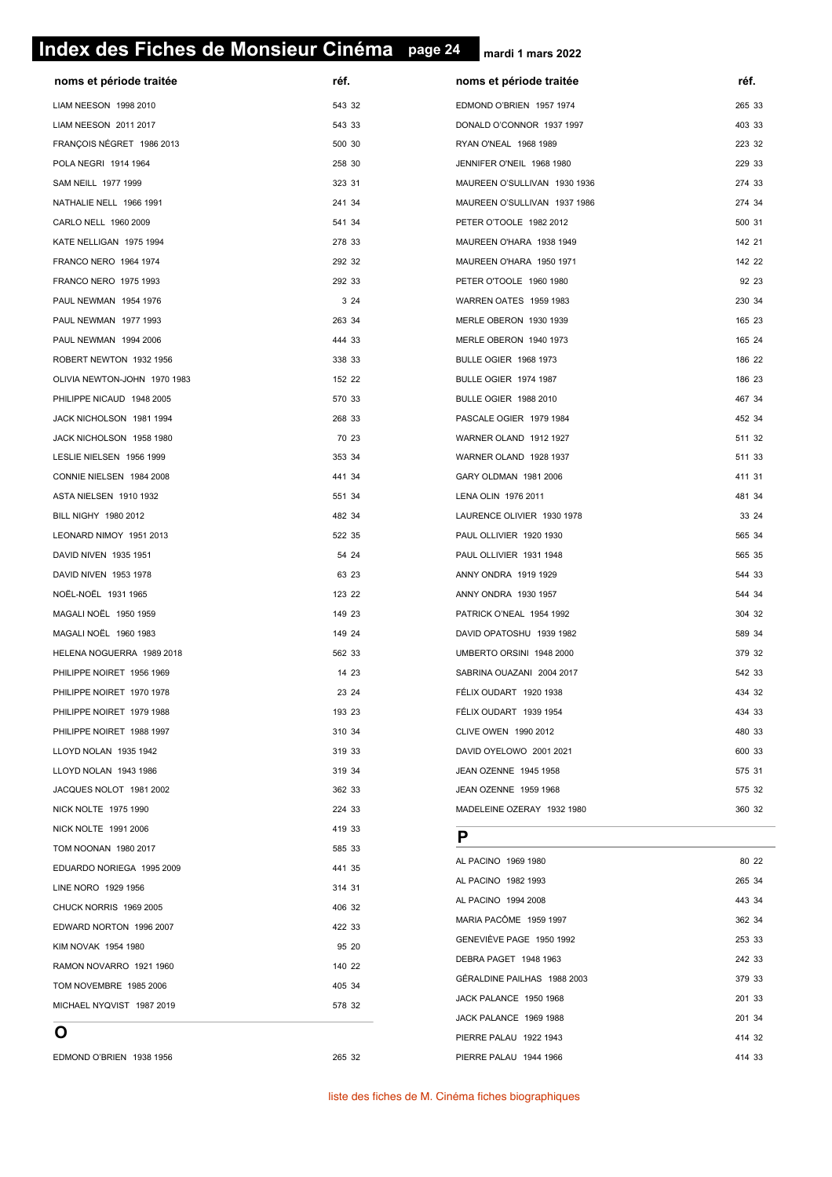# Index des Fiches de Monsieur Cinéma

mardi 1 mars 2022

| noms et période traitée | réf. |
|---|---|
| LIAM NEESON 1998 2010 | 543 32 |
| LIAM NEESON 2011 2017 | 543 33 |
| FRANÇOIS NÉGRET 1986 2013 | 500 30 |
| POLA NEGRI 1914 1964 | 258 30 |
| SAM NEILL 1977 1999 | 323 31 |
| NATHALIE NELL 1966 1991 | 241 34 |
| CARLO NELL 1960 2009 | 541 34 |
| KATE NELLIGAN 1975 1994 | 278 33 |
| FRANCO NERO 1964 1974 | 292 32 |
| FRANCO NERO 1975 1993 | 292 33 |
| PAUL NEWMAN 1954 1976 | 3 24 |
| PAUL NEWMAN 1977 1993 | 263 34 |
| PAUL NEWMAN 1994 2006 | 444 33 |
| ROBERT NEWTON 1932 1956 | 338 33 |
| OLIVIA NEWTON-JOHN 1970 1983 | 152 22 |
| PHILIPPE NICAUD 1948 2005 | 570 33 |
| JACK NICHOLSON 1981 1994 | 268 33 |
| JACK NICHOLSON 1958 1980 | 70 23 |
| LESLIE NIELSEN 1956 1999 | 353 34 |
| CONNIE NIELSEN 1984 2008 | 441 34 |
| ASTA NIELSEN 1910 1932 | 551 34 |
| BILL NIGHY 1980 2012 | 482 34 |
| LEONARD NIMOY 1951 2013 | 522 35 |
| DAVID NIVEN 1935 1951 | 54 24 |
| DAVID NIVEN 1953 1978 | 63 23 |
| NOËL-NOËL 1931 1965 | 123 22 |
| MAGALI NOËL 1950 1959 | 149 23 |
| MAGALI NOËL 1960 1983 | 149 24 |
| HELENA NOGUERRA 1989 2018 | 562 33 |
| PHILIPPE NOIRET 1956 1969 | 14 23 |
| PHILIPPE NOIRET 1970 1978 | 23 24 |
| PHILIPPE NOIRET 1979 1988 | 193 23 |
| PHILIPPE NOIRET 1988 1997 | 310 34 |
| LLOYD NOLAN 1935 1942 | 319 33 |
| LLOYD NOLAN 1943 1986 | 319 34 |
| JACQUES NOLOT 1981 2002 | 362 33 |
| NICK NOLTE 1975 1990 | 224 33 |
| NICK NOLTE 1991 2006 | 419 33 |
| TOM NOONAN 1980 2017 | 585 33 |
| EDUARDO NORIEGA 1995 2009 | 441 35 |
| LINE NORO 1929 1956 | 314 31 |
| CHUCK NORRIS 1969 2005 | 406 32 |
| EDWARD NORTON 1996 2007 | 422 33 |
| KIM NOVAK 1954 1980 | 95 20 |
| RAMON NOVARRO 1921 1960 | 140 22 |
| TOM NOVEMBRE 1985 2006 | 405 34 |
| MICHAEL NYQVIST 1987 2019 | 578 32 |

## O

| noms et période traitée | réf. |
|---|---|
| EDMOND O'BRIEN 1938 1956 | 265 32 |
| EDMOND O'BRIEN 1957 1974 | 265 33 |
| DONALD O'CONNOR 1937 1997 | 403 33 |
| RYAN O'NEAL 1968 1989 | 223 32 |
| JENNIFER O'NEIL 1968 1980 | 229 33 |
| MAUREEN O'SULLIVAN 1930 1936 | 274 33 |
| MAUREEN O'SULLIVAN 1937 1986 | 274 34 |
| PETER O'TOOLE 1982 2012 | 500 31 |
| MAUREEN O'HARA 1938 1949 | 142 21 |
| MAUREEN O'HARA 1950 1971 | 142 22 |
| PETER O'TOOLE 1960 1980 | 92 23 |
| WARREN OATES 1959 1983 | 230 34 |
| MERLE OBERON 1930 1939 | 165 23 |
| MERLE OBERON 1940 1973 | 165 24 |
| BULLE OGIER 1968 1973 | 186 22 |
| BULLE OGIER 1974 1987 | 186 23 |
| BULLE OGIER 1988 2010 | 467 34 |
| PASCALE OGIER 1979 1984 | 452 34 |
| WARNER OLAND 1912 1927 | 511 32 |
| WARNER OLAND 1928 1937 | 511 33 |
| GARY OLDMAN 1981 2006 | 411 31 |
| LENA OLIN 1976 2011 | 481 34 |
| LAURENCE OLIVIER 1930 1978 | 33 24 |
| PAUL OLLIVIER 1920 1930 | 565 34 |
| PAUL OLLIVIER 1931 1948 | 565 35 |
| ANNY ONDRA 1919 1929 | 544 33 |
| ANNY ONDRA 1930 1957 | 544 34 |
| PATRICK O'NEAL 1954 1992 | 304 32 |
| DAVID OPATOSHU 1939 1982 | 589 34 |
| UMBERTO ORSINI 1948 2000 | 379 32 |
| SABRINA OUAZANI 2004 2017 | 542 33 |
| FÉLIX OUDART 1920 1938 | 434 32 |
| FÉLIX OUDART 1939 1954 | 434 33 |
| CLIVE OWEN 1990 2012 | 480 33 |
| DAVID OYELOWO 2001 2021 | 600 33 |
| JEAN OZENNE 1945 1958 | 575 31 |
| JEAN OZENNE 1959 1968 | 575 32 |
| MADELEINE OZERAY 1932 1980 | 360 32 |

## P

| noms et période traitée | réf. |
|---|---|
| AL PACINO 1969 1980 | 80 22 |
| AL PACINO 1982 1993 | 265 34 |
| AL PACINO 1994 2008 | 443 34 |
| MARIA PACÔME 1959 1997 | 362 34 |
| GENEVIÈVE PAGE 1950 1992 | 253 33 |
| DEBRA PAGET 1948 1963 | 242 33 |
| GÉRALDINE PAILHAS 1988 2003 | 379 33 |
| JACK PALANCE 1950 1968 | 201 33 |
| JACK PALANCE 1969 1988 | 201 34 |
| PIERRE PALAU 1922 1943 | 414 32 |
| PIERRE PALAU 1944 1966 | 414 33 |

liste des fiches de M. Cinéma fiches biographiques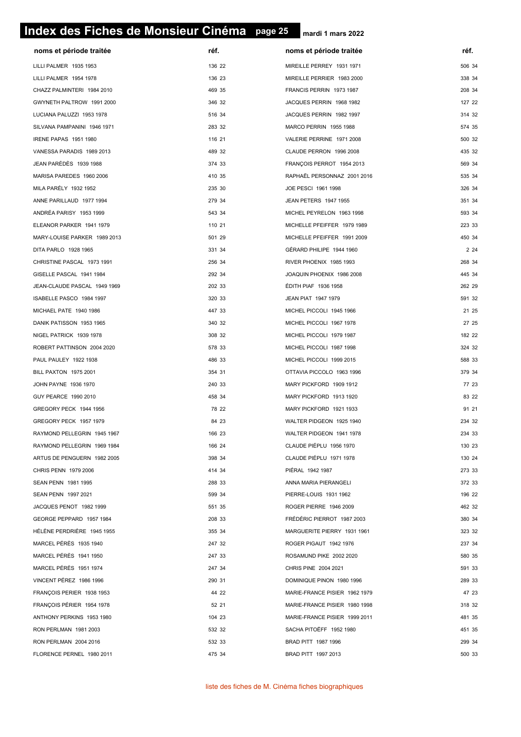# Index des Fiches de Monsieur Cinéma

mardi 1 mars 2022

| noms et période traitée | réf. | noms et période traitée | réf. |
|---|---|---|---|
| LILLI PALMER 1935 1953 | 136 22 | MIREILLE PERREY 1931 1971 | 506 34 |
| LILLI PALMER 1954 1978 | 136 23 | MIREILLE PERRIER 1983 2000 | 338 34 |
| CHAZZ PALMINTERI 1984 2010 | 469 35 | FRANCIS PERRIN 1973 1987 | 208 34 |
| GWYNETH PALTROW 1991 2000 | 346 32 | JACQUES PERRIN 1968 1982 | 127 22 |
| LUCIANA PALUZZI 1953 1978 | 516 34 | JACQUES PERRIN 1982 1997 | 314 32 |
| SILVANA PAMPANINI 1946 1971 | 283 32 | MARCO PERRIN 1955 1988 | 574 35 |
| IRENE PAPAS 1951 1980 | 116 21 | VALERIE PERRINE 1971 2008 | 500 32 |
| VANESSA PARADIS 1989 2013 | 489 32 | CLAUDE PERRON 1996 2008 | 435 32 |
| JEAN PARÉDÈS 1939 1988 | 374 33 | FRANÇOIS PERROT 1954 2013 | 569 34 |
| MARISA PAREDES 1960 2006 | 410 35 | RAPHAËL PERSONNAZ 2001 2016 | 535 34 |
| MILA PARÉLY 1932 1952 | 235 30 | JOE PESCI 1961 1998 | 326 34 |
| ANNE PARILLAUD 1977 1994 | 279 34 | JEAN PETERS 1947 1955 | 351 34 |
| ANDRÉA PARISY 1953 1999 | 543 34 | MICHEL PEYRELON 1963 1998 | 593 34 |
| ELEANOR PARKER 1941 1979 | 110 21 | MICHELLE PFEIFFER 1979 1989 | 223 33 |
| MARY-LOUISE PARKER 1989 2013 | 501 29 | MICHELLE PFEIFFER 1991 2009 | 450 34 |
| DITA PARLO 1928 1965 | 331 34 | GÉRARD PHILIPE 1944 1960 | 2 24 |
| CHRISTINE PASCAL 1973 1991 | 256 34 | RIVER PHOENIX 1985 1993 | 268 34 |
| GISELLE PASCAL 1941 1984 | 292 34 | JOAQUIN PHOENIX 1986 2008 | 445 34 |
| JEAN-CLAUDE PASCAL 1949 1969 | 202 33 | ÉDITH PIAF 1936 1958 | 262 29 |
| ISABELLE PASCO 1984 1997 | 320 33 | JEAN PIAT 1947 1979 | 591 32 |
| MICHAEL PATE 1940 1986 | 447 33 | MICHEL PICCOLI 1945 1966 | 21 25 |
| DANIK PATISSON 1953 1965 | 340 32 | MICHEL PICCOLI 1967 1978 | 27 25 |
| NIGEL PATRICK 1939 1978 | 308 32 | MICHEL PICCOLI 1979 1987 | 182 22 |
| ROBERT PATTINSON 2004 2020 | 578 33 | MICHEL PICCOLI 1987 1998 | 324 32 |
| PAUL PAULEY 1922 1938 | 486 33 | MICHEL PICCOLI 1999 2015 | 588 33 |
| BILL PAXTON 1975 2001 | 354 31 | OTTAVIA PICCOLO 1963 1996 | 379 34 |
| JOHN PAYNE 1936 1970 | 240 33 | MARY PICKFORD 1909 1912 | 77 23 |
| GUY PEARCE 1990 2010 | 458 34 | MARY PICKFORD 1913 1920 | 83 22 |
| GREGORY PECK 1944 1956 | 78 22 | MARY PICKFORD 1921 1933 | 91 21 |
| GREGORY PECK 1957 1979 | 84 23 | WALTER PIDGEON 1925 1940 | 234 32 |
| RAYMOND PELLEGRIN 1945 1967 | 166 23 | WALTER PIDGEON 1941 1978 | 234 33 |
| RAYMOND PELLEGRIN 1969 1984 | 166 24 | CLAUDE PIÉPLU 1956 1970 | 130 23 |
| ARTUS DE PENGUERN 1982 2005 | 398 34 | CLAUDE PIÉPLU 1971 1978 | 130 24 |
| CHRIS PENN 1979 2006 | 414 34 | PIÉRAL 1942 1987 | 273 33 |
| SEAN PENN 1981 1995 | 288 33 | ANNA MARIA PIERANGELI | 372 33 |
| SEAN PENN 1997 2021 | 599 34 | PIERRE-LOUIS 1931 1962 | 196 22 |
| JACQUES PENOT 1982 1999 | 551 35 | ROGER PIERRE 1946 2009 | 462 32 |
| GEORGE PEPPARD 1957 1984 | 208 33 | FRÉDÉRIC PIERROT 1987 2003 | 380 34 |
| HÉLÈNE PERDRIÈRE 1945 1955 | 355 34 | MARGUERITE PIERRY 1931 1961 | 323 32 |
| MARCEL PÉRÈS 1935 1940 | 247 32 | ROGER PIGAUT 1942 1976 | 237 34 |
| MARCEL PÉRÈS 1941 1950 | 247 33 | ROSAMUND PIKE 2002 2020 | 580 35 |
| MARCEL PÉRÈS 1951 1974 | 247 34 | CHRIS PINE 2004 2021 | 591 33 |
| VINCENT PÉREZ 1986 1996 | 290 31 | DOMINIQUE PINON 1980 1996 | 289 33 |
| FRANÇOIS PERIER 1938 1953 | 44 22 | MARIE-FRANCE PISIER 1962 1979 | 47 23 |
| FRANÇOIS PÉRIER 1954 1978 | 52 21 | MARIE-FRANCE PISIER 1980 1998 | 318 32 |
| ANTHONY PERKINS 1953 1980 | 104 23 | MARIE-FRANCE PISIER 1999 2011 | 481 35 |
| RON PERLMAN 1981 2003 | 532 32 | SACHA PITOËFF 1952 1980 | 451 35 |
| RON PERLMAN 2004 2016 | 532 33 | BRAD PITT 1987 1996 | 299 34 |
| FLORENCE PERNEL 1980 2011 | 475 34 | BRAD PITT 1997 2013 | 500 33 |

liste des fiches de M. Cinéma fiches biographiques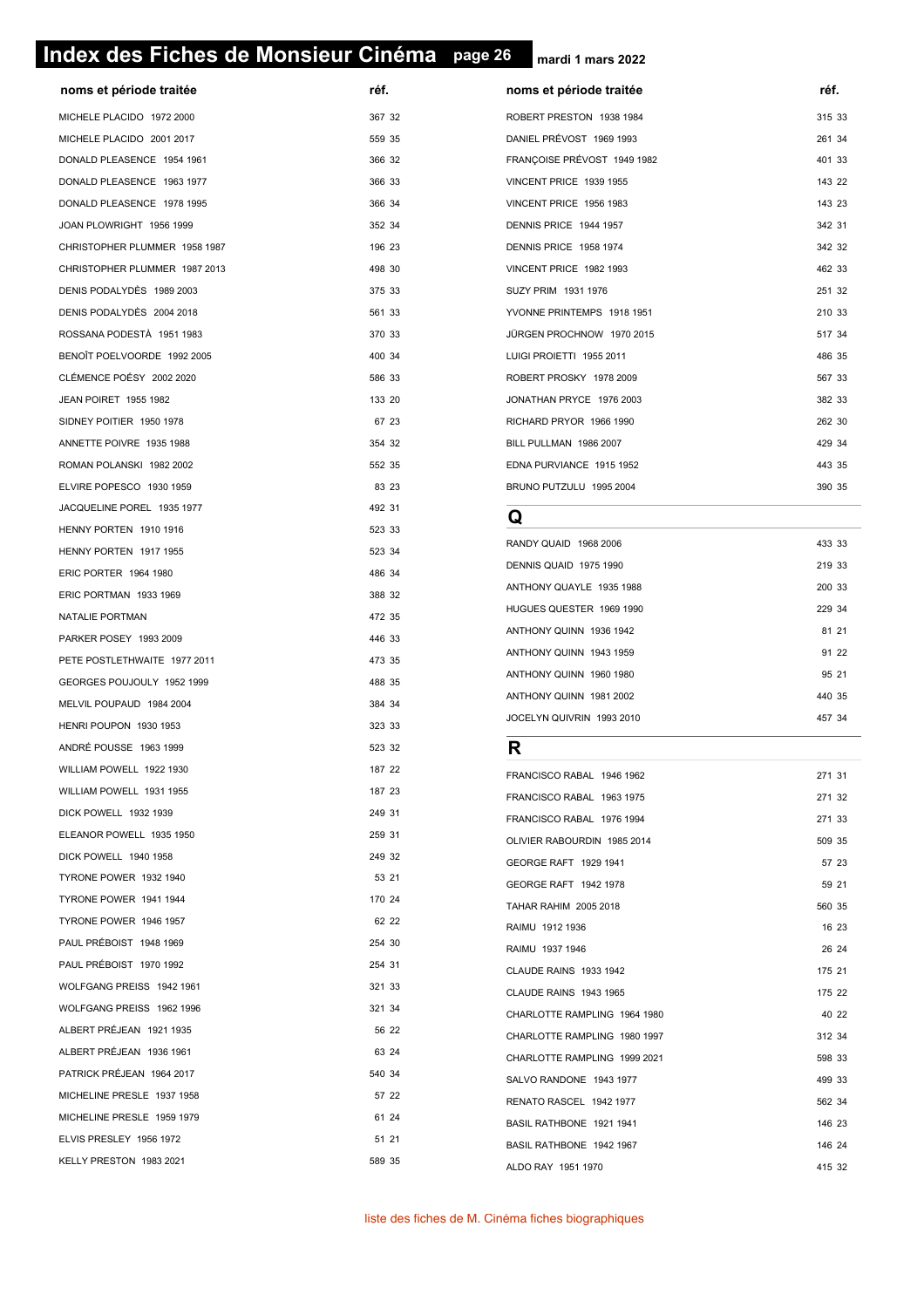# Index des Fiches de Monsieur Cinéma

mardi 1 mars 2022

| noms et période traitée | réf. |
|---|---|
| MICHELE PLACIDO 1972 2000 | 367 32 |
| MICHELE PLACIDO 2001 2017 | 559 35 |
| DONALD PLEASENCE 1954 1961 | 366 32 |
| DONALD PLEASENCE 1963 1977 | 366 33 |
| DONALD PLEASENCE 1978 1995 | 366 34 |
| JOAN PLOWRIGHT 1956 1999 | 352 34 |
| CHRISTOPHER PLUMMER 1958 1987 | 196 23 |
| CHRISTOPHER PLUMMER 1987 2013 | 498 30 |
| DENIS PODALYDÈS 1989 2003 | 375 33 |
| DENIS PODALYDÈS 2004 2018 | 561 33 |
| ROSSANA PODESTÀ 1951 1983 | 370 33 |
| BENOÎT POELVOORDE 1992 2005 | 400 34 |
| CLÉMENCE POÉSY 2002 2020 | 586 33 |
| JEAN POIRET 1955 1982 | 133 20 |
| SIDNEY POITIER 1950 1978 | 67 23 |
| ANNETTE POIVRE 1935 1988 | 354 32 |
| ROMAN POLANSKI 1982 2002 | 552 35 |
| ELVIRE POPESCO 1930 1959 | 83 23 |
| JACQUELINE POREL 1935 1977 | 492 31 |
| HENNY PORTEN 1910 1916 | 523 33 |
| HENNY PORTEN 1917 1955 | 523 34 |
| ERIC PORTER 1964 1980 | 486 34 |
| ERIC PORTMAN 1933 1969 | 388 32 |
| NATALIE PORTMAN | 472 35 |
| PARKER POSEY 1993 2009 | 446 33 |
| PETE POSTLETHWAITE 1977 2011 | 473 35 |
| GEORGES POUJOULY 1952 1999 | 488 35 |
| MELVIL POUPAUD 1984 2004 | 384 34 |
| HENRI POUPON 1930 1953 | 323 33 |
| ANDRÉ POUSSE 1963 1999 | 523 32 |
| WILLIAM POWELL 1922 1930 | 187 22 |
| WILLIAM POWELL 1931 1955 | 187 23 |
| DICK POWELL 1932 1939 | 249 31 |
| ELEANOR POWELL 1935 1950 | 259 31 |
| DICK POWELL 1940 1958 | 249 32 |
| TYRONE POWER 1932 1940 | 53 21 |
| TYRONE POWER 1941 1944 | 170 24 |
| TYRONE POWER 1946 1957 | 62 22 |
| PAUL PRÉBOIST 1948 1969 | 254 30 |
| PAUL PRÉBOIST 1970 1992 | 254 31 |
| WOLFGANG PREISS 1942 1961 | 321 33 |
| WOLFGANG PREISS 1962 1996 | 321 34 |
| ALBERT PRÉJEAN 1921 1935 | 56 22 |
| ALBERT PRÉJEAN 1936 1961 | 63 24 |
| PATRICK PRÉJEAN 1964 2017 | 540 34 |
| MICHELINE PRESLE 1937 1958 | 57 22 |
| MICHELINE PRESLE 1959 1979 | 61 24 |
| ELVIS PRESLEY 1956 1972 | 51 21 |
| KELLY PRESTON 1983 2021 | 589 35 |
| ROBERT PRESTON 1938 1984 | 315 33 |
| DANIEL PRÉVOST 1969 1993 | 261 34 |
| FRANÇOISE PRÉVOST 1949 1982 | 401 33 |
| VINCENT PRICE 1939 1955 | 143 22 |
| VINCENT PRICE 1956 1983 | 143 23 |
| DENNIS PRICE 1944 1957 | 342 31 |
| DENNIS PRICE 1958 1974 | 342 32 |
| VINCENT PRICE 1982 1993 | 462 33 |
| SUZY PRIM 1931 1976 | 251 32 |
| YVONNE PRINTEMPS 1918 1951 | 210 33 |
| JÜRGEN PROCHNOW 1970 2015 | 517 34 |
| LUIGI PROIETTI 1955 2011 | 486 35 |
| ROBERT PROSKY 1978 2009 | 567 33 |
| JONATHAN PRYCE 1976 2003 | 382 33 |
| RICHARD PRYOR 1966 1990 | 262 30 |
| BILL PULLMAN 1986 2007 | 429 34 |
| EDNA PURVIANCE 1915 1952 | 443 35 |
| BRUNO PUTZULU 1995 2004 | 390 35 |

## Q

| noms et période traitée | réf. |
|---|---|
| RANDY QUAID 1968 2006 | 433 33 |
| DENNIS QUAID 1975 1990 | 219 33 |
| ANTHONY QUAYLE 1935 1988 | 200 33 |
| HUGUES QUESTER 1969 1990 | 229 34 |
| ANTHONY QUINN 1936 1942 | 81 21 |
| ANTHONY QUINN 1943 1959 | 91 22 |
| ANTHONY QUINN 1960 1980 | 95 21 |
| ANTHONY QUINN 1981 2002 | 440 35 |
| JOCELYN QUIVRIN 1993 2010 | 457 34 |

## R

| noms et période traitée | réf. |
|---|---|
| FRANCISCO RABAL 1946 1962 | 271 31 |
| FRANCISCO RABAL 1963 1975 | 271 32 |
| FRANCISCO RABAL 1976 1994 | 271 33 |
| OLIVIER RABOURDIN 1985 2014 | 509 35 |
| GEORGE RAFT 1929 1941 | 57 23 |
| GEORGE RAFT 1942 1978 | 59 21 |
| TAHAR RAHIM 2005 2018 | 560 35 |
| RAIMU 1912 1936 | 16 23 |
| RAIMU 1937 1946 | 26 24 |
| CLAUDE RAINS 1933 1942 | 175 21 |
| CLAUDE RAINS 1943 1965 | 175 22 |
| CHARLOTTE RAMPLING 1964 1980 | 40 22 |
| CHARLOTTE RAMPLING 1980 1997 | 312 34 |
| CHARLOTTE RAMPLING 1999 2021 | 598 33 |
| SALVO RANDONE 1943 1977 | 499 33 |
| RENATO RASCEL 1942 1977 | 562 34 |
| BASIL RATHBONE 1921 1941 | 146 23 |
| BASIL RATHBONE 1942 1967 | 146 24 |
| ALDO RAY 1951 1970 | 415 32 |

liste des fiches de M. Cinéma fiches biographiques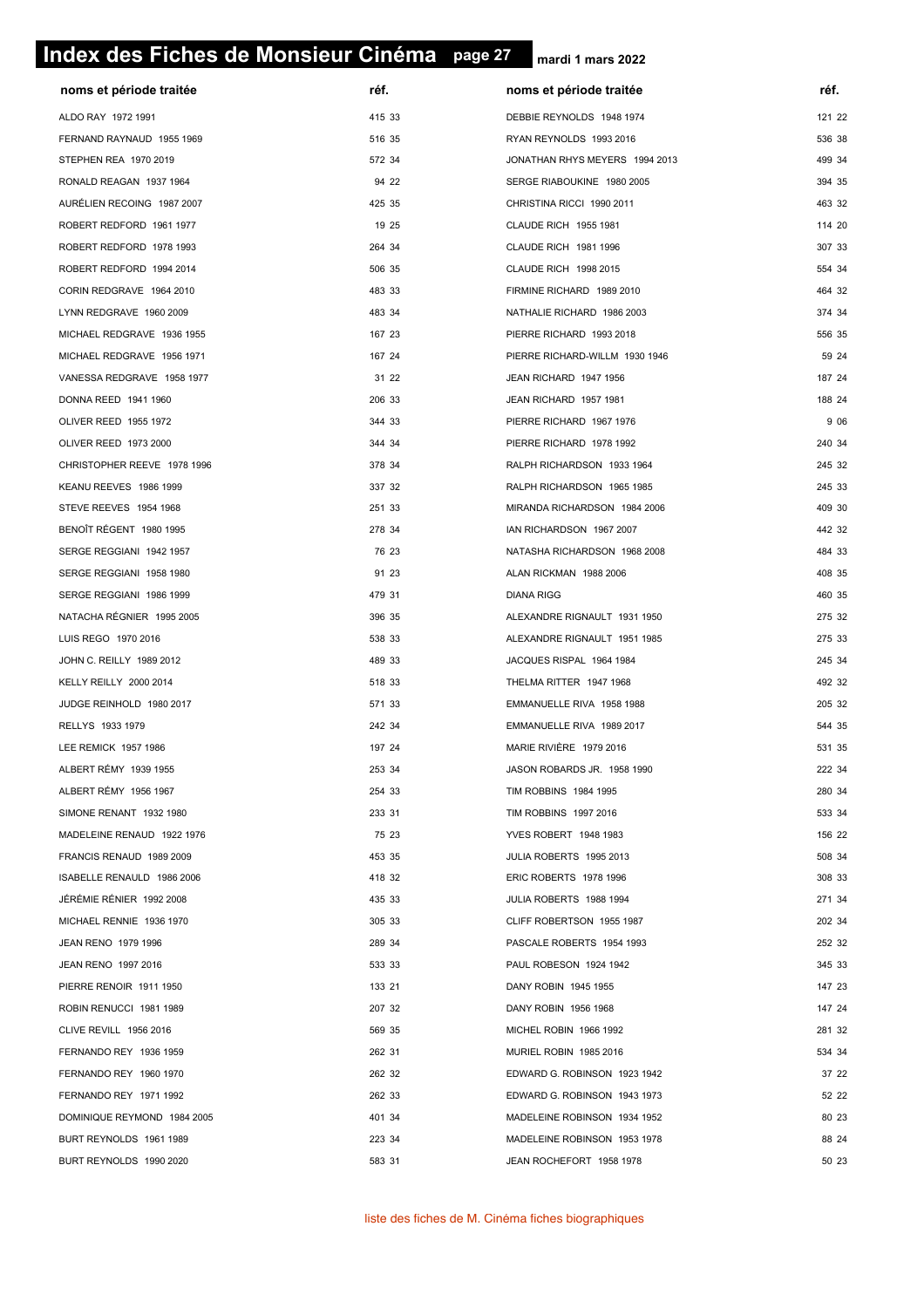# Index des Fiches de Monsieur Cinéma

| noms et période traitée | réf. |
|---|---|
| ALDO RAY 1972 1991 | 415 33 |
| FERNAND RAYNAUD 1955 1969 | 516 35 |
| STEPHEN REA 1970 2019 | 572 34 |
| RONALD REAGAN 1937 1964 | 94 22 |
| AURÉLIEN RECOING 1987 2007 | 425 35 |
| ROBERT REDFORD 1961 1977 | 19 25 |
| ROBERT REDFORD 1978 1993 | 264 34 |
| ROBERT REDFORD 1994 2014 | 506 35 |
| CORIN REDGRAVE 1964 2010 | 483 33 |
| LYNN REDGRAVE 1960 2009 | 483 34 |
| MICHAEL REDGRAVE 1936 1955 | 167 23 |
| MICHAEL REDGRAVE 1956 1971 | 167 24 |
| VANESSA REDGRAVE 1958 1977 | 31 22 |
| DONNA REED 1941 1960 | 206 33 |
| OLIVER REED 1955 1972 | 344 33 |
| OLIVER REED 1973 2000 | 344 34 |
| CHRISTOPHER REEVE 1978 1996 | 378 34 |
| KEANU REEVES 1986 1999 | 337 32 |
| STEVE REEVES 1954 1968 | 251 33 |
| BENOÎT RÉGENT 1980 1995 | 278 34 |
| SERGE REGGIANI 1942 1957 | 76 23 |
| SERGE REGGIANI 1958 1980 | 91 23 |
| SERGE REGGIANI 1986 1999 | 479 31 |
| NATACHA RÉGNIER 1995 2005 | 396 35 |
| LUIS REGO 1970 2016 | 538 33 |
| JOHN C. REILLY 1989 2012 | 489 33 |
| KELLY REILLY 2000 2014 | 518 33 |
| JUDGE REINHOLD 1980 2017 | 571 33 |
| RELLYS 1933 1979 | 242 34 |
| LEE REMICK 1957 1986 | 197 24 |
| ALBERT RÉMY 1939 1955 | 253 34 |
| ALBERT RÉMY 1956 1967 | 254 33 |
| SIMONE RENANT 1932 1980 | 233 31 |
| MADELEINE RENAUD 1922 1976 | 75 23 |
| FRANCIS RENAUD 1989 2009 | 453 35 |
| ISABELLE RENAULD 1986 2006 | 418 32 |
| JÉRÉMIE RÉNIER 1992 2008 | 435 33 |
| MICHAEL RENNIE 1936 1970 | 305 33 |
| JEAN RENO 1979 1996 | 289 34 |
| JEAN RENO 1997 2016 | 533 33 |
| PIERRE RENOIR 1911 1950 | 133 21 |
| ROBIN RENUCCI 1981 1989 | 207 32 |
| CLIVE REVILL 1956 2016 | 569 35 |
| FERNANDO REY 1936 1959 | 262 31 |
| FERNANDO REY 1960 1970 | 262 32 |
| FERNANDO REY 1971 1992 | 262 33 |
| DOMINIQUE REYMOND 1984 2005 | 401 34 |
| BURT REYNOLDS 1961 1989 | 223 34 |
| BURT REYNOLDS 1990 2020 | 583 31 |
| DEBBIE REYNOLDS 1948 1974 | 121 22 |
| RYAN REYNOLDS 1993 2016 | 536 38 |
| JONATHAN RHYS MEYERS 1994 2013 | 499 34 |
| SERGE RIABOUKINE 1980 2005 | 394 35 |
| CHRISTINA RICCI 1990 2011 | 463 32 |
| CLAUDE RICH 1955 1981 | 114 20 |
| CLAUDE RICH 1981 1996 | 307 33 |
| CLAUDE RICH 1998 2015 | 554 34 |
| FIRMINE RICHARD 1989 2010 | 464 32 |
| NATHALIE RICHARD 1986 2003 | 374 34 |
| PIERRE RICHARD 1993 2018 | 556 35 |
| PIERRE RICHARD-WILLM 1930 1946 | 59 24 |
| JEAN RICHARD 1947 1956 | 187 24 |
| JEAN RICHARD 1957 1981 | 188 24 |
| PIERRE RICHARD 1967 1976 | 9 06 |
| PIERRE RICHARD 1978 1992 | 240 34 |
| RALPH RICHARDSON 1933 1964 | 245 32 |
| RALPH RICHARDSON 1965 1985 | 245 33 |
| MIRANDA RICHARDSON 1984 2006 | 409 30 |
| IAN RICHARDSON 1967 2007 | 442 32 |
| NATASHA RICHARDSON 1968 2008 | 484 33 |
| ALAN RICKMAN 1988 2006 | 408 35 |
| DIANA RIGG | 460 35 |
| ALEXANDRE RIGNAULT 1931 1950 | 275 32 |
| ALEXANDRE RIGNAULT 1951 1985 | 275 33 |
| JACQUES RISPAL 1964 1984 | 245 34 |
| THELMA RITTER 1947 1968 | 492 32 |
| EMMANUELLE RIVA 1958 1988 | 205 32 |
| EMMANUELLE RIVA 1989 2017 | 544 35 |
| MARIE RIVIÈRE 1979 2016 | 531 35 |
| JASON ROBARDS JR. 1958 1990 | 222 34 |
| TIM ROBBINS 1984 1995 | 280 34 |
| TIM ROBBINS 1997 2016 | 533 34 |
| YVES ROBERT 1948 1983 | 156 22 |
| JULIA ROBERTS 1995 2013 | 508 34 |
| ERIC ROBERTS 1978 1996 | 308 33 |
| JULIA ROBERTS 1988 1994 | 271 34 |
| CLIFF ROBERTSON 1955 1987 | 202 34 |
| PASCALE ROBERTS 1954 1993 | 252 32 |
| PAUL ROBESON 1924 1942 | 345 33 |
| DANY ROBIN 1945 1955 | 147 23 |
| DANY ROBIN 1956 1968 | 147 24 |
| MICHEL ROBIN 1966 1992 | 281 32 |
| MURIEL ROBIN 1985 2016 | 534 34 |
| EDWARD G. ROBINSON 1923 1942 | 37 22 |
| EDWARD G. ROBINSON 1943 1973 | 52 22 |
| MADELEINE ROBINSON 1934 1952 | 80 23 |
| MADELEINE ROBINSON 1953 1978 | 88 24 |
| JEAN ROCHEFORT 1958 1978 | 50 23 |

liste des fiches de M. Cinéma fiches biographiques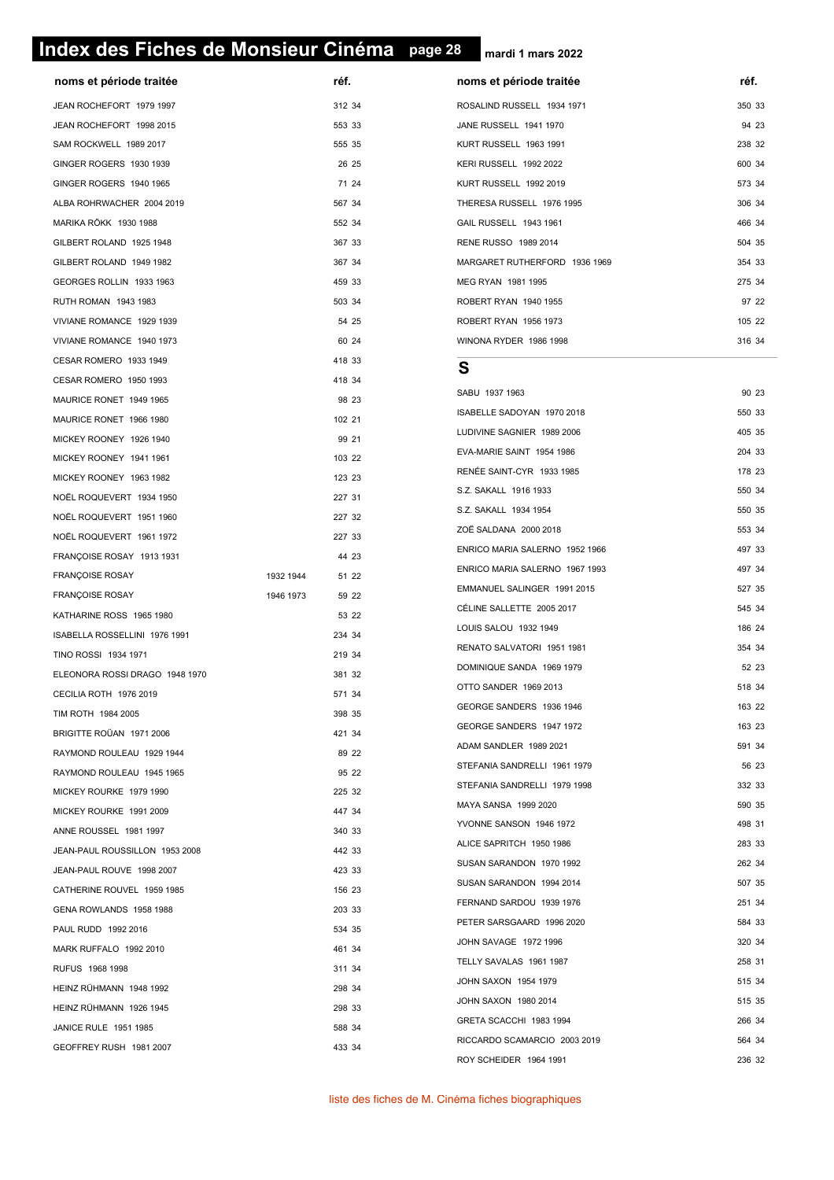# Index des Fiches de Monsieur Cinéma

mardi 1 mars 2022

| noms et période traitée | | réf. |
|---|---|---|
| JEAN ROCHEFORT 1979 1997 | | 312 34 |
| JEAN ROCHEFORT 1998 2015 | | 553 33 |
| SAM ROCKWELL 1989 2017 | | 555 35 |
| GINGER ROGERS 1930 1939 | | 26 25 |
| GINGER ROGERS 1940 1965 | | 71 24 |
| ALBA ROHRWACHER 2004 2019 | | 567 34 |
| MARIKA RÖKK 1930 1988 | | 552 34 |
| GILBERT ROLAND 1925 1948 | | 367 33 |
| GILBERT ROLAND 1949 1982 | | 367 34 |
| GEORGES ROLLIN 1933 1963 | | 459 33 |
| RUTH ROMAN 1943 1983 | | 503 34 |
| VIVIANE ROMANCE 1929 1939 | | 54 25 |
| VIVIANE ROMANCE 1940 1973 | | 60 24 |
| CESAR ROMERO 1933 1949 | | 418 33 |
| CESAR ROMERO 1950 1993 | | 418 34 |
| MAURICE RONET 1949 1965 | | 98 23 |
| MAURICE RONET 1966 1980 | | 102 21 |
| MICKEY ROONEY 1926 1940 | | 99 21 |
| MICKEY ROONEY 1941 1961 | | 103 22 |
| MICKEY ROONEY 1963 1982 | | 123 23 |
| NOËL ROQUEVERT 1934 1950 | | 227 31 |
| NOËL ROQUEVERT 1951 1960 | | 227 32 |
| NOËL ROQUEVERT 1961 1972 | | 227 33 |
| FRANÇOISE ROSAY 1913 1931 | | 44 23 |
| FRANÇOISE ROSAY | 1932 1944 | 51 22 |
| FRANÇOISE ROSAY | 1946 1973 | 59 22 |
| KATHARINE ROSS 1965 1980 | | 53 22 |
| ISABELLA ROSSELLINI 1976 1991 | | 234 34 |
| TINO ROSSI 1934 1971 | | 219 34 |
| ELEONORA ROSSI DRAGO 1948 1970 | | 381 32 |
| CECILIA ROTH 1976 2019 | | 571 34 |
| TIM ROTH 1984 2005 | | 398 35 |
| BRIGITTE ROÜAN 1971 2006 | | 421 34 |
| RAYMOND ROULEAU 1929 1944 | | 89 22 |
| RAYMOND ROULEAU 1945 1965 | | 95 22 |
| MICKEY ROURKE 1979 1990 | | 225 32 |
| MICKEY ROURKE 1991 2009 | | 447 34 |
| ANNE ROUSSEL 1981 1997 | | 340 33 |
| JEAN-PAUL ROUSSILLON 1953 2008 | | 442 33 |
| JEAN-PAUL ROUVE 1998 2007 | | 423 33 |
| CATHERINE ROUVEL 1959 1985 | | 156 23 |
| GENA ROWLANDS 1958 1988 | | 203 33 |
| PAUL RUDD 1992 2016 | | 534 35 |
| MARK RUFFALO 1992 2010 | | 461 34 |
| RUFUS 1968 1998 | | 311 34 |
| HEINZ RÜHMANN 1948 1992 | | 298 34 |
| HEINZ RÜHMANN 1926 1945 | | 298 33 |
| JANICE RULE 1951 1985 | | 588 34 |
| GEOFFREY RUSH 1981 2007 | | 433 34 |
| ROSALIND RUSSELL 1934 1971 | | 350 33 |
| JANE RUSSELL 1941 1970 | | 94 23 |
| KURT RUSSELL 1963 1991 | | 238 32 |
| KERI RUSSELL 1992 2022 | | 600 34 |
| KURT RUSSELL 1992 2019 | | 573 34 |
| THERESA RUSSELL 1976 1995 | | 306 34 |
| GAIL RUSSELL 1943 1961 | | 466 34 |
| RENE RUSSO 1989 2014 | | 504 35 |
| MARGARET RUTHERFORD 1936 1969 | | 354 33 |
| MEG RYAN 1981 1995 | | 275 34 |
| ROBERT RYAN 1940 1955 | | 97 22 |
| ROBERT RYAN 1956 1973 | | 105 22 |
| WINONA RYDER 1986 1998 | | 316 34 |

## S

| noms et période traitée | réf. |
|---|---|
| SABU 1937 1963 | 90 23 |
| ISABELLE SADOYAN 1970 2018 | 550 33 |
| LUDIVINE SAGNIER 1989 2006 | 405 35 |
| EVA-MARIE SAINT 1954 1986 | 204 33 |
| RENÉE SAINT-CYR 1933 1985 | 178 23 |
| S.Z. SAKALL 1916 1933 | 550 34 |
| S.Z. SAKALL 1934 1954 | 550 35 |
| ZOË SALDANA 2000 2018 | 553 34 |
| ENRICO MARIA SALERNO 1952 1966 | 497 33 |
| ENRICO MARIA SALERNO 1967 1993 | 497 34 |
| EMMANUEL SALINGER 1991 2015 | 527 35 |
| CÉLINE SALLETTE 2005 2017 | 545 34 |
| LOUIS SALOU 1932 1949 | 186 24 |
| RENATO SALVATORI 1951 1981 | 354 34 |
| DOMINIQUE SANDA 1969 1979 | 52 23 |
| OTTO SANDER 1969 2013 | 518 34 |
| GEORGE SANDERS 1936 1946 | 163 22 |
| GEORGE SANDERS 1947 1972 | 163 23 |
| ADAM SANDLER 1989 2021 | 591 34 |
| STEFANIA SANDRELLI 1961 1979 | 56 23 |
| STEFANIA SANDRELLI 1979 1998 | 332 33 |
| MAYA SANSA 1999 2020 | 590 35 |
| YVONNE SANSON 1946 1972 | 498 31 |
| ALICE SAPRITCH 1950 1986 | 283 33 |
| SUSAN SARANDON 1970 1992 | 262 34 |
| SUSAN SARANDON 1994 2014 | 507 35 |
| FERNAND SARDOU 1939 1976 | 251 34 |
| PETER SARSGAARD 1996 2020 | 584 33 |
| JOHN SAVAGE 1972 1996 | 320 34 |
| TELLY SAVALAS 1961 1987 | 258 31 |
| JOHN SAXON 1954 1979 | 515 34 |
| JOHN SAXON 1980 2014 | 515 35 |
| GRETA SCACCHI 1983 1994 | 266 34 |
| RICCARDO SCAMARCIO 2003 2019 | 564 34 |
| ROY SCHEIDER 1964 1991 | 236 32 |

liste des fiches de M. Cinéma fiches biographiques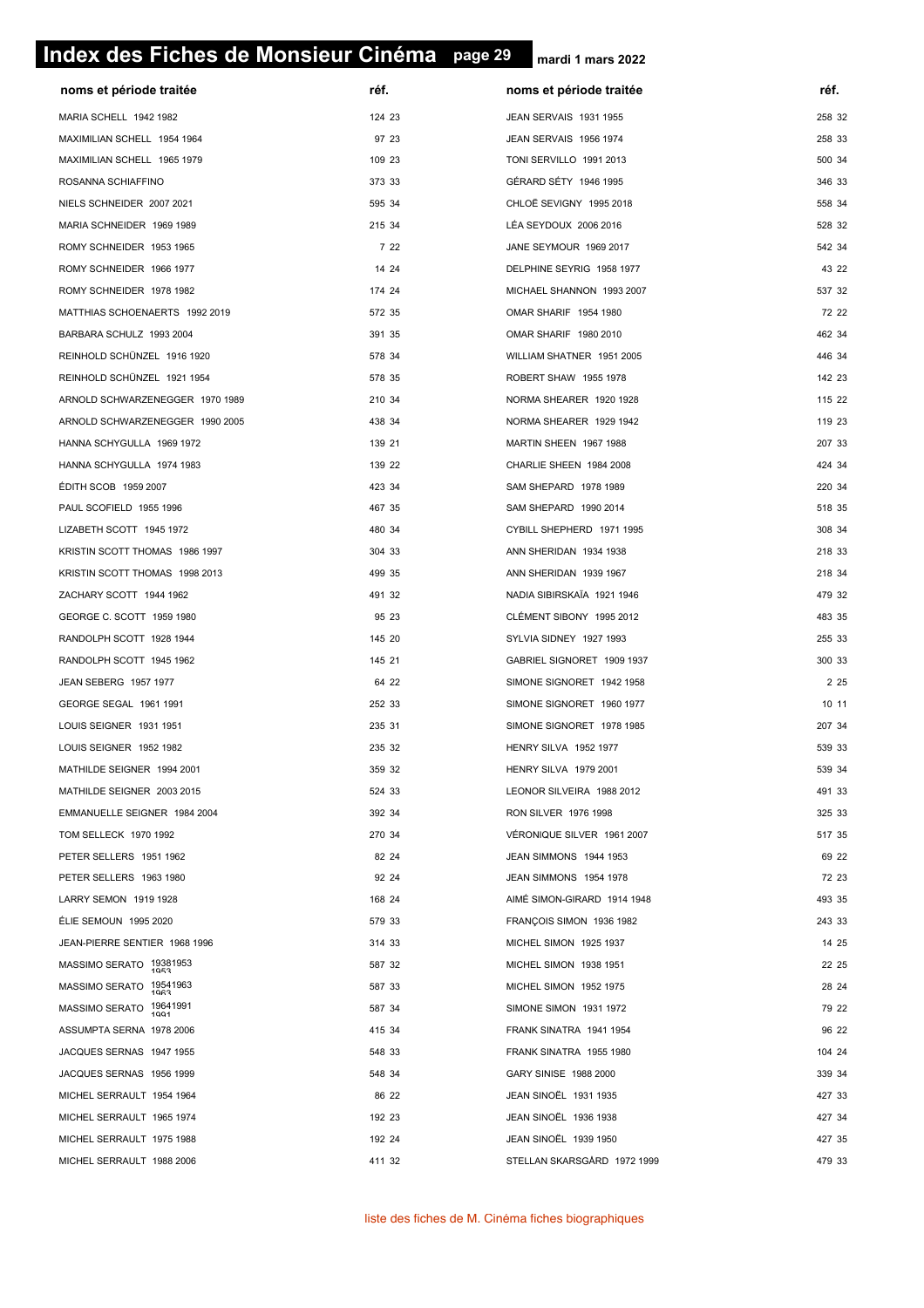# Index des Fiches de Monsieur Cinéma

mardi 1 mars 2022

| noms et période traitée | réf. | noms et période traitée | réf. |
|---|---|---|---|
| MARIA SCHELL 1942 1982 | 124 23 | JEAN SERVAIS 1931 1955 | 258 32 |
| MAXIMILIAN SCHELL 1954 1964 | 97 23 | JEAN SERVAIS 1956 1974 | 258 33 |
| MAXIMILIAN SCHELL 1965 1979 | 109 23 | TONI SERVILLO 1991 2013 | 500 34 |
| ROSANNA SCHIAFFINO | 373 33 | GÉRARD SÉTY 1946 1995 | 346 33 |
| NIELS SCHNEIDER 2007 2021 | 595 34 | CHLOË SEVIGNY 1995 2018 | 558 34 |
| MARIA SCHNEIDER 1969 1989 | 215 34 | LÉA SEYDOUX 2006 2016 | 528 32 |
| ROMY SCHNEIDER 1953 1965 | 7 22 | JANE SEYMOUR 1969 2017 | 542 34 |
| ROMY SCHNEIDER 1966 1977 | 14 24 | DELPHINE SEYRIG 1958 1977 | 43 22 |
| ROMY SCHNEIDER 1978 1982 | 174 24 | MICHAEL SHANNON 1993 2007 | 537 32 |
| MATTHIAS SCHOENAERTS 1992 2019 | 572 35 | OMAR SHARIF 1954 1980 | 72 22 |
| BARBARA SCHULZ 1993 2004 | 391 35 | OMAR SHARIF 1980 2010 | 462 34 |
| REINHOLD SCHÜNZEL 1916 1920 | 578 34 | WILLIAM SHATNER 1951 2005 | 446 34 |
| REINHOLD SCHÜNZEL 1921 1954 | 578 35 | ROBERT SHAW 1955 1978 | 142 23 |
| ARNOLD SCHWARZENEGGER 1970 1989 | 210 34 | NORMA SHEARER 1920 1928 | 115 22 |
| ARNOLD SCHWARZENEGGER 1990 2005 | 438 34 | NORMA SHEARER 1929 1942 | 119 23 |
| HANNA SCHYGULLA 1969 1972 | 139 21 | MARTIN SHEEN 1967 1988 | 207 33 |
| HANNA SCHYGULLA 1974 1983 | 139 22 | CHARLIE SHEEN 1984 2008 | 424 34 |
| ÉDITH SCOB 1959 2007 | 423 34 | SAM SHEPARD 1978 1989 | 220 34 |
| PAUL SCOFIELD 1955 1996 | 467 35 | SAM SHEPARD 1990 2014 | 518 35 |
| LIZABETH SCOTT 1945 1972 | 480 34 | CYBILL SHEPHERD 1971 1995 | 308 34 |
| KRISTIN SCOTT THOMAS 1986 1997 | 304 33 | ANN SHERIDAN 1934 1938 | 218 33 |
| KRISTIN SCOTT THOMAS 1998 2013 | 499 35 | ANN SHERIDAN 1939 1967 | 218 34 |
| ZACHARY SCOTT 1944 1962 | 491 32 | NADIA SIBIRSKAÏA 1921 1946 | 479 32 |
| GEORGE C. SCOTT 1959 1980 | 95 23 | CLÉMENT SIBONY 1995 2012 | 483 35 |
| RANDOLPH SCOTT 1928 1944 | 145 20 | SYLVIA SIDNEY 1927 1993 | 255 33 |
| RANDOLPH SCOTT 1945 1962 | 145 21 | GABRIEL SIGNORET 1909 1937 | 300 33 |
| JEAN SEBERG 1957 1977 | 64 22 | SIMONE SIGNORET 1942 1958 | 2 25 |
| GEORGE SEGAL 1961 1991 | 252 33 | SIMONE SIGNORET 1960 1977 | 10 11 |
| LOUIS SEIGNER 1931 1951 | 235 31 | SIMONE SIGNORET 1978 1985 | 207 34 |
| LOUIS SEIGNER 1952 1982 | 235 32 | HENRY SILVA 1952 1977 | 539 33 |
| MATHILDE SEIGNER 1994 2001 | 359 32 | HENRY SILVA 1979 2001 | 539 34 |
| MATHILDE SEIGNER 2003 2015 | 524 33 | LEONOR SILVEIRA 1988 2012 | 491 33 |
| EMMANUELLE SEIGNER 1984 2004 | 392 34 | RON SILVER 1976 1998 | 325 33 |
| TOM SELLECK 1970 1992 | 270 34 | VÉRONIQUE SILVER 1961 2007 | 517 35 |
| PETER SELLERS 1951 1962 | 82 24 | JEAN SIMMONS 1944 1953 | 69 22 |
| PETER SELLERS 1963 1980 | 92 24 | JEAN SIMMONS 1954 1978 | 72 23 |
| LARRY SEMON 1919 1928 | 168 24 | AIMÉ SIMON-GIRARD 1914 1948 | 493 35 |
| ÉLIE SEMOUN 1995 2020 | 579 33 | FRANÇOIS SIMON 1936 1982 | 243 33 |
| JEAN-PIERRE SENTIER 1968 1996 | 314 33 | MICHEL SIMON 1925 1937 | 14 25 |
| MASSIMO SERATO 1938 1953 | 587 32 | MICHEL SIMON 1938 1951 | 22 25 |
| MASSIMO SERATO 1954 1963 | 587 33 | MICHEL SIMON 1952 1975 | 28 24 |
| MASSIMO SERATO 1964 1991 | 587 34 | SIMONE SIMON 1931 1972 | 79 22 |
| ASSUMPTA SERNA 1978 2006 | 415 34 | FRANK SINATRA 1941 1954 | 96 22 |
| JACQUES SERNAS 1947 1955 | 548 33 | FRANK SINATRA 1955 1980 | 104 24 |
| JACQUES SERNAS 1956 1999 | 548 34 | GARY SINISE 1988 2000 | 339 34 |
| MICHEL SERRAULT 1954 1964 | 86 22 | JEAN SINOËL 1931 1935 | 427 33 |
| MICHEL SERRAULT 1965 1974 | 192 23 | JEAN SINOËL 1936 1938 | 427 34 |
| MICHEL SERRAULT 1975 1988 | 192 24 | JEAN SINOËL 1939 1950 | 427 35 |
| MICHEL SERRAULT 1988 2006 | 411 32 | STELLAN SKARSGÅRD 1972 1999 | 479 33 |

liste des fiches de M. Cinéma fiches biographiques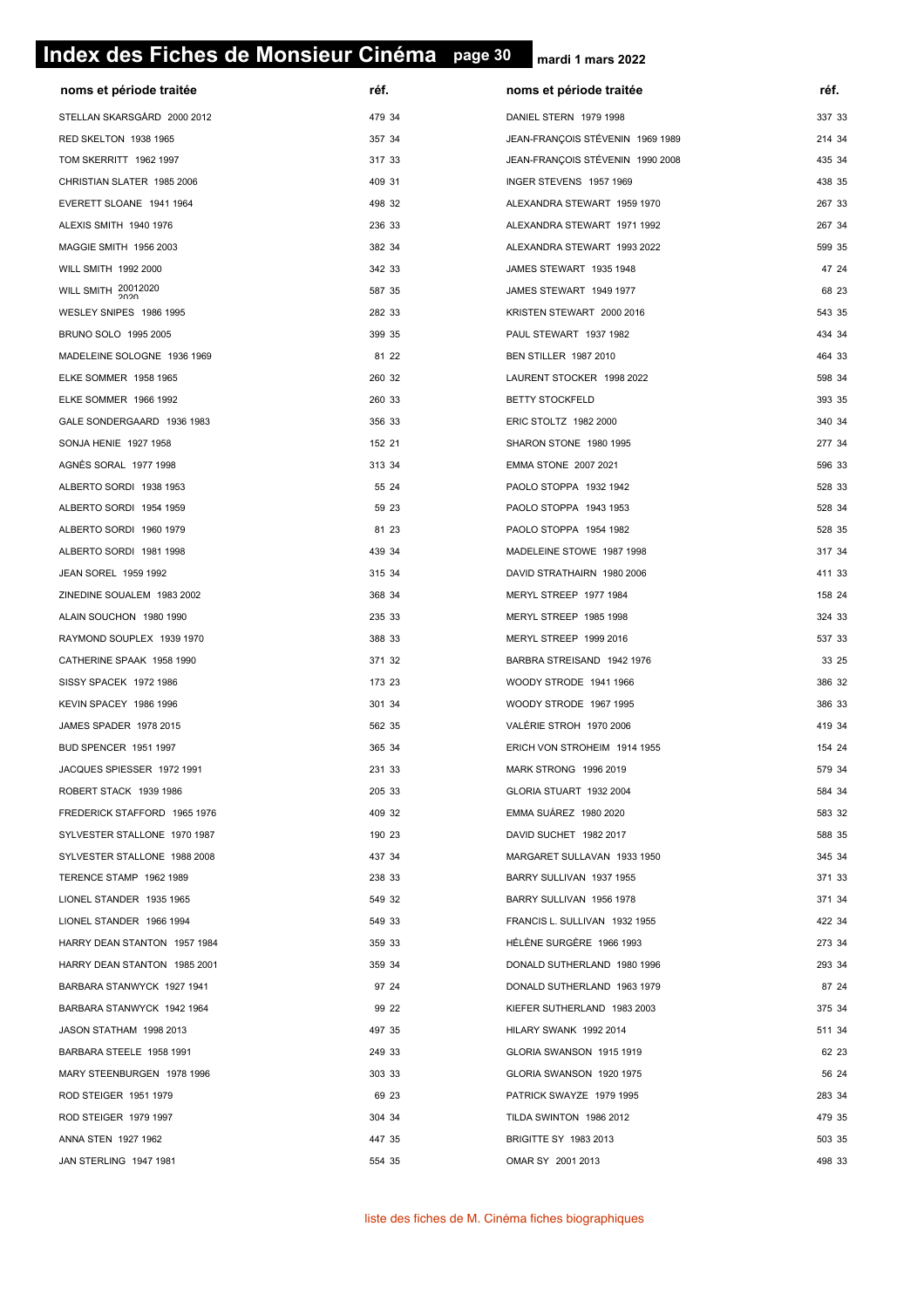# Index des Fiches de Monsieur Cinéma

mardi 1 mars 2022

| noms et période traitée | réf. |
|---|---|
| STELLAN SKARSGÅRD 2000 2012 | 479 34 |
| RED SKELTON 1938 1965 | 357 34 |
| TOM SKERRITT 1962 1997 | 317 33 |
| CHRISTIAN SLATER 1985 2006 | 409 31 |
| EVERETT SLOANE 1941 1964 | 498 32 |
| ALEXIS SMITH 1940 1976 | 236 33 |
| MAGGIE SMITH 1956 2003 | 382 34 |
| WILL SMITH 1992 2000 | 342 33 |
| WILL SMITH 20012020 2020 | 587 35 |
| WESLEY SNIPES 1986 1995 | 282 33 |
| BRUNO SOLO 1995 2005 | 399 35 |
| MADELEINE SOLOGNE 1936 1969 | 81 22 |
| ELKE SOMMER 1958 1965 | 260 32 |
| ELKE SOMMER 1966 1992 | 260 33 |
| GALE SONDERGAARD 1936 1983 | 356 33 |
| SONJA HENIE 1927 1958 | 152 21 |
| AGNÈS SORAL 1977 1998 | 313 34 |
| ALBERTO SORDI 1938 1953 | 55 24 |
| ALBERTO SORDI 1954 1959 | 59 23 |
| ALBERTO SORDI 1960 1979 | 81 23 |
| ALBERTO SORDI 1981 1998 | 439 34 |
| JEAN SOREL 1959 1992 | 315 34 |
| ZINEDINE SOUALEM 1983 2002 | 368 34 |
| ALAIN SOUCHON 1980 1990 | 235 33 |
| RAYMOND SOUPLEX 1939 1970 | 388 33 |
| CATHERINE SPAAK 1958 1990 | 371 32 |
| SISSY SPACEK 1972 1986 | 173 23 |
| KEVIN SPACEY 1986 1996 | 301 34 |
| JAMES SPADER 1978 2015 | 562 35 |
| BUD SPENCER 1951 1997 | 365 34 |
| JACQUES SPIESSER 1972 1991 | 231 33 |
| ROBERT STACK 1939 1986 | 205 33 |
| FREDERICK STAFFORD 1965 1976 | 409 32 |
| SYLVESTER STALLONE 1970 1987 | 190 23 |
| SYLVESTER STALLONE 1988 2008 | 437 34 |
| TERENCE STAMP 1962 1989 | 238 33 |
| LIONEL STANDER 1935 1965 | 549 32 |
| LIONEL STANDER 1966 1994 | 549 33 |
| HARRY DEAN STANTON 1957 1984 | 359 33 |
| HARRY DEAN STANTON 1985 2001 | 359 34 |
| BARBARA STANWYCK 1927 1941 | 97 24 |
| BARBARA STANWYCK 1942 1964 | 99 22 |
| JASON STATHAM 1998 2013 | 497 35 |
| BARBARA STEELE 1958 1991 | 249 33 |
| MARY STEENBURGEN 1978 1996 | 303 33 |
| ROD STEIGER 1951 1979 | 69 23 |
| ROD STEIGER 1979 1997 | 304 34 |
| ANNA STEN 1927 1962 | 447 35 |
| JAN STERLING 1947 1981 | 554 35 |
| DANIEL STERN 1979 1998 | 337 33 |
| JEAN-FRANÇOIS STÉVENIN 1969 1989 | 214 34 |
| JEAN-FRANÇOIS STÉVENIN 1990 2008 | 435 34 |
| INGER STEVENS 1957 1969 | 438 35 |
| ALEXANDRA STEWART 1959 1970 | 267 33 |
| ALEXANDRA STEWART 1971 1992 | 267 34 |
| ALEXANDRA STEWART 1993 2022 | 599 35 |
| JAMES STEWART 1935 1948 | 47 24 |
| JAMES STEWART 1949 1977 | 68 23 |
| KRISTEN STEWART 2000 2016 | 543 35 |
| PAUL STEWART 1937 1982 | 434 34 |
| BEN STILLER 1987 2010 | 464 33 |
| LAURENT STOCKER 1998 2022 | 598 34 |
| BETTY STOCKFELD | 393 35 |
| ERIC STOLTZ 1982 2000 | 340 34 |
| SHARON STONE 1980 1995 | 277 34 |
| EMMA STONE 2007 2021 | 596 33 |
| PAOLO STOPPA 1932 1942 | 528 33 |
| PAOLO STOPPA 1943 1953 | 528 34 |
| PAOLO STOPPA 1954 1982 | 528 35 |
| MADELEINE STOWE 1987 1998 | 317 34 |
| DAVID STRATHAIRN 1980 2006 | 411 33 |
| MERYL STREEP 1977 1984 | 158 24 |
| MERYL STREEP 1985 1998 | 324 33 |
| MERYL STREEP 1999 2016 | 537 33 |
| BARBRA STREISAND 1942 1976 | 33 25 |
| WOODY STRODE 1941 1966 | 386 32 |
| WOODY STRODE 1967 1995 | 386 33 |
| VALÉRIE STROH 1970 2006 | 419 34 |
| ERICH VON STROHEIM 1914 1955 | 154 24 |
| MARK STRONG 1996 2019 | 579 34 |
| GLORIA STUART 1932 2004 | 584 34 |
| EMMA SUÁREZ 1980 2020 | 583 32 |
| DAVID SUCHET 1982 2017 | 588 35 |
| MARGARET SULLAVAN 1933 1950 | 345 34 |
| BARRY SULLIVAN 1937 1955 | 371 33 |
| BARRY SULLIVAN 1956 1978 | 371 34 |
| FRANCIS L. SULLIVAN 1932 1955 | 422 34 |
| HÉLÈNE SURGÈRE 1966 1993 | 273 34 |
| DONALD SUTHERLAND 1980 1996 | 293 34 |
| DONALD SUTHERLAND 1963 1979 | 87 24 |
| KIEFER SUTHERLAND 1983 2003 | 375 34 |
| HILARY SWANK 1992 2014 | 511 34 |
| GLORIA SWANSON 1915 1919 | 62 23 |
| GLORIA SWANSON 1920 1975 | 56 24 |
| PATRICK SWAYZE 1979 1995 | 283 34 |
| TILDA SWINTON 1986 2012 | 479 35 |
| BRIGITTE SY 1983 2013 | 503 35 |
| OMAR SY 2001 2013 | 498 33 |

liste des fiches de M. Cinéma fiches biographiques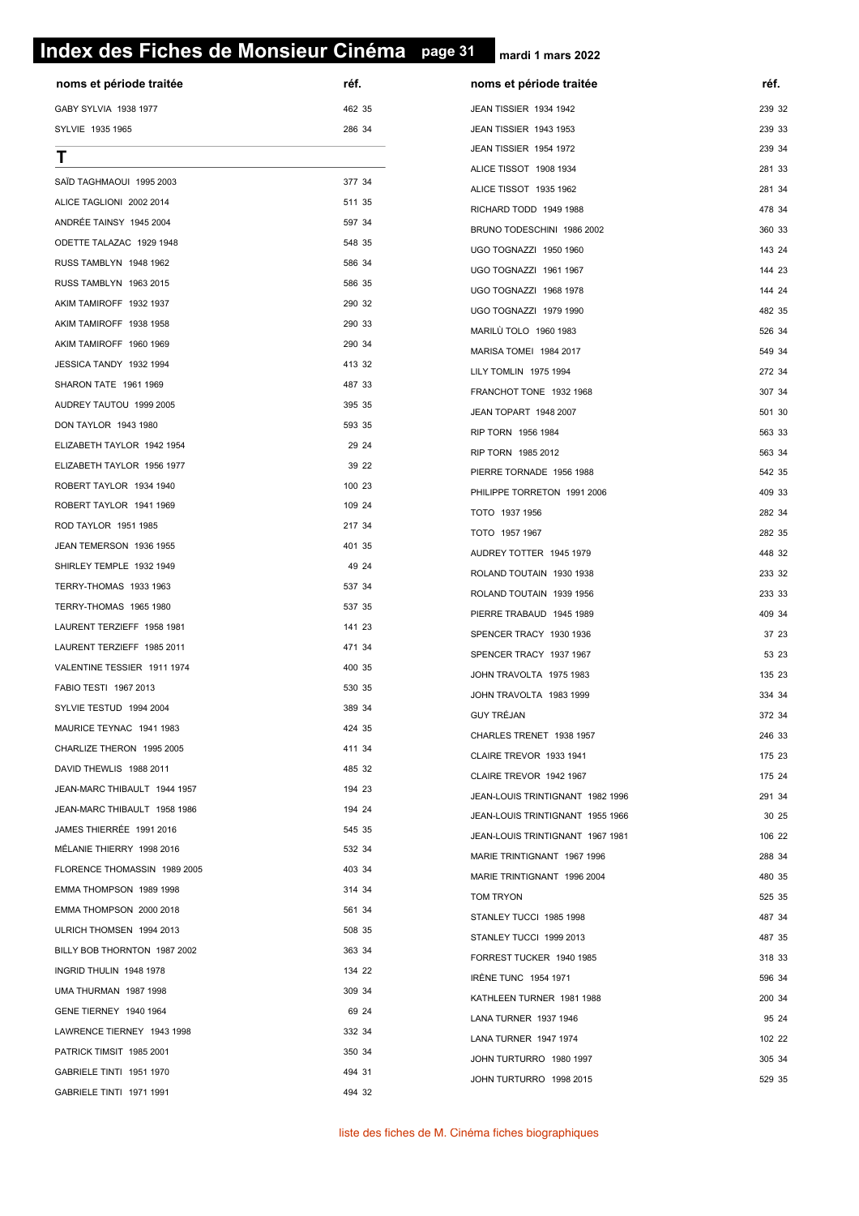# Index des Fiches de Monsieur Cinéma page 31 mardi 1 mars 2022

| noms et période traitée | réf. |
| --- | --- |
| GABY SYLVIA 1938 1977 | 462 35 |
| SYLVIE 1935 1965 | 286 34 |

## T

| noms et période traitée | réf. |
| --- | --- |
| SAÏD TAGHMAOUI 1995 2003 | 377 34 |
| ALICE TAGLIONI 2002 2014 | 511 35 |
| ANDRÉE TAINSY 1945 2004 | 597 34 |
| ODETTE TALAZAC 1929 1948 | 548 35 |
| RUSS TAMBLYN 1948 1962 | 586 34 |
| RUSS TAMBLYN 1963 2015 | 586 35 |
| AKIM TAMIROFF 1932 1937 | 290 32 |
| AKIM TAMIROFF 1938 1958 | 290 33 |
| AKIM TAMIROFF 1960 1969 | 290 34 |
| JESSICA TANDY 1932 1994 | 413 32 |
| SHARON TATE 1961 1969 | 487 33 |
| AUDREY TAUTOU 1999 2005 | 395 35 |
| DON TAYLOR 1943 1980 | 593 35 |
| ELIZABETH TAYLOR 1942 1954 | 29 24 |
| ELIZABETH TAYLOR 1956 1977 | 39 22 |
| ROBERT TAYLOR 1934 1940 | 100 23 |
| ROBERT TAYLOR 1941 1969 | 109 24 |
| ROD TAYLOR 1951 1985 | 217 34 |
| JEAN TEMERSON 1936 1955 | 401 35 |
| SHIRLEY TEMPLE 1932 1949 | 49 24 |
| TERRY-THOMAS 1933 1963 | 537 34 |
| TERRY-THOMAS 1965 1980 | 537 35 |
| LAURENT TERZIEFF 1958 1981 | 141 23 |
| LAURENT TERZIEFF 1985 2011 | 471 34 |
| VALENTINE TESSIER 1911 1974 | 400 35 |
| FABIO TESTI 1967 2013 | 530 35 |
| SYLVIE TESTUD 1994 2004 | 389 34 |
| MAURICE TEYNAC 1941 1983 | 424 35 |
| CHARLIZE THERON 1995 2005 | 411 34 |
| DAVID THEWLIS 1988 2011 | 485 32 |
| JEAN-MARC THIBAULT 1944 1957 | 194 23 |
| JEAN-MARC THIBAULT 1958 1986 | 194 24 |
| JAMES THIERRÉE 1991 2016 | 545 35 |
| MÉLANIE THIERRY 1998 2016 | 532 34 |
| FLORENCE THOMASSIN 1989 2005 | 403 34 |
| EMMA THOMPSON 1989 1998 | 314 34 |
| EMMA THOMPSON 2000 2018 | 561 34 |
| ULRICH THOMSEN 1994 2013 | 508 35 |
| BILLY BOB THORNTON 1987 2002 | 363 34 |
| INGRID THULIN 1948 1978 | 134 22 |
| UMA THURMAN 1987 1998 | 309 34 |
| GENE TIERNEY 1940 1964 | 69 24 |
| LAWRENCE TIERNEY 1943 1998 | 332 34 |
| PATRICK TIMSIT 1985 2001 | 350 34 |
| GABRIELE TINTI 1951 1970 | 494 31 |
| GABRIELE TINTI 1971 1991 | 494 32 |
| JEAN TISSIER 1934 1942 | 239 32 |
| JEAN TISSIER 1943 1953 | 239 33 |
| JEAN TISSIER 1954 1972 | 239 34 |
| ALICE TISSOT 1908 1934 | 281 33 |
| ALICE TISSOT 1935 1962 | 281 34 |
| RICHARD TODD 1949 1988 | 478 34 |
| BRUNO TODESCHINI 1986 2002 | 360 33 |
| UGO TOGNAZZI 1950 1960 | 143 24 |
| UGO TOGNAZZI 1961 1967 | 144 23 |
| UGO TOGNAZZI 1968 1978 | 144 24 |
| UGO TOGNAZZI 1979 1990 | 482 35 |
| MARILÙ TOLO 1960 1983 | 526 34 |
| MARISA TOMEI 1984 2017 | 549 34 |
| LILY TOMLIN 1975 1994 | 272 34 |
| FRANCHOT TONE 1932 1968 | 307 34 |
| JEAN TOPART 1948 2007 | 501 30 |
| RIP TORN 1956 1984 | 563 33 |
| RIP TORN 1985 2012 | 563 34 |
| PIERRE TORNADE 1956 1988 | 542 35 |
| PHILIPPE TORRETON 1991 2006 | 409 33 |
| TOTO 1937 1956 | 282 34 |
| TOTO 1957 1967 | 282 35 |
| AUDREY TOTTER 1945 1979 | 448 32 |
| ROLAND TOUTAIN 1930 1938 | 233 32 |
| ROLAND TOUTAIN 1939 1956 | 233 33 |
| PIERRE TRABAUD 1945 1989 | 409 34 |
| SPENCER TRACY 1930 1936 | 37 23 |
| SPENCER TRACY 1937 1967 | 53 23 |
| JOHN TRAVOLTA 1975 1983 | 135 23 |
| JOHN TRAVOLTA 1983 1999 | 334 34 |
| GUY TRÉJAN | 372 34 |
| CHARLES TRENET 1938 1957 | 246 33 |
| CLAIRE TREVOR 1933 1941 | 175 23 |
| CLAIRE TREVOR 1942 1967 | 175 24 |
| JEAN-LOUIS TRINTIGNANT 1982 1996 | 291 34 |
| JEAN-LOUIS TRINTIGNANT 1955 1966 | 30 25 |
| JEAN-LOUIS TRINTIGNANT 1967 1981 | 106 22 |
| MARIE TRINTIGNANT 1967 1996 | 288 34 |
| MARIE TRINTIGNANT 1996 2004 | 480 35 |
| TOM TRYON | 525 35 |
| STANLEY TUCCI 1985 1998 | 487 34 |
| STANLEY TUCCI 1999 2013 | 487 35 |
| FORREST TUCKER 1940 1985 | 318 33 |
| IRÈNE TUNC 1954 1971 | 596 34 |
| KATHLEEN TURNER 1981 1988 | 200 34 |
| LANA TURNER 1937 1946 | 95 24 |
| LANA TURNER 1947 1974 | 102 22 |
| JOHN TURTURRO 1980 1997 | 305 34 |
| JOHN TURTURRO 1998 2015 | 529 35 |

liste des fiches de M. Cinéma fiches biographiques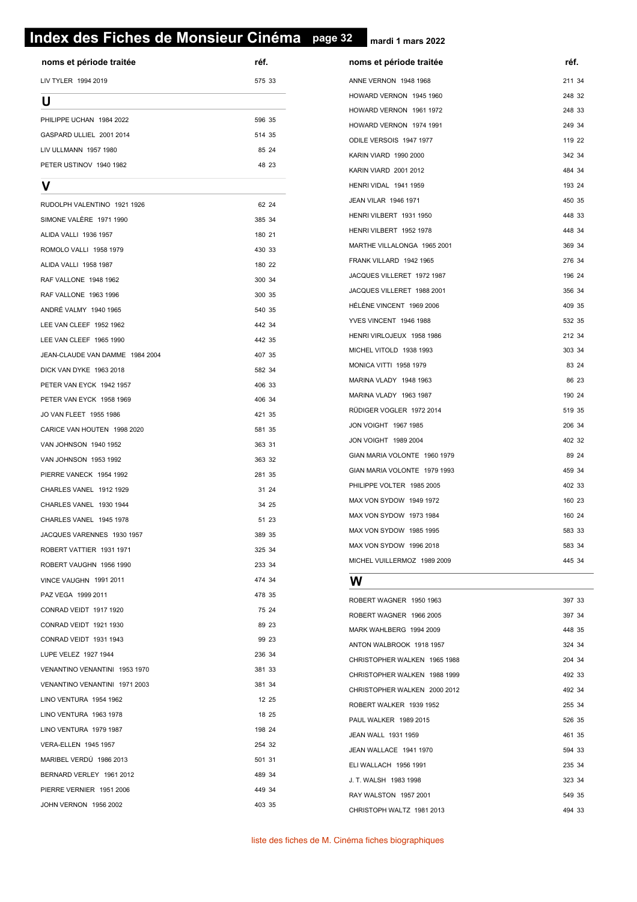# Index des Fiches de Monsieur Cinéma

mardi 1 mars 2022

| noms et période traitée | réf. |
| --- | --- |
| LIV TYLER 1994 2019 | 575 33 |
| **U** | |
| PHILIPPE UCHAN 1984 2022 | 596 35 |
| GASPARD ULLIEL 2001 2014 | 514 35 |
| LIV ULLMANN 1957 1980 | 85 24 |
| PETER USTINOV 1940 1982 | 48 23 |
| **V** | |
| RUDOLPH VALENTINO 1921 1926 | 62 24 |
| SIMONE VALÈRE 1971 1990 | 385 34 |
| ALIDA VALLI 1936 1957 | 180 21 |
| ROMOLO VALLI 1958 1979 | 430 33 |
| ALIDA VALLI 1958 1987 | 180 22 |
| RAF VALLONE 1948 1962 | 300 34 |
| RAF VALLONE 1963 1996 | 300 35 |
| ANDRÉ VALMY 1940 1965 | 540 35 |
| LEE VAN CLEEF 1952 1962 | 442 34 |
| LEE VAN CLEEF 1965 1990 | 442 35 |
| JEAN-CLAUDE VAN DAMME 1984 2004 | 407 35 |
| DICK VAN DYKE 1963 2018 | 582 34 |
| PETER VAN EYCK 1942 1957 | 406 33 |
| PETER VAN EYCK 1958 1969 | 406 34 |
| JO VAN FLEET 1955 1986 | 421 35 |
| CARICE VAN HOUTEN 1998 2020 | 581 35 |
| VAN JOHNSON 1940 1952 | 363 31 |
| VAN JOHNSON 1953 1992 | 363 32 |
| PIERRE VANECK 1954 1992 | 281 35 |
| CHARLES VANEL 1912 1929 | 31 24 |
| CHARLES VANEL 1930 1944 | 34 25 |
| CHARLES VANEL 1945 1978 | 51 23 |
| JACQUES VARENNES 1930 1957 | 389 35 |
| ROBERT VATTIER 1931 1971 | 325 34 |
| ROBERT VAUGHN 1956 1990 | 233 34 |
| VINCE VAUGHN 1991 2011 | 474 34 |
| PAZ VEGA 1999 2011 | 478 35 |
| CONRAD VEIDT 1917 1920 | 75 24 |
| CONRAD VEIDT 1921 1930 | 89 23 |
| CONRAD VEIDT 1931 1943 | 99 23 |
| LUPE VELEZ 1927 1944 | 236 34 |
| VENANTINO VENANTINI 1953 1970 | 381 33 |
| VENANTINO VENANTINI 1971 2003 | 381 34 |
| LINO VENTURA 1954 1962 | 12 25 |
| LINO VENTURA 1963 1978 | 18 25 |
| LINO VENTURA 1979 1987 | 198 24 |
| VERA-ELLEN 1945 1957 | 254 32 |
| MARIBEL VERDÚ 1986 2013 | 501 31 |
| BERNARD VERLEY 1961 2012 | 489 34 |
| PIERRE VERNIER 1951 2006 | 449 34 |
| JOHN VERNON 1956 2002 | 403 35 |
| ANNE VERNON 1948 1968 | 211 34 |
| HOWARD VERNON 1945 1960 | 248 32 |
| HOWARD VERNON 1961 1972 | 248 33 |
| HOWARD VERNON 1974 1991 | 249 34 |
| ODILE VERSOIS 1947 1977 | 119 22 |
| KARIN VIARD 1990 2000 | 342 34 |
| KARIN VIARD 2001 2012 | 484 34 |
| HENRI VIDAL 1941 1959 | 193 24 |
| JEAN VILAR 1946 1971 | 450 35 |
| HENRI VILBERT 1931 1950 | 448 33 |
| HENRI VILBERT 1952 1978 | 448 34 |
| MARTHE VILLALONGA 1965 2001 | 369 34 |
| FRANK VILLARD 1942 1965 | 276 34 |
| JACQUES VILLERET 1972 1987 | 196 24 |
| JACQUES VILLERET 1988 2001 | 356 34 |
| HÉLÈNE VINCENT 1969 2006 | 409 35 |
| YVES VINCENT 1946 1988 | 532 35 |
| HENRI VIRLOJEUX 1958 1986 | 212 34 |
| MICHEL VITOLD 1938 1993 | 303 34 |
| MONICA VITTI 1958 1979 | 83 24 |
| MARINA VLADY 1948 1963 | 86 23 |
| MARINA VLADY 1963 1987 | 190 24 |
| RÜDIGER VOGLER 1972 2014 | 519 35 |
| JON VOIGHT 1967 1985 | 206 34 |
| JON VOIGHT 1989 2004 | 402 32 |
| GIAN MARIA VOLONTE 1960 1979 | 89 24 |
| GIAN MARIA VOLONTE 1979 1993 | 459 34 |
| PHILIPPE VOLTER 1985 2005 | 402 33 |
| MAX VON SYDOW 1949 1972 | 160 23 |
| MAX VON SYDOW 1973 1984 | 160 24 |
| MAX VON SYDOW 1985 1995 | 583 33 |
| MAX VON SYDOW 1996 2018 | 583 34 |
| MICHEL VUILLERMOZ 1989 2009 | 445 34 |
| **W** | |
| ROBERT WAGNER 1950 1963 | 397 33 |
| ROBERT WAGNER 1966 2005 | 397 34 |
| MARK WAHLBERG 1994 2009 | 448 35 |
| ANTON WALBROOK 1918 1957 | 324 34 |
| CHRISTOPHER WALKEN 1965 1988 | 204 34 |
| CHRISTOPHER WALKEN 1988 1999 | 492 33 |
| CHRISTOPHER WALKEN 2000 2012 | 492 34 |
| ROBERT WALKER 1939 1952 | 255 34 |
| PAUL WALKER 1989 2015 | 526 35 |
| JEAN WALL 1931 1959 | 461 35 |
| JEAN WALLACE 1941 1970 | 594 33 |
| ELI WALLACH 1956 1991 | 235 34 |
| J. T. WALSH 1983 1998 | 323 34 |
| RAY WALSTON 1957 2001 | 549 35 |
| CHRISTOPH WALTZ 1981 2013 | 494 33 |

liste des fiches de M. Cinéma fiches biographiques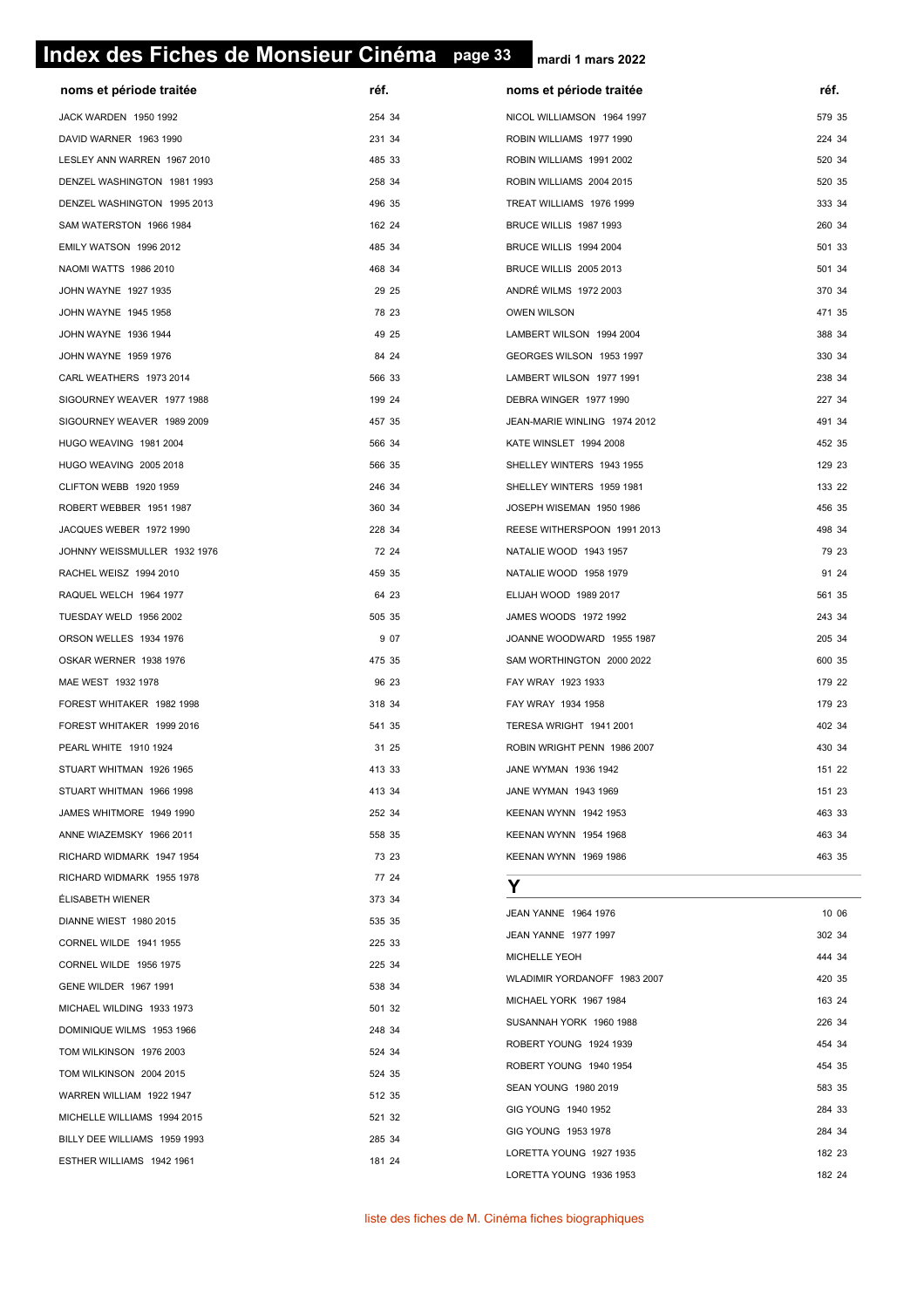# Index des Fiches de Monsieur Cinéma page 33 mardi 1 mars 2022

| noms et période traitée | réf. |
|---|---|
| JACK WARDEN 1950 1992 | 254 34 |
| DAVID WARNER 1963 1990 | 231 34 |
| LESLEY ANN WARREN 1967 2010 | 485 33 |
| DENZEL WASHINGTON 1981 1993 | 258 34 |
| DENZEL WASHINGTON 1995 2013 | 496 35 |
| SAM WATERSTON 1966 1984 | 162 24 |
| EMILY WATSON 1996 2012 | 485 34 |
| NAOMI WATTS 1986 2010 | 468 34 |
| JOHN WAYNE 1927 1935 | 29 25 |
| JOHN WAYNE 1945 1958 | 78 23 |
| JOHN WAYNE 1936 1944 | 49 25 |
| JOHN WAYNE 1959 1976 | 84 24 |
| CARL WEATHERS 1973 2014 | 566 33 |
| SIGOURNEY WEAVER 1977 1988 | 199 24 |
| SIGOURNEY WEAVER 1989 2009 | 457 35 |
| HUGO WEAVING 1981 2004 | 566 34 |
| HUGO WEAVING 2005 2018 | 566 35 |
| CLIFTON WEBB 1920 1959 | 246 34 |
| ROBERT WEBBER 1951 1987 | 360 34 |
| JACQUES WEBER 1972 1990 | 228 34 |
| JOHNNY WEISSMULLER 1932 1976 | 72 24 |
| RACHEL WEISZ 1994 2010 | 459 35 |
| RAQUEL WELCH 1964 1977 | 64 23 |
| TUESDAY WELD 1956 2002 | 505 35 |
| ORSON WELLES 1934 1976 | 9 07 |
| OSKAR WERNER 1938 1976 | 475 35 |
| MAE WEST 1932 1978 | 96 23 |
| FOREST WHITAKER 1982 1998 | 318 34 |
| FOREST WHITAKER 1999 2016 | 541 35 |
| PEARL WHITE 1910 1924 | 31 25 |
| STUART WHITMAN 1926 1965 | 413 33 |
| STUART WHITMAN 1966 1998 | 413 34 |
| JAMES WHITMORE 1949 1990 | 252 34 |
| ANNE WIAZEMSKY 1966 2011 | 558 35 |
| RICHARD WIDMARK 1947 1954 | 73 23 |
| RICHARD WIDMARK 1955 1978 | 77 24 |
| ÉLISABETH WIENER | 373 34 |
| DIANNE WIEST 1980 2015 | 535 35 |
| CORNEL WILDE 1941 1955 | 225 33 |
| CORNEL WILDE 1956 1975 | 225 34 |
| GENE WILDER 1967 1991 | 538 34 |
| MICHAEL WILDING 1933 1973 | 501 32 |
| DOMINIQUE WILMS 1953 1966 | 248 34 |
| TOM WILKINSON 1976 2003 | 524 34 |
| TOM WILKINSON 2004 2015 | 524 35 |
| WARREN WILLIAM 1922 1947 | 512 35 |
| MICHELLE WILLIAMS 1994 2015 | 521 32 |
| BILLY DEE WILLIAMS 1959 1993 | 285 34 |
| ESTHER WILLIAMS 1942 1961 | 181 24 |
| NICOL WILLIAMSON 1964 1997 | 579 35 |
| ROBIN WILLIAMS 1977 1990 | 224 34 |
| ROBIN WILLIAMS 1991 2002 | 520 34 |
| ROBIN WILLIAMS 2004 2015 | 520 35 |
| TREAT WILLIAMS 1976 1999 | 333 34 |
| BRUCE WILLIS 1987 1993 | 260 34 |
| BRUCE WILLIS 1994 2004 | 501 33 |
| BRUCE WILLIS 2005 2013 | 501 34 |
| ANDRÉ WILMS 1972 2003 | 370 34 |
| OWEN WILSON | 471 35 |
| LAMBERT WILSON 1994 2004 | 388 34 |
| GEORGES WILSON 1953 1997 | 330 34 |
| LAMBERT WILSON 1977 1991 | 238 34 |
| DEBRA WINGER 1977 1990 | 227 34 |
| JEAN-MARIE WINLING 1974 2012 | 491 34 |
| KATE WINSLET 1994 2008 | 452 35 |
| SHELLEY WINTERS 1943 1955 | 129 23 |
| SHELLEY WINTERS 1959 1981 | 133 22 |
| JOSEPH WISEMAN 1950 1986 | 456 35 |
| REESE WITHERSPOON 1991 2013 | 498 34 |
| NATALIE WOOD 1943 1957 | 79 23 |
| NATALIE WOOD 1958 1979 | 91 24 |
| ELIJAH WOOD 1989 2017 | 561 35 |
| JAMES WOODS 1972 1992 | 243 34 |
| JOANNE WOODWARD 1955 1987 | 205 34 |
| SAM WORTHINGTON 2000 2022 | 600 35 |
| FAY WRAY 1923 1933 | 179 22 |
| FAY WRAY 1934 1958 | 179 23 |
| TERESA WRIGHT 1941 2001 | 402 34 |
| ROBIN WRIGHT PENN 1986 2007 | 430 34 |
| JANE WYMAN 1936 1942 | 151 22 |
| JANE WYMAN 1943 1969 | 151 23 |
| KEENAN WYNN 1942 1953 | 463 33 |
| KEENAN WYNN 1954 1968 | 463 34 |
| KEENAN WYNN 1969 1986 | 463 35 |

## Y

| noms et période traitée | réf. |
|---|---|
| JEAN YANNE 1964 1976 | 10 06 |
| JEAN YANNE 1977 1997 | 302 34 |
| MICHELLE YEOH | 444 34 |
| WLADIMIR YORDANOFF 1983 2007 | 420 35 |
| MICHAEL YORK 1967 1984 | 163 24 |
| SUSANNAH YORK 1960 1988 | 226 34 |
| ROBERT YOUNG 1924 1939 | 454 34 |
| ROBERT YOUNG 1940 1954 | 454 35 |
| SEAN YOUNG 1980 2019 | 583 35 |
| GIG YOUNG 1940 1952 | 284 33 |
| GIG YOUNG 1953 1978 | 284 34 |
| LORETTA YOUNG 1927 1935 | 182 23 |
| LORETTA YOUNG 1936 1953 | 182 24 |

liste des fiches de M. Cinéma fiches biographiques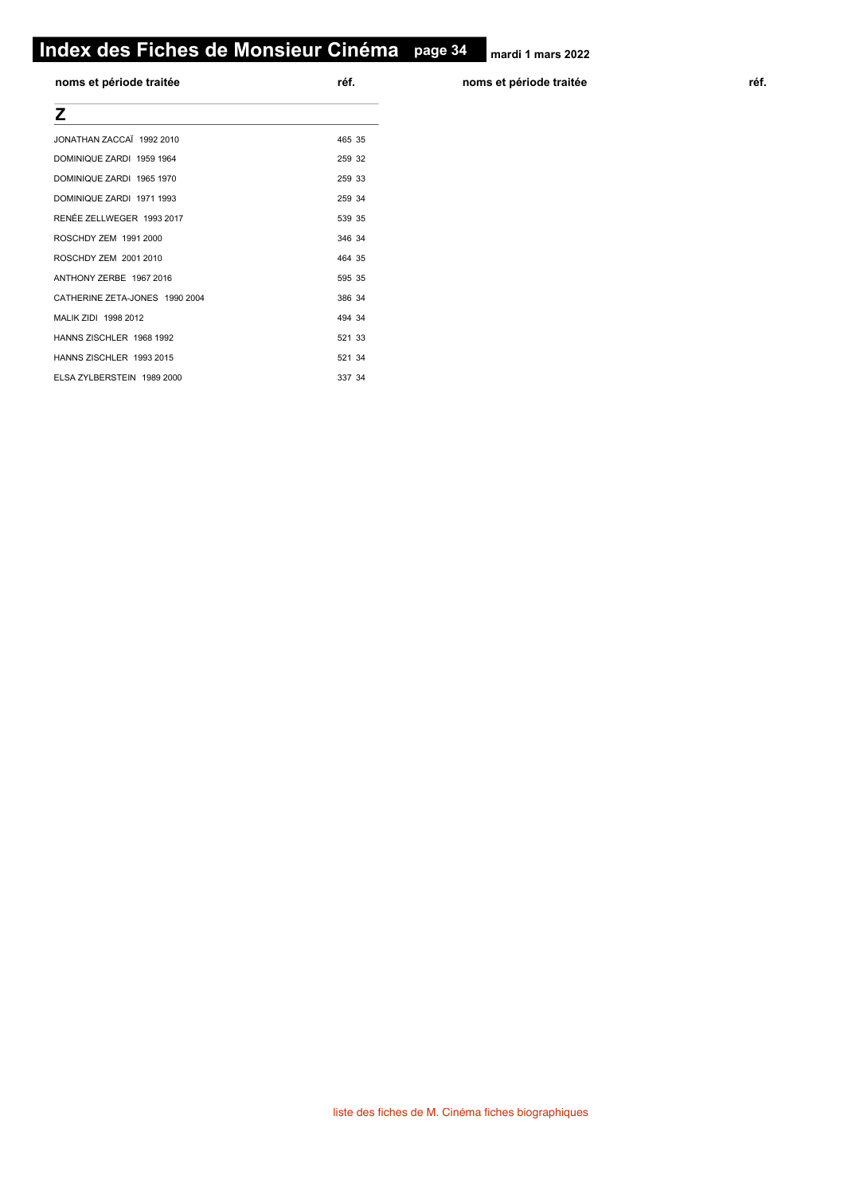| noms et période traitée | réf. |
|---|---|
| **Z** | |
| JONATHAN ZACCAÏ 1992 2010 | 465 35 |
| DOMINIQUE ZARDI 1959 1964 | 259 32 |
| DOMINIQUE ZARDI 1965 1970 | 259 33 |
| DOMINIQUE ZARDI 1971 1993 | 259 34 |
| RENÉE ZELLWEGER 1993 2017 | 539 35 |
| ROSCHDY ZEM 1991 2000 | 346 34 |
| ROSCHDY ZEM 2001 2010 | 464 35 |
| ANTHONY ZERBE 1967 2016 | 595 35 |
| CATHERINE ZETA-JONES 1990 2004 | 386 34 |
| MALIK ZIDI 1998 2012 | 494 34 |
| HANNS ZISCHLER 1968 1992 | 521 33 |
| HANNS ZISCHLER 1993 2015 | 521 34 |
| ELSA ZYLBERSTEIN 1989 2000 | 337 34 |

liste des fiches de M. Cinéma fiches biographiques